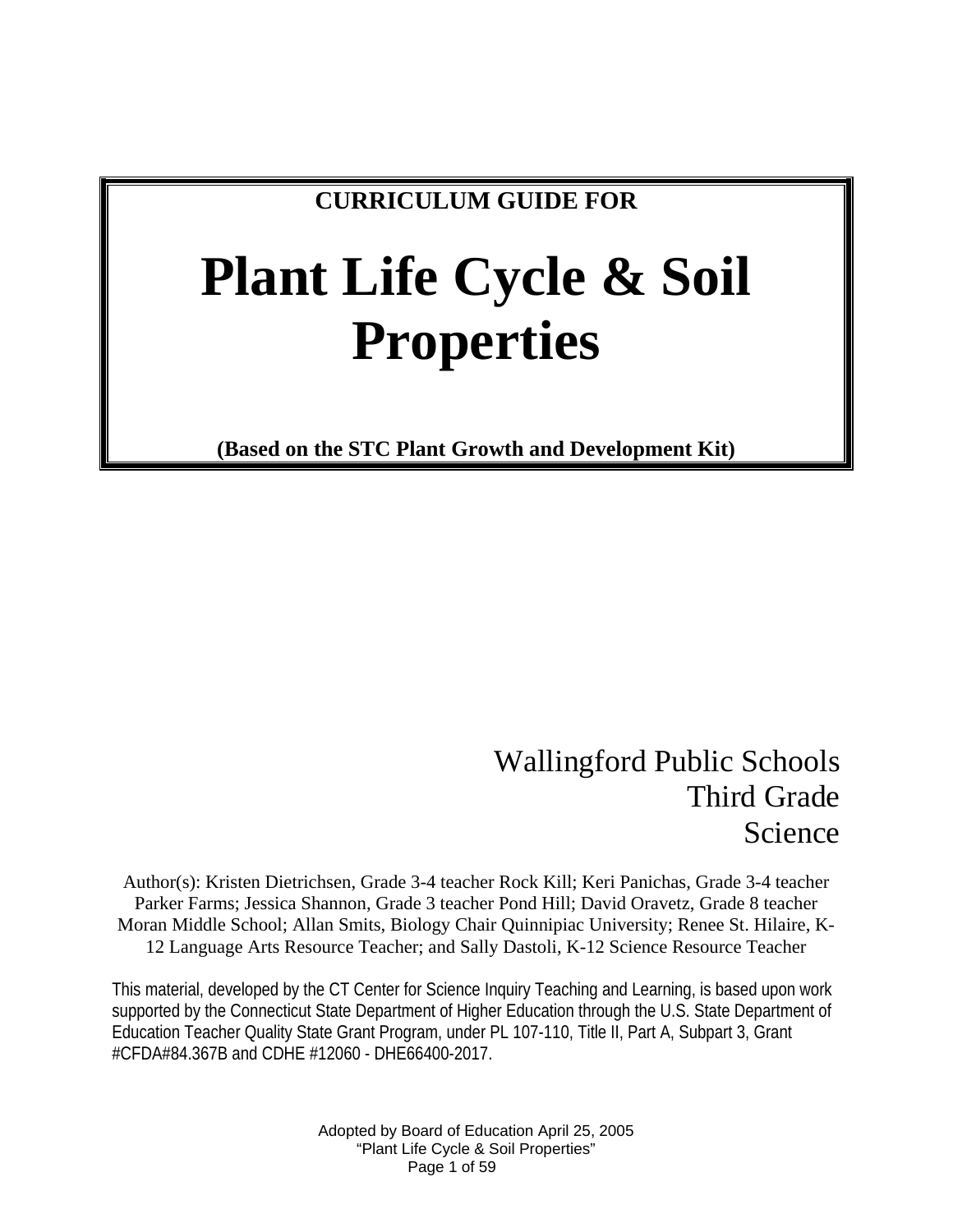**CURRICULUM GUIDE FOR**

# Plant Life Cycle & Soil Properties

**(Based on the STC Plant Growth and Development Kit)**

Wallingford Public Schools
Third Grade
Science

Author(s): Kristen Dietrichsen, Grade 3-4 teacher Rock Kill; Keri Panichas, Grade 3-4 teacher Parker Farms; Jessica Shannon, Grade 3 teacher Pond Hill; David Oravetz, Grade 8 teacher Moran Middle School; Allan Smits, Biology Chair Quinnipiac University; Renee St. Hilaire, K-12 Language Arts Resource Teacher; and Sally Dastoli, K-12 Science Resource Teacher

This material, developed by the CT Center for Science Inquiry Teaching and Learning, is based upon work supported by the Connecticut State Department of Higher Education through the U.S. State Department of Education Teacher Quality State Grant Program, under PL 107-110, Title II, Part A, Subpart 3, Grant #CFDA#84.367B and CDHE #12060 - DHE66400-2017.

Adopted by Board of Education April 25, 2005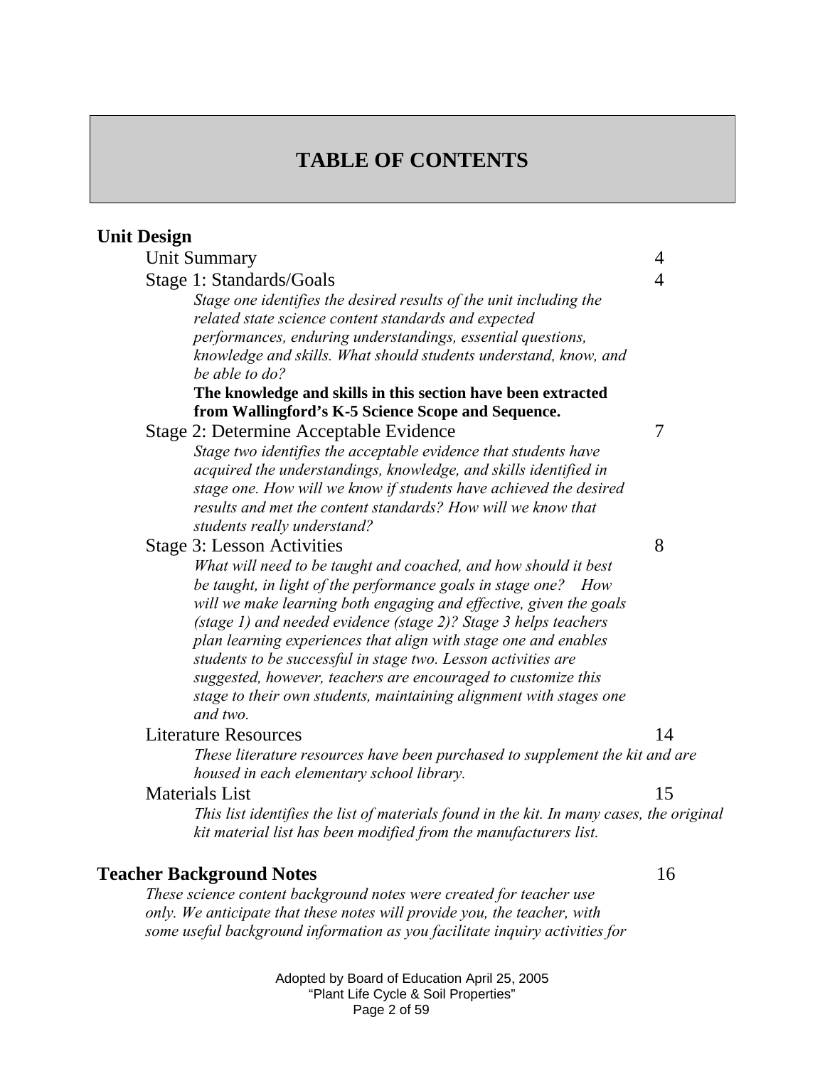# TABLE OF CONTENTS

**Unit Design**

Unit Summary 4

Stage 1: Standards/Goals 4

*Stage one identifies the desired results of the unit including the related state science content standards and expected performances, enduring understandings, essential questions, knowledge and skills. What should students understand, know, and be able to do?*

**The knowledge and skills in this section have been extracted from Wallingford's K-5 Science Scope and Sequence.**

Stage 2: Determine Acceptable Evidence 7

*Stage two identifies the acceptable evidence that students have acquired the understandings, knowledge, and skills identified in stage one. How will we know if students have achieved the desired results and met the content standards? How will we know that students really understand?*

Stage 3: Lesson Activities 8

*What will need to be taught and coached, and how should it best be taught, in light of the performance goals in stage one? How will we make learning both engaging and effective, given the goals (stage 1) and needed evidence (stage 2)? Stage 3 helps teachers plan learning experiences that align with stage one and enables students to be successful in stage two. Lesson activities are suggested, however, teachers are encouraged to customize this stage to their own students, maintaining alignment with stages one and two.*

Literature Resources 14

*These literature resources have been purchased to supplement the kit and are housed in each elementary school library.*

Materials List 15

*This list identifies the list of materials found in the kit. In many cases, the original kit material list has been modified from the manufacturers list.*

**Teacher Background Notes** 16

*These science content background notes were created for teacher use only. We anticipate that these notes will provide you, the teacher, with some useful background information as you facilitate inquiry activities for*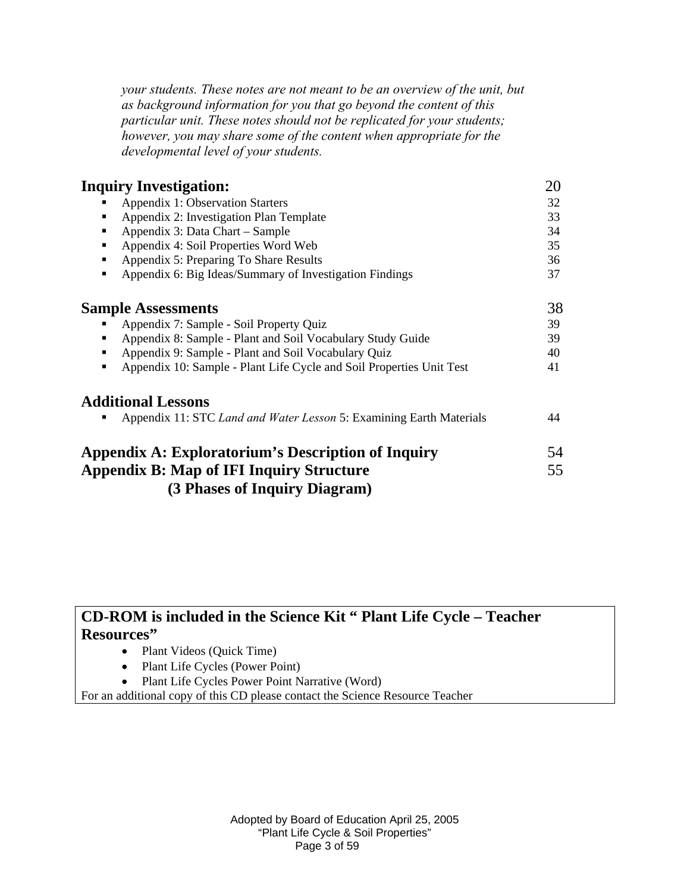*your students. These notes are not meant to be an overview of the unit, but as background information for you that go beyond the content of this particular unit. These notes should not be replicated for your students; however, you may share some of the content when appropriate for the developmental level of your students.*

## Inquiry Investigation: 20

- Appendix 1: Observation Starters 32
- Appendix 2: Investigation Plan Template 33
- Appendix 3: Data Chart – Sample 34
- Appendix 4: Soil Properties Word Web 35
- Appendix 5: Preparing To Share Results 36
- Appendix 6: Big Ideas/Summary of Investigation Findings 37

## Sample Assessments 38

- Appendix 7: Sample - Soil Property Quiz 39
- Appendix 8: Sample - Plant and Soil Vocabulary Study Guide 39
- Appendix 9: Sample - Plant and Soil Vocabulary Quiz 40
- Appendix 10: Sample - Plant Life Cycle and Soil Properties Unit Test 41

## Additional Lessons

- Appendix 11: STC *Land and Water Lesson* 5: Examining Earth Materials 44

## Appendix A: Exploratorium's Description of Inquiry 54

## Appendix B: Map of IFI Inquiry Structure 55
## (3 Phases of Inquiry Diagram)

**CD-ROM is included in the Science Kit " Plant Life Cycle – Teacher Resources"**

- Plant Videos (Quick Time)
- Plant Life Cycles (Power Point)
- Plant Life Cycles Power Point Narrative (Word)

For an additional copy of this CD please contact the Science Resource Teacher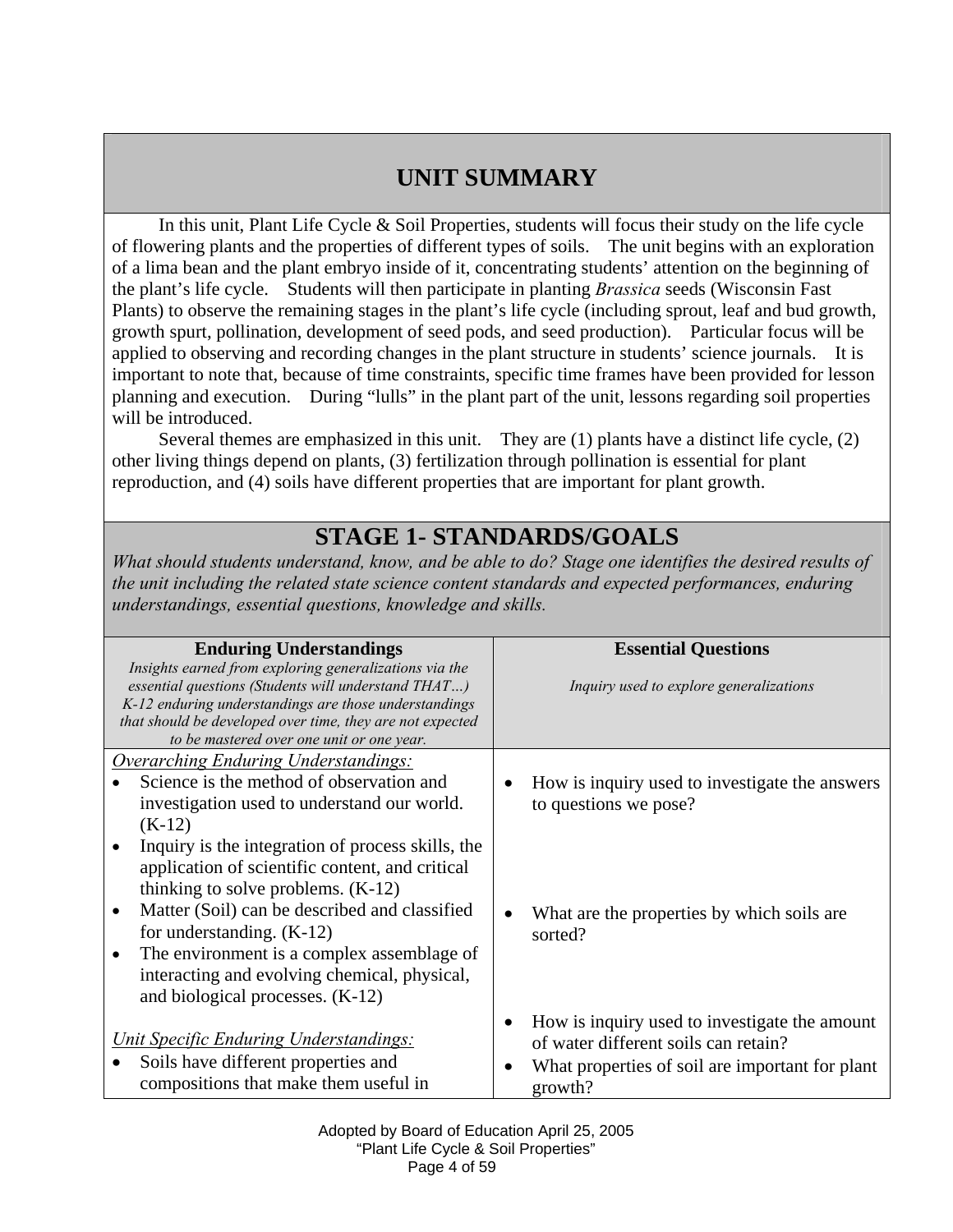## UNIT SUMMARY

In this unit, Plant Life Cycle & Soil Properties, students will focus their study on the life cycle of flowering plants and the properties of different types of soils. The unit begins with an exploration of a lima bean and the plant embryo inside of it, concentrating students' attention on the beginning of the plant's life cycle. Students will then participate in planting *Brassica* seeds (Wisconsin Fast Plants) to observe the remaining stages in the plant's life cycle (including sprout, leaf and bud growth, growth spurt, pollination, development of seed pods, and seed production). Particular focus will be applied to observing and recording changes in the plant structure in students' science journals. It is important to note that, because of time constraints, specific time frames have been provided for lesson planning and execution. During "lulls" in the plant part of the unit, lessons regarding soil properties will be introduced.

Several themes are emphasized in this unit. They are (1) plants have a distinct life cycle, (2) other living things depend on plants, (3) fertilization through pollination is essential for plant reproduction, and (4) soils have different properties that are important for plant growth.

## STAGE 1- STANDARDS/GOALS

*What should students understand, know, and be able to do? Stage one identifies the desired results of the unit including the related state science content standards and expected performances, enduring understandings, essential questions, knowledge and skills.*

| **Enduring Understandings** *Insights earned from exploring generalizations via the essential questions (Students will understand THAT…) K-12 enduring understandings are those understandings that should be developed over time, they are not expected to be mastered over one unit or one year.* | **Essential Questions** *Inquiry used to explore generalizations* |
|---|---|
| *Overarching Enduring Understandings:*<br>• Science is the method of observation and investigation used to understand our world. (K-12)<br>• Inquiry is the integration of process skills, the application of scientific content, and critical thinking to solve problems. (K-12) | • How is inquiry used to investigate the answers to questions we pose? |
| • Matter (Soil) can be described and classified for understanding. (K-12)<br>• The environment is a complex assemblage of interacting and evolving chemical, physical, and biological processes. (K-12) | • What are the properties by which soils are sorted? |
| *Unit Specific Enduring Understandings:*<br>• Soils have different properties and compositions that make them useful in | • How is inquiry used to investigate the amount of water different soils can retain?<br>• What properties of soil are important for plant growth? |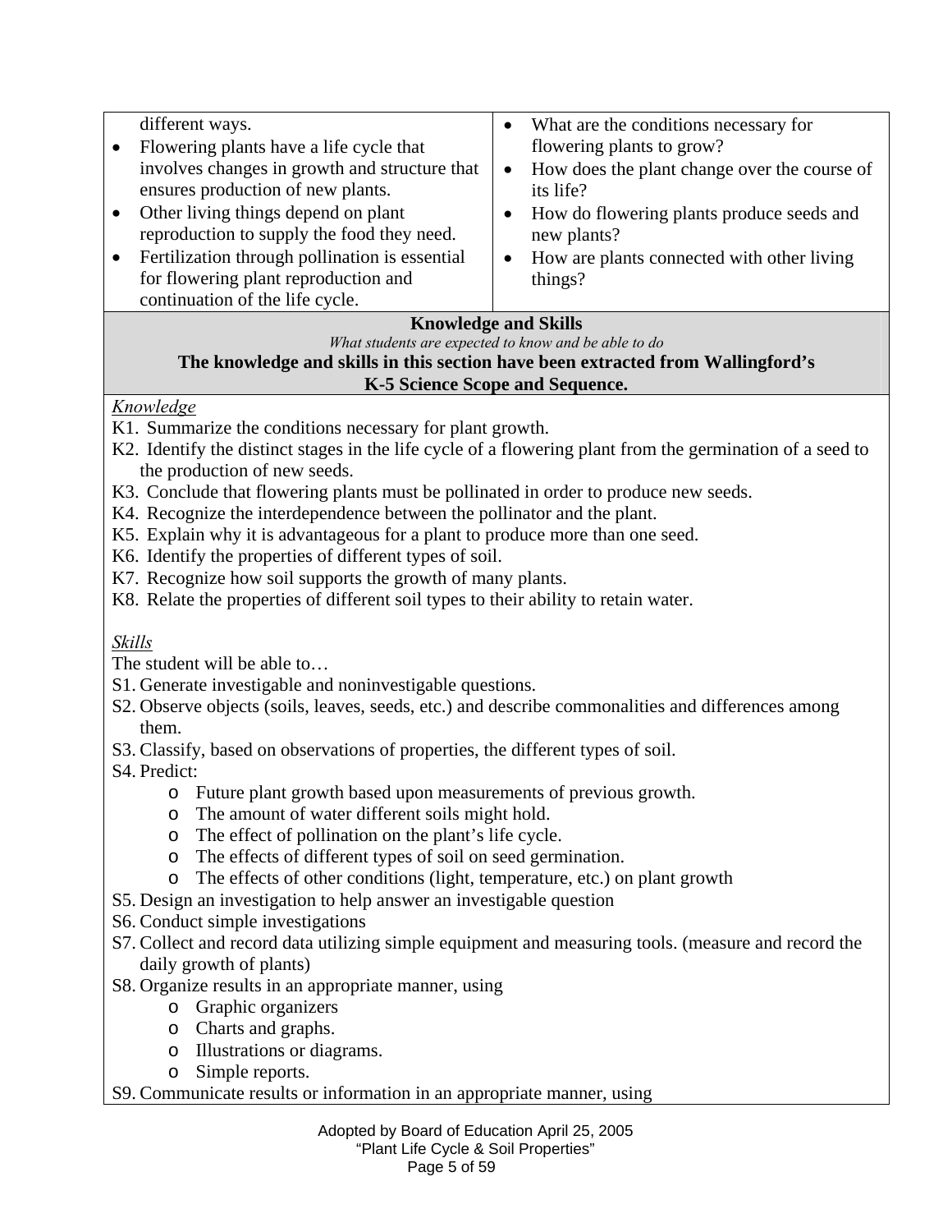| | |
|---|---|
| different ways.<br>• Flowering plants have a life cycle that involves changes in growth and structure that ensures production of new plants.<br>• Other living things depend on plant reproduction to supply the food they need.<br>• Fertilization through pollination is essential for flowering plant reproduction and continuation of the life cycle. | • What are the conditions necessary for flowering plants to grow?<br>• How does the plant change over the course of its life?<br>• How do flowering plants produce seeds and new plants?<br>• How are plants connected with other living things? |

**Knowledge and Skills**

*What students are expected to know and be able to do*

**The knowledge and skills in this section have been extracted from Wallingford's K-5 Science Scope and Sequence.**

*Knowledge*

K1. Summarize the conditions necessary for plant growth.
K2. Identify the distinct stages in the life cycle of a flowering plant from the germination of a seed to the production of new seeds.
K3. Conclude that flowering plants must be pollinated in order to produce new seeds.
K4. Recognize the interdependence between the pollinator and the plant.
K5. Explain why it is advantageous for a plant to produce more than one seed.
K6. Identify the properties of different types of soil.
K7. Recognize how soil supports the growth of many plants.
K8. Relate the properties of different soil types to their ability to retain water.

*Skills*

The student will be able to…

S1. Generate investigable and noninvestigable questions.
S2. Observe objects (soils, leaves, seeds, etc.) and describe commonalities and differences among them.
S3. Classify, based on observations of properties, the different types of soil.
S4. Predict:
  - Future plant growth based upon measurements of previous growth.
  - The amount of water different soils might hold.
  - The effect of pollination on the plant's life cycle.
  - The effects of different types of soil on seed germination.
  - The effects of other conditions (light, temperature, etc.) on plant growth

S5. Design an investigation to help answer an investigable question
S6. Conduct simple investigations
S7. Collect and record data utilizing simple equipment and measuring tools. (measure and record the daily growth of plants)
S8. Organize results in an appropriate manner, using
  - Graphic organizers
  - Charts and graphs.
  - Illustrations or diagrams.
  - Simple reports.

S9. Communicate results or information in an appropriate manner, using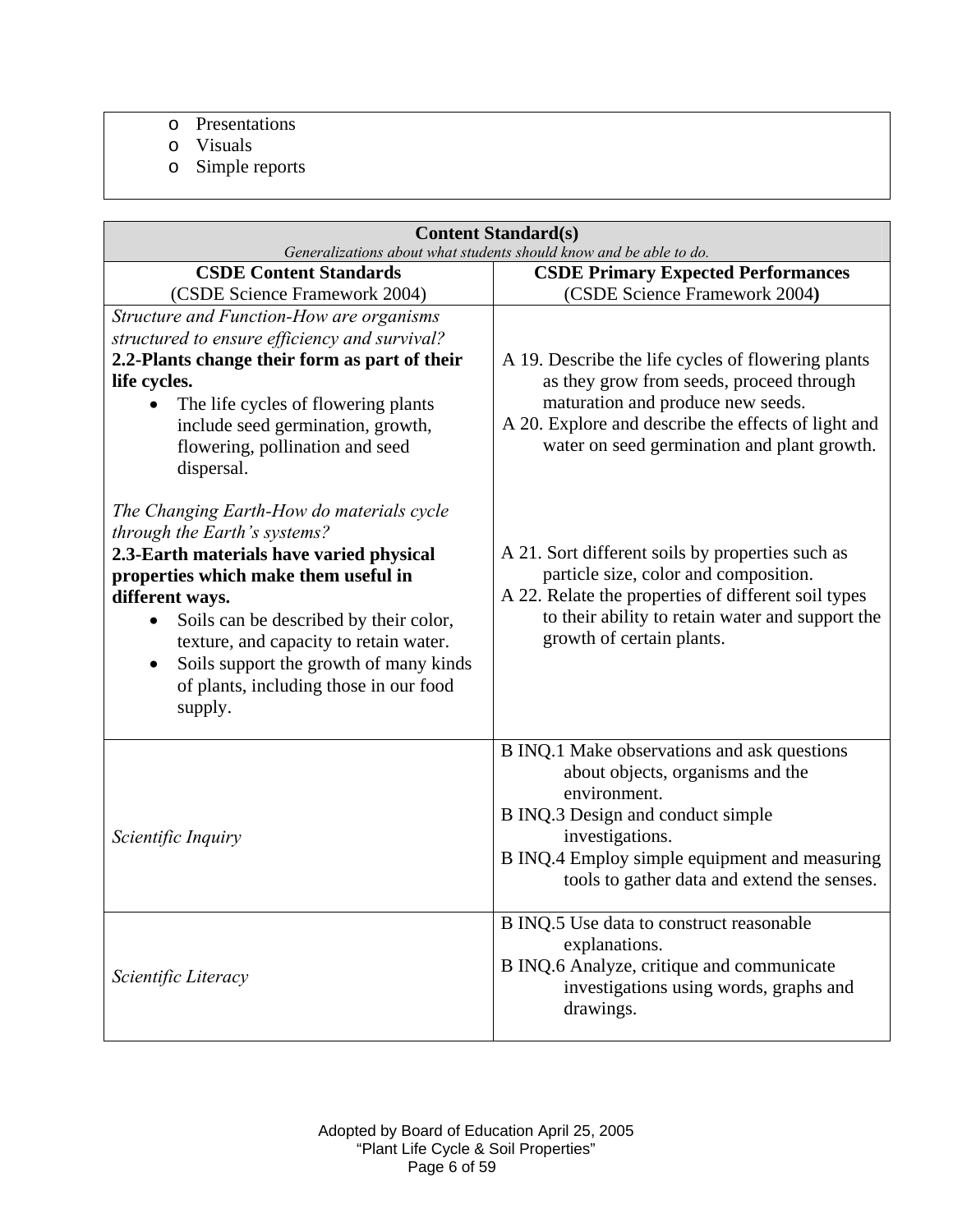- Presentations
- Visuals
- Simple reports

| **Content Standard(s)**<br>*Generalizations about what students should know and be able to do.* | |
|---|---|
| **CSDE Content Standards**<br>(CSDE Science Framework 2004) | **CSDE Primary Expected Performances**<br>(CSDE Science Framework 2004**)** |
| *Structure and Function-How are organisms structured to ensure efficiency and survival?*<br>**2.2-Plants change their form as part of their life cycles.**<br>• The life cycles of flowering plants include seed germination, growth, flowering, pollination and seed dispersal.<br><br>*The Changing Earth-How do materials cycle through the Earth's systems?*<br>**2.3-Earth materials have varied physical properties which make them useful in different ways.**<br>• Soils can be described by their color, texture, and capacity to retain water.<br>• Soils support the growth of many kinds of plants, including those in our food supply. | A 19. Describe the life cycles of flowering plants as they grow from seeds, proceed through maturation and produce new seeds.<br>A 20. Explore and describe the effects of light and water on seed germination and plant growth.<br><br>A 21. Sort different soils by properties such as particle size, color and composition.<br>A 22. Relate the properties of different soil types to their ability to retain water and support the growth of certain plants. |
| *Scientific Inquiry* | B INQ.1 Make observations and ask questions about objects, organisms and the environment.<br>B INQ.3 Design and conduct simple investigations.<br>B INQ.4 Employ simple equipment and measuring tools to gather data and extend the senses. |
| *Scientific Literacy* | B INQ.5 Use data to construct reasonable explanations.<br>B INQ.6 Analyze, critique and communicate investigations using words, graphs and drawings. |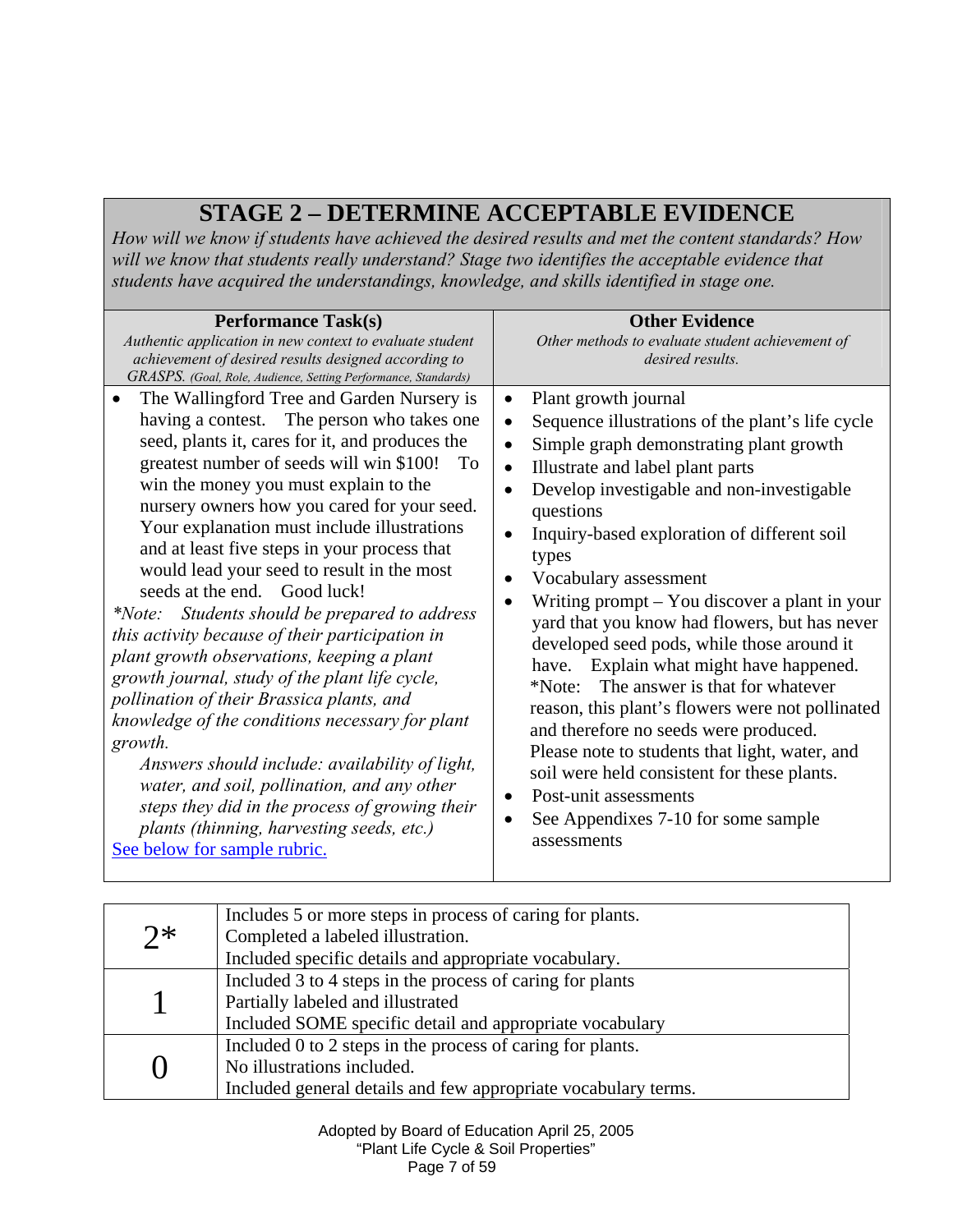# STAGE 2 – DETERMINE ACCEPTABLE EVIDENCE

*How will we know if students have achieved the desired results and met the content standards? How will we know that students really understand? Stage two identifies the acceptable evidence that students have acquired the understandings, knowledge, and skills identified in stage one.*

| **Performance Task(s)**<br>*Authentic application in new context to evaluate student achievement of desired results designed according to GRASPS. (Goal, Role, Audience, Setting Performance, Standards)* | **Other Evidence**<br>*Other methods to evaluate student achievement of desired results.* |
|---|---|
| • The Wallingford Tree and Garden Nursery is having a contest. The person who takes one seed, plants it, cares for it, and produces the greatest number of seeds will win $100! To win the money you must explain to the nursery owners how you cared for your seed. Your explanation must include illustrations and at least five steps in your process that would lead your seed to result in the most seeds at the end. Good luck!<br>*\*Note: Students should be prepared to address this activity because of their participation in plant growth observations, keeping a plant growth journal, study of the plant life cycle, pollination of their Brassica plants, and knowledge of the conditions necessary for plant growth.*<br>*Answers should include: availability of light, water, and soil, pollination, and any other steps they did in the process of growing their plants (thinning, harvesting seeds, etc.)*<br>See below for sample rubric. | • Plant growth journal<br>• Sequence illustrations of the plant's life cycle<br>• Simple graph demonstrating plant growth<br>• Illustrate and label plant parts<br>• Develop investigable and non-investigable questions<br>• Inquiry-based exploration of different soil types<br>• Vocabulary assessment<br>• Writing prompt – You discover a plant in your yard that you know had flowers, but has never developed seed pods, while those around it have. Explain what might have happened.<br>\*Note: The answer is that for whatever reason, this plant's flowers were not pollinated and therefore no seeds were produced. Please note to students that light, water, and soil were held consistent for these plants.<br>• Post-unit assessments<br>• See Appendixes 7-10 for some sample assessments |

| Score | Criteria |
|---|---|
| 2* | Includes 5 or more steps in process of caring for plants.<br>Completed a labeled illustration.<br>Included specific details and appropriate vocabulary. |
| 1 | Included 3 to 4 steps in the process of caring for plants<br>Partially labeled and illustrated<br>Included SOME specific detail and appropriate vocabulary |
| 0 | Included 0 to 2 steps in the process of caring for plants.<br>No illustrations included.<br>Included general details and few appropriate vocabulary terms. |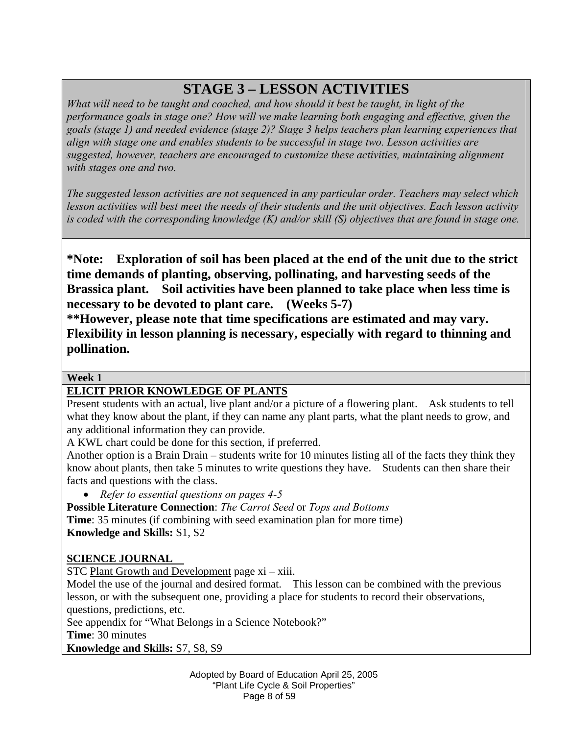# STAGE 3 – LESSON ACTIVITIES

*What will need to be taught and coached, and how should it best be taught, in light of the performance goals in stage one? How will we make learning both engaging and effective, given the goals (stage 1) and needed evidence (stage 2)? Stage 3 helps teachers plan learning experiences that align with stage one and enables students to be successful in stage two. Lesson activities are suggested, however, teachers are encouraged to customize these activities, maintaining alignment with stages one and two.*

*The suggested lesson activities are not sequenced in any particular order. Teachers may select which lesson activities will best meet the needs of their students and the unit objectives. Each lesson activity is coded with the corresponding knowledge (K) and/or skill (S) objectives that are found in stage one.*

**\*Note: Exploration of soil has been placed at the end of the unit due to the strict time demands of planting, observing, pollinating, and harvesting seeds of the Brassica plant. Soil activities have been planned to take place when less time is necessary to be devoted to plant care. (Weeks 5-7)**
**\*\*However, please note that time specifications are estimated and may vary. Flexibility in lesson planning is necessary, especially with regard to thinning and pollination.**

**Week 1**

**ELICIT PRIOR KNOWLEDGE OF PLANTS**

Present students with an actual, live plant and/or a picture of a flowering plant. Ask students to tell what they know about the plant, if they can name any plant parts, what the plant needs to grow, and any additional information they can provide.

A KWL chart could be done for this section, if preferred.

Another option is a Brain Drain – students write for 10 minutes listing all of the facts they think they know about plants, then take 5 minutes to write questions they have. Students can then share their facts and questions with the class.

- *Refer to essential questions on pages 4-5*

**Possible Literature Connection**: *The Carrot Seed* or *Tops and Bottoms*
**Time**: 35 minutes (if combining with seed examination plan for more time)
**Knowledge and Skills:** S1, S2

**SCIENCE JOURNAL**

STC Plant Growth and Development page xi – xiii.

Model the use of the journal and desired format. This lesson can be combined with the previous lesson, or with the subsequent one, providing a place for students to record their observations, questions, predictions, etc.

See appendix for "What Belongs in a Science Notebook?"

**Time**: 30 minutes
**Knowledge and Skills:** S7, S8, S9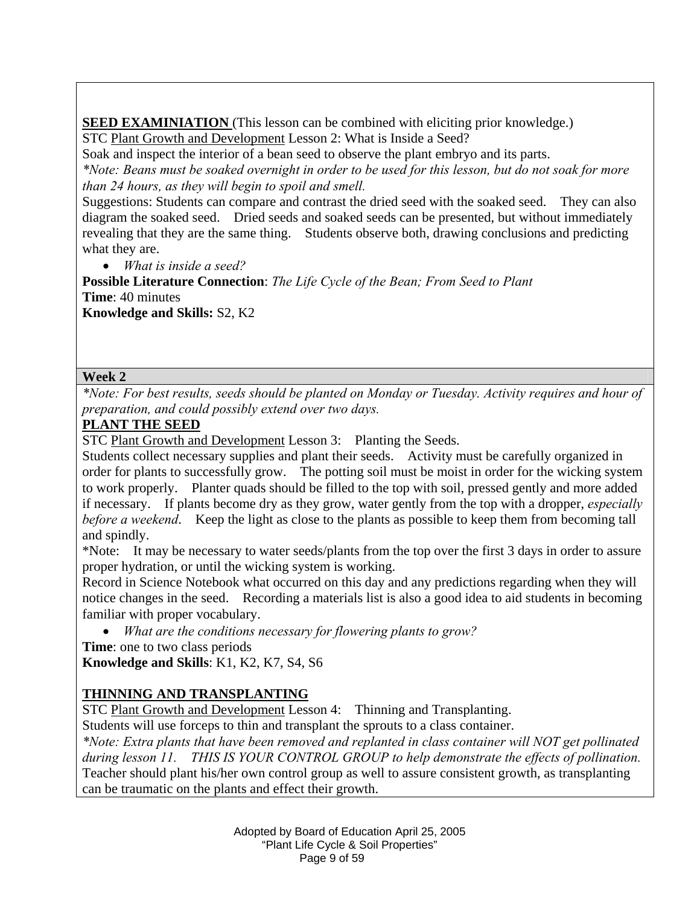**<u>SEED EXAMINIATION</u>** (This lesson can be combined with eliciting prior knowledge.)
STC <u>Plant Growth and Development</u> Lesson 2: What is Inside a Seed?
Soak and inspect the interior of a bean seed to observe the plant embryo and its parts.
*\*Note: Beans must be soaked overnight in order to be used for this lesson, but do not soak for more than 24 hours, as they will begin to spoil and smell.*
Suggestions: Students can compare and contrast the dried seed with the soaked seed. They can also diagram the soaked seed. Dried seeds and soaked seeds can be presented, but without immediately revealing that they are the same thing. Students observe both, drawing conclusions and predicting what they are.

- *What is inside a seed?*

**Possible Literature Connection**: *The Life Cycle of the Bean; From Seed to Plant*
**Time**: 40 minutes
**Knowledge and Skills:** S2, K2

**Week 2**

*\*Note: For best results, seeds should be planted on Monday or Tuesday. Activity requires and hour of preparation, and could possibly extend over two days.*

**<u>PLANT THE SEED</u>**
STC <u>Plant Growth and Development</u> Lesson 3: Planting the Seeds.
Students collect necessary supplies and plant their seeds. Activity must be carefully organized in order for plants to successfully grow. The potting soil must be moist in order for the wicking system to work properly. Planter quads should be filled to the top with soil, pressed gently and more added if necessary. If plants become dry as they grow, water gently from the top with a dropper, *especially before a weekend*. Keep the light as close to the plants as possible to keep them from becoming tall and spindly.
\*Note: It may be necessary to water seeds/plants from the top over the first 3 days in order to assure proper hydration, or until the wicking system is working.
Record in Science Notebook what occurred on this day and any predictions regarding when they will notice changes in the seed. Recording a materials list is also a good idea to aid students in becoming familiar with proper vocabulary.

- *What are the conditions necessary for flowering plants to grow?*

**Time**: one to two class periods
**Knowledge and Skills**: K1, K2, K7, S4, S6

**<u>THINNING AND TRANSPLANTING</u>**
STC <u>Plant Growth and Development</u> Lesson 4: Thinning and Transplanting.
Students will use forceps to thin and transplant the sprouts to a class container.
*\*Note: Extra plants that have been removed and replanted in class container will NOT get pollinated during lesson 11. THIS IS YOUR CONTROL GROUP to help demonstrate the effects of pollination.*
Teacher should plant his/her own control group as well to assure consistent growth, as transplanting can be traumatic on the plants and effect their growth.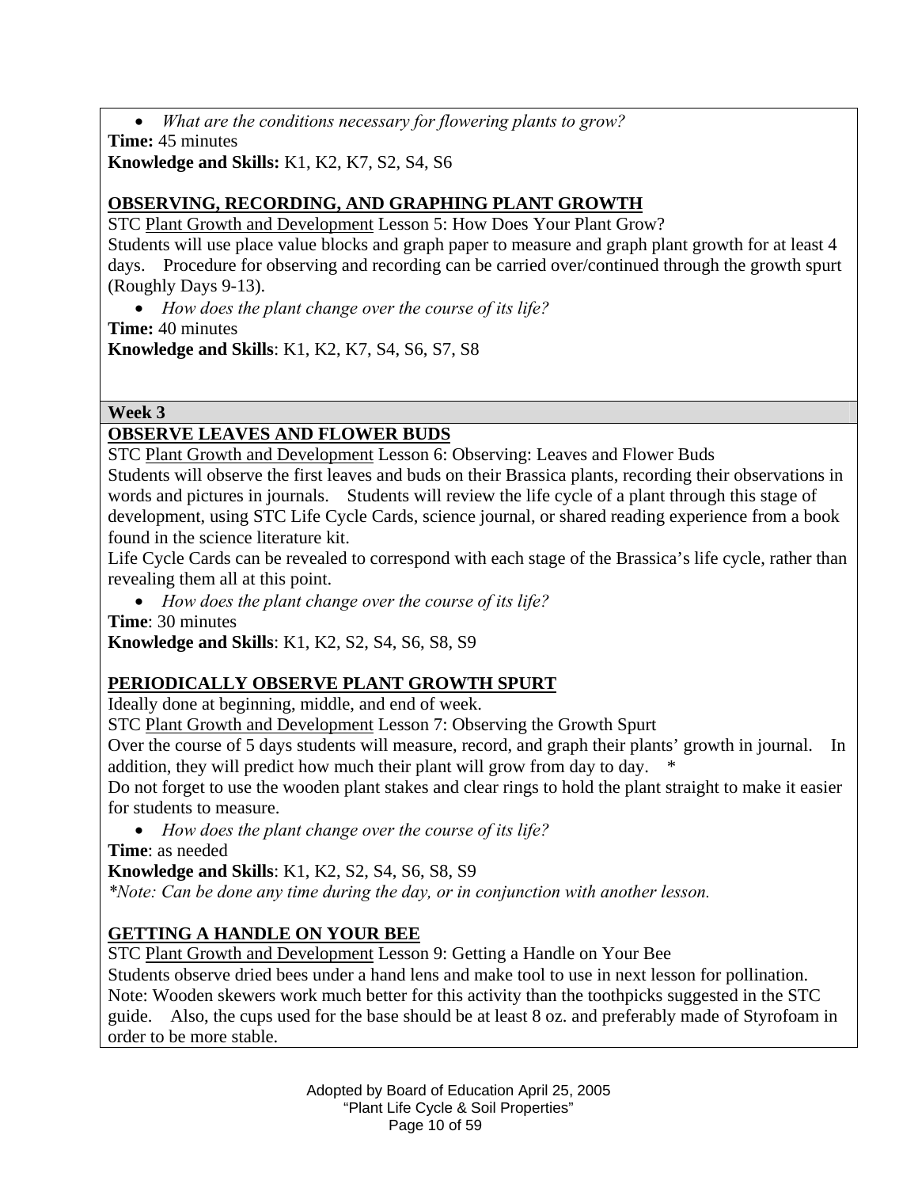- *What are the conditions necessary for flowering plants to grow?*

**Time:** 45 minutes
**Knowledge and Skills:** K1, K2, K7, S2, S4, S6

**OBSERVING, RECORDING, AND GRAPHING PLANT GROWTH**

STC Plant Growth and Development Lesson 5: How Does Your Plant Grow?
Students will use place value blocks and graph paper to measure and graph plant growth for at least 4 days. Procedure for observing and recording can be carried over/continued through the growth spurt (Roughly Days 9-13).

- *How does the plant change over the course of its life?*

**Time:** 40 minutes
**Knowledge and Skills**: K1, K2, K7, S4, S6, S7, S8

**Week 3**

**OBSERVE LEAVES AND FLOWER BUDS**

STC Plant Growth and Development Lesson 6: Observing: Leaves and Flower Buds
Students will observe the first leaves and buds on their Brassica plants, recording their observations in words and pictures in journals. Students will review the life cycle of a plant through this stage of development, using STC Life Cycle Cards, science journal, or shared reading experience from a book found in the science literature kit.
Life Cycle Cards can be revealed to correspond with each stage of the Brassica's life cycle, rather than revealing them all at this point.

- *How does the plant change over the course of its life?*

**Time**: 30 minutes
**Knowledge and Skills**: K1, K2, S2, S4, S6, S8, S9

**PERIODICALLY OBSERVE PLANT GROWTH SPURT**

Ideally done at beginning, middle, and end of week.
STC Plant Growth and Development Lesson 7: Observing the Growth Spurt
Over the course of 5 days students will measure, record, and graph their plants' growth in journal. In addition, they will predict how much their plant will grow from day to day. *
Do not forget to use the wooden plant stakes and clear rings to hold the plant straight to make it easier for students to measure.

- *How does the plant change over the course of its life?*

**Time**: as needed
**Knowledge and Skills**: K1, K2, S2, S4, S6, S8, S9
*\*Note: Can be done any time during the day, or in conjunction with another lesson.*

**GETTING A HANDLE ON YOUR BEE**

STC Plant Growth and Development Lesson 9: Getting a Handle on Your Bee
Students observe dried bees under a hand lens and make tool to use in next lesson for pollination.
Note: Wooden skewers work much better for this activity than the toothpicks suggested in the STC guide. Also, the cups used for the base should be at least 8 oz. and preferably made of Styrofoam in order to be more stable.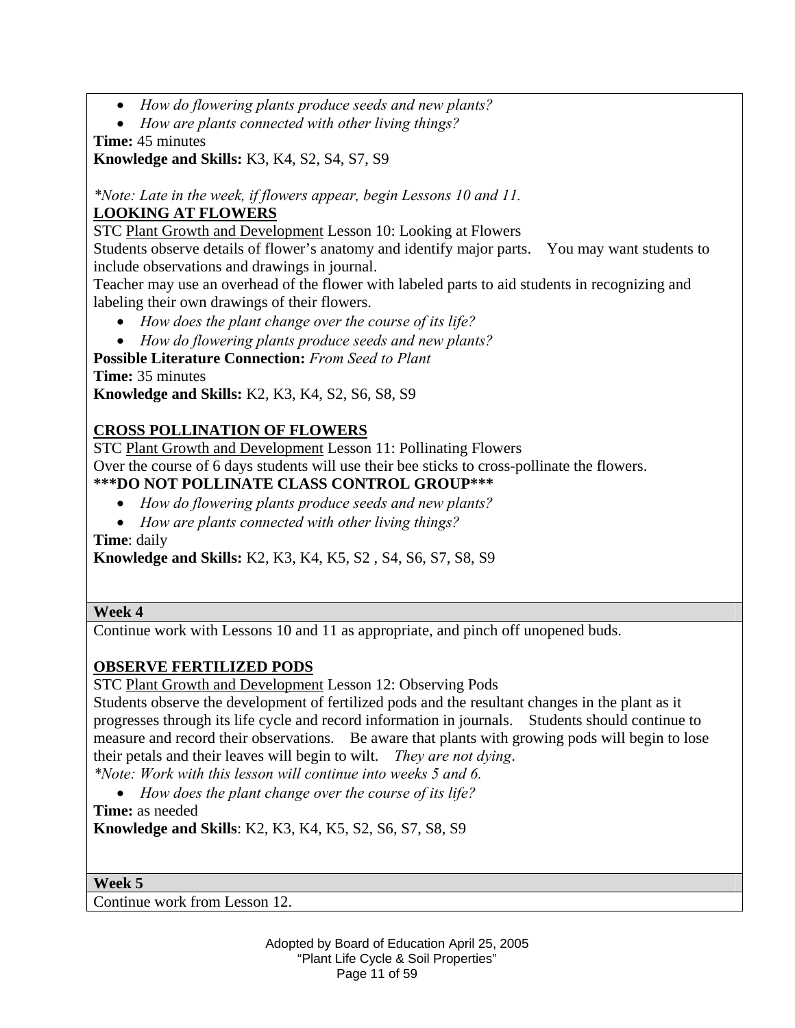- *How do flowering plants produce seeds and new plants?*
- *How are plants connected with other living things?*

**Time:** 45 minutes

**Knowledge and Skills:** K3, K4, S2, S4, S7, S9

*\*Note: Late in the week, if flowers appear, begin Lessons 10 and 11.*

**LOOKING AT FLOWERS**

STC Plant Growth and Development Lesson 10: Looking at Flowers

Students observe details of flower's anatomy and identify major parts. You may want students to include observations and drawings in journal.

Teacher may use an overhead of the flower with labeled parts to aid students in recognizing and labeling their own drawings of their flowers.

- *How does the plant change over the course of its life?*
- *How do flowering plants produce seeds and new plants?*

**Possible Literature Connection:** *From Seed to Plant*

**Time:** 35 minutes

**Knowledge and Skills:** K2, K3, K4, S2, S6, S8, S9

**CROSS POLLINATION OF FLOWERS**

STC Plant Growth and Development Lesson 11: Pollinating Flowers

Over the course of 6 days students will use their bee sticks to cross-pollinate the flowers.

**\*\*\*DO NOT POLLINATE CLASS CONTROL GROUP\*\*\***

- *How do flowering plants produce seeds and new plants?*
- *How are plants connected with other living things?*

**Time**: daily

**Knowledge and Skills:** K2, K3, K4, K5, S2 , S4, S6, S7, S8, S9

**Week 4**

Continue work with Lessons 10 and 11 as appropriate, and pinch off unopened buds.

**OBSERVE FERTILIZED PODS**

STC Plant Growth and Development Lesson 12: Observing Pods

Students observe the development of fertilized pods and the resultant changes in the plant as it progresses through its life cycle and record information in journals. Students should continue to measure and record their observations. Be aware that plants with growing pods will begin to lose their petals and their leaves will begin to wilt. *They are not dying*.

*\*Note: Work with this lesson will continue into weeks 5 and 6.*

- *How does the plant change over the course of its life?*

**Time:** as needed

**Knowledge and Skills**: K2, K3, K4, K5, S2, S6, S7, S8, S9

**Week 5**

Continue work from Lesson 12.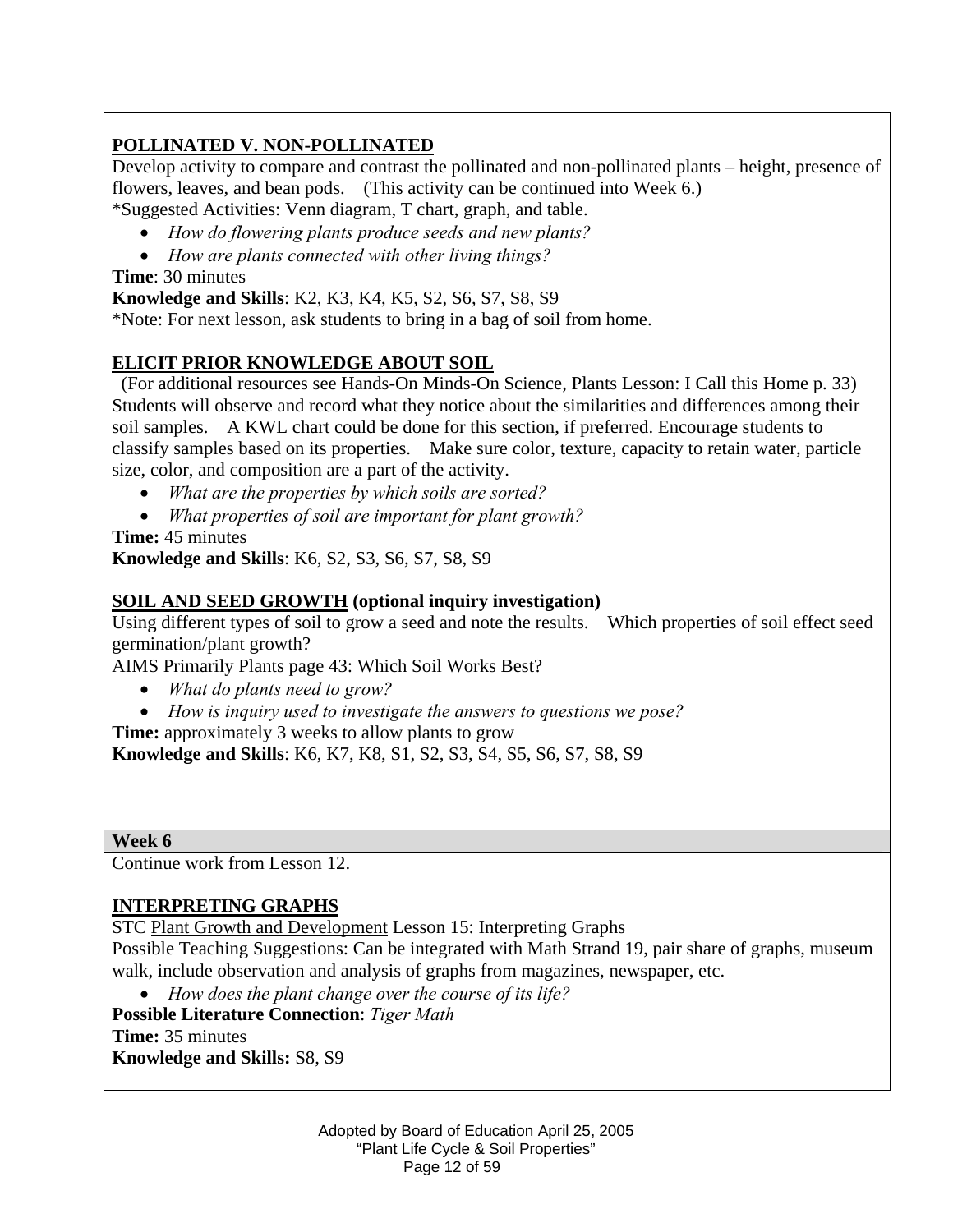**POLLINATED V. NON-POLLINATED**

Develop activity to compare and contrast the pollinated and non-pollinated plants – height, presence of flowers, leaves, and bean pods. (This activity can be continued into Week 6.)

*Suggested Activities: Venn diagram, T chart, graph, and table.

- *How do flowering plants produce seeds and new plants?*
- *How are plants connected with other living things?*

**Time**: 30 minutes

**Knowledge and Skills**: K2, K3, K4, K5, S2, S6, S7, S8, S9

*Note: For next lesson, ask students to bring in a bag of soil from home.

**ELICIT PRIOR KNOWLEDGE ABOUT SOIL**

(For additional resources see Hands-On Minds-On Science, Plants Lesson: I Call this Home p. 33) Students will observe and record what they notice about the similarities and differences among their soil samples. A KWL chart could be done for this section, if preferred. Encourage students to classify samples based on its properties. Make sure color, texture, capacity to retain water, particle size, color, and composition are a part of the activity.

- *What are the properties by which soils are sorted?*
- *What properties of soil are important for plant growth?*

**Time:** 45 minutes

**Knowledge and Skills**: K6, S2, S3, S6, S7, S8, S9

**SOIL AND SEED GROWTH (optional inquiry investigation)**

Using different types of soil to grow a seed and note the results. Which properties of soil effect seed germination/plant growth?

AIMS Primarily Plants page 43: Which Soil Works Best?

- *What do plants need to grow?*
- *How is inquiry used to investigate the answers to questions we pose?*

**Time:** approximately 3 weeks to allow plants to grow

**Knowledge and Skills**: K6, K7, K8, S1, S2, S3, S4, S5, S6, S7, S8, S9

**Week 6**

Continue work from Lesson 12.

**INTERPRETING GRAPHS**

STC Plant Growth and Development Lesson 15: Interpreting Graphs

Possible Teaching Suggestions: Can be integrated with Math Strand 19, pair share of graphs, museum walk, include observation and analysis of graphs from magazines, newspaper, etc.

- *How does the plant change over the course of its life?*

**Possible Literature Connection**: *Tiger Math*

**Time:** 35 minutes

**Knowledge and Skills:** S8, S9

Adopted by Board of Education April 25, 2005
"Plant Life Cycle & Soil Properties"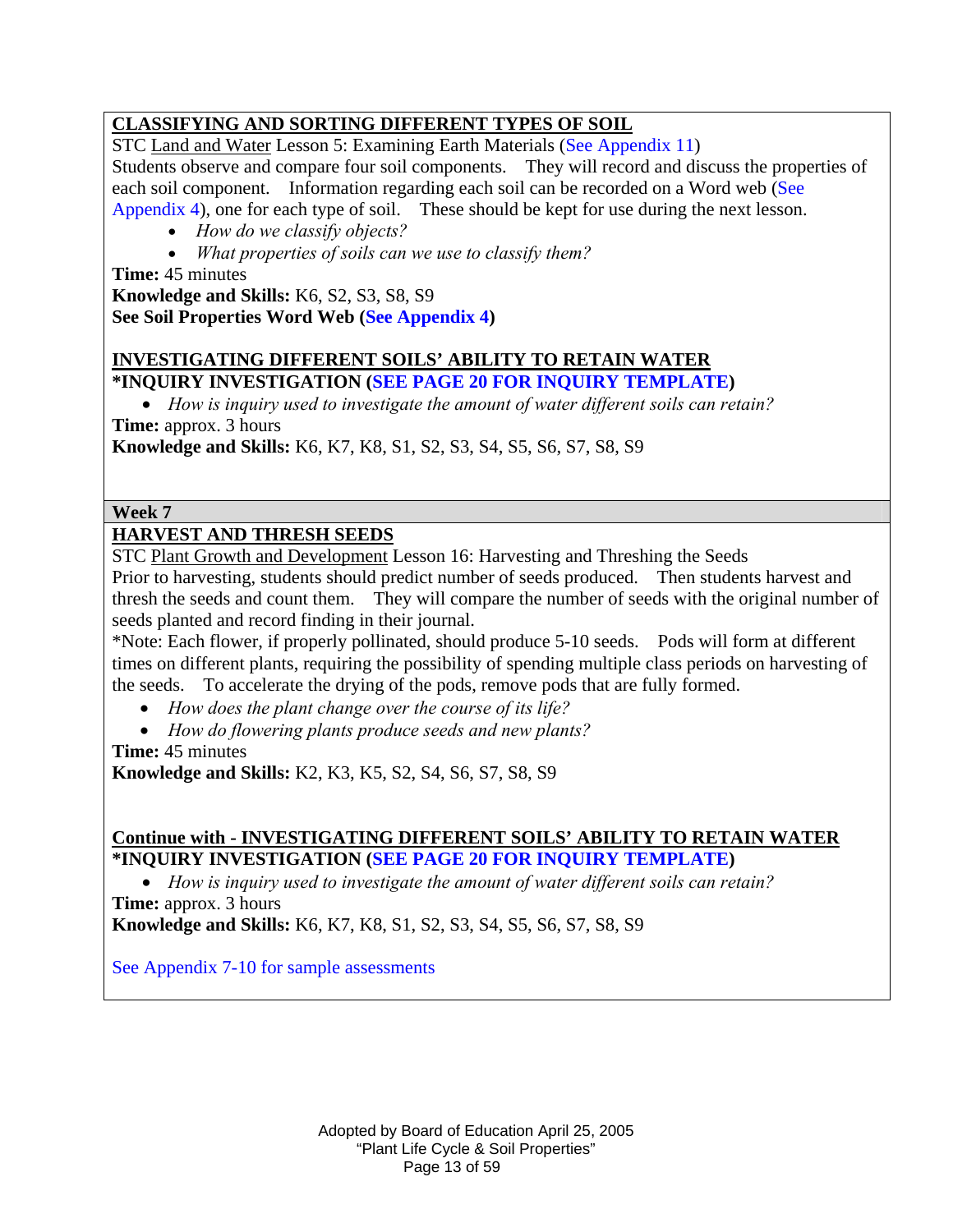**CLASSIFYING AND SORTING DIFFERENT TYPES OF SOIL**

STC Land and Water Lesson 5: Examining Earth Materials (See Appendix 11)
Students observe and compare four soil components. They will record and discuss the properties of each soil component. Information regarding each soil can be recorded on a Word web (See Appendix 4), one for each type of soil. These should be kept for use during the next lesson.

- *How do we classify objects?*
- *What properties of soils can we use to classify them?*

**Time:** 45 minutes
**Knowledge and Skills:** K6, S2, S3, S8, S9
**See Soil Properties Word Web (See Appendix 4)**

**INVESTIGATING DIFFERENT SOILS' ABILITY TO RETAIN WATER**
***INQUIRY INVESTIGATION (SEE PAGE 20 FOR INQUIRY TEMPLATE)**

- *How is inquiry used to investigate the amount of water different soils can retain?*

**Time:** approx. 3 hours
**Knowledge and Skills:** K6, K7, K8, S1, S2, S3, S4, S5, S6, S7, S8, S9

**Week 7**

**HARVEST AND THRESH SEEDS**

STC Plant Growth and Development Lesson 16: Harvesting and Threshing the Seeds
Prior to harvesting, students should predict number of seeds produced. Then students harvest and thresh the seeds and count them. They will compare the number of seeds with the original number of seeds planted and record finding in their journal.
*Note: Each flower, if properly pollinated, should produce 5-10 seeds. Pods will form at different times on different plants, requiring the possibility of spending multiple class periods on harvesting of the seeds. To accelerate the drying of the pods, remove pods that are fully formed.

- *How does the plant change over the course of its life?*
- *How do flowering plants produce seeds and new plants?*

**Time:** 45 minutes
**Knowledge and Skills:** K2, K3, K5, S2, S4, S6, S7, S8, S9

**Continue with - INVESTIGATING DIFFERENT SOILS' ABILITY TO RETAIN WATER**
***INQUIRY INVESTIGATION (SEE PAGE 20 FOR INQUIRY TEMPLATE)**

- *How is inquiry used to investigate the amount of water different soils can retain?*

**Time:** approx. 3 hours
**Knowledge and Skills:** K6, K7, K8, S1, S2, S3, S4, S5, S6, S7, S8, S9

See Appendix 7-10 for sample assessments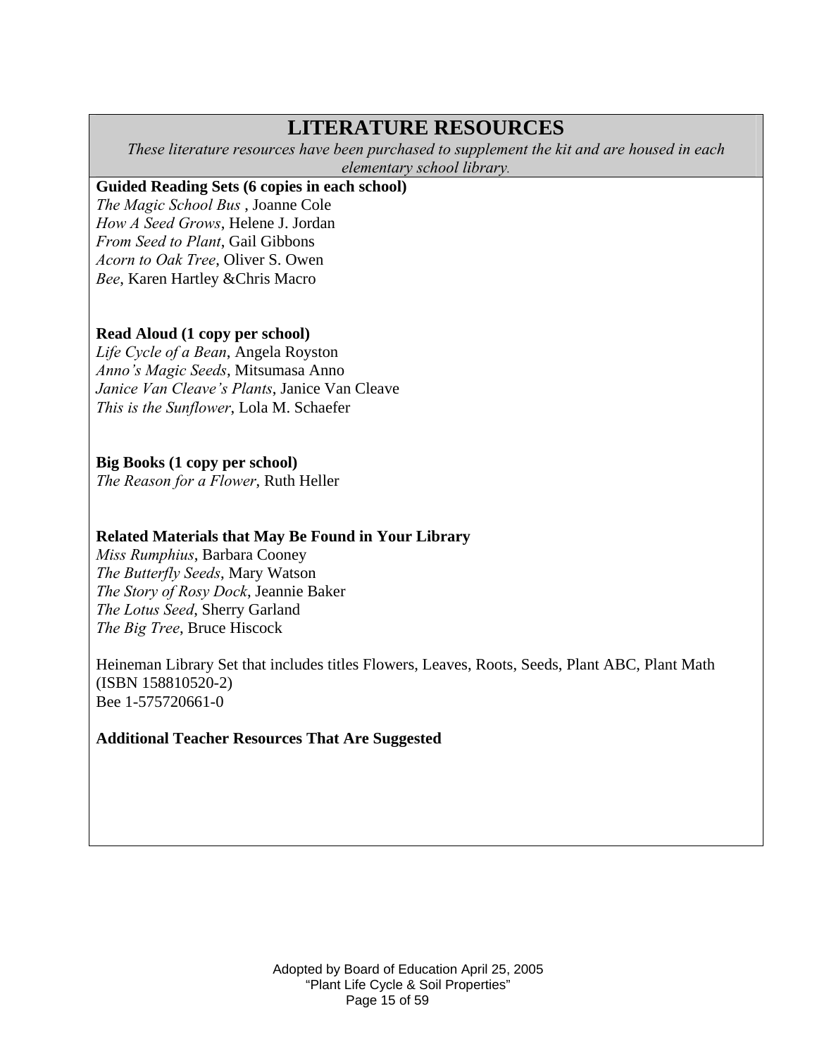# LITERATURE RESOURCES

*These literature resources have been purchased to supplement the kit and are housed in each elementary school library.*

**Guided Reading Sets (6 copies in each school)**

*The Magic School Bus* , Joanne Cole
*How A Seed Grows*, Helene J. Jordan
*From Seed to Plant*, Gail Gibbons
*Acorn to Oak Tree*, Oliver S. Owen
*Bee*, Karen Hartley &Chris Macro

**Read Aloud (1 copy per school)**

*Life Cycle of a Bean*, Angela Royston
*Anno's Magic Seeds*, Mitsumasa Anno
*Janice Van Cleave's Plants*, Janice Van Cleave
*This is the Sunflower*, Lola M. Schaefer

**Big Books (1 copy per school)**

*The Reason for a Flower*, Ruth Heller

**Related Materials that May Be Found in Your Library**

*Miss Rumphius*, Barbara Cooney
*The Butterfly Seeds*, Mary Watson
*The Story of Rosy Dock*, Jeannie Baker
*The Lotus Seed*, Sherry Garland
*The Big Tree*, Bruce Hiscock

Heineman Library Set that includes titles Flowers, Leaves, Roots, Seeds, Plant ABC, Plant Math (ISBN 158810520-2)
Bee 1-575720661-0

**Additional Teacher Resources That Are Suggested**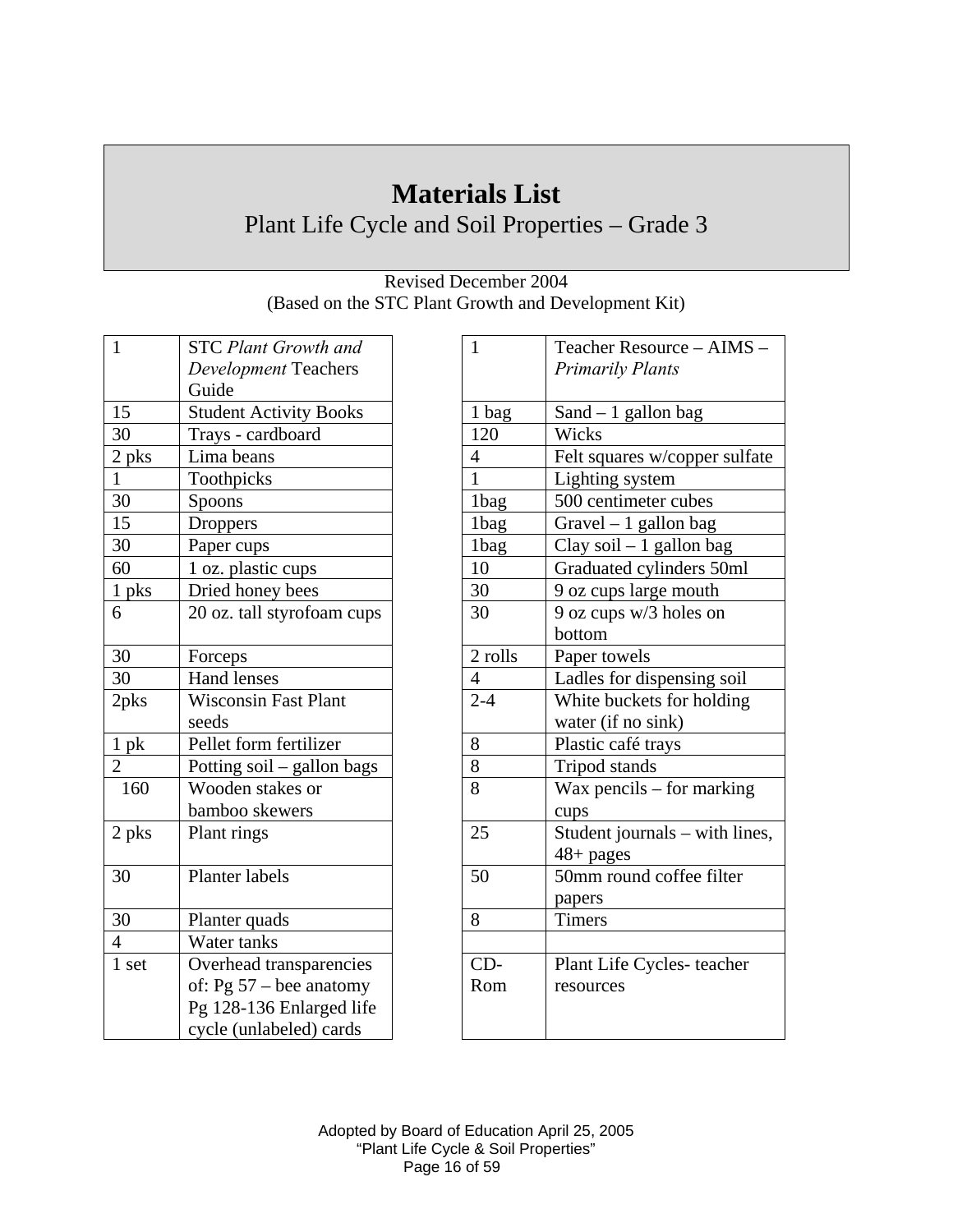# Materials List

## Plant Life Cycle and Soil Properties – Grade 3

Revised December 2004
(Based on the STC Plant Growth and Development Kit)

| Qty | Item |
|---|---|
| 1 | STC *Plant Growth and Development* Teachers Guide |
| 15 | Student Activity Books |
| 30 | Trays - cardboard |
| 2 pks | Lima beans |
| 1 | Toothpicks |
| 30 | Spoons |
| 15 | Droppers |
| 30 | Paper cups |
| 60 | 1 oz. plastic cups |
| 1 pks | Dried honey bees |
| 6 | 20 oz. tall styrofoam cups |
| 30 | Forceps |
| 30 | Hand lenses |
| 2pks | Wisconsin Fast Plant seeds |
| 1 pk | Pellet form fertilizer |
| 2 | Potting soil – gallon bags |
| 160 | Wooden stakes or bamboo skewers |
| 2 pks | Plant rings |
| 30 | Planter labels |
| 30 | Planter quads |
| 4 | Water tanks |
| 1 set | Overhead transparencies of: Pg 57 – bee anatomy Pg 128-136 Enlarged life cycle (unlabeled) cards |

| Qty | Item |
|---|---|
| 1 | Teacher Resource – AIMS – *Primarily Plants* |
| 1 bag | Sand – 1 gallon bag |
| 120 | Wicks |
| 4 | Felt squares w/copper sulfate |
| 1 | Lighting system |
| 1bag | 500 centimeter cubes |
| 1bag | Gravel – 1 gallon bag |
| 1bag | Clay soil – 1 gallon bag |
| 10 | Graduated cylinders 50ml |
| 30 | 9 oz cups large mouth |
| 30 | 9 oz cups w/3 holes on bottom |
| 2 rolls | Paper towels |
| 4 | Ladles for dispensing soil |
| 2-4 | White buckets for holding water (if no sink) |
| 8 | Plastic café trays |
| 8 | Tripod stands |
| 8 | Wax pencils – for marking cups |
| 25 | Student journals – with lines, 48+ pages |
| 50 | 50mm round coffee filter papers |
| 8 | Timers |
| | |
| CD-Rom | Plant Life Cycles- teacher resources |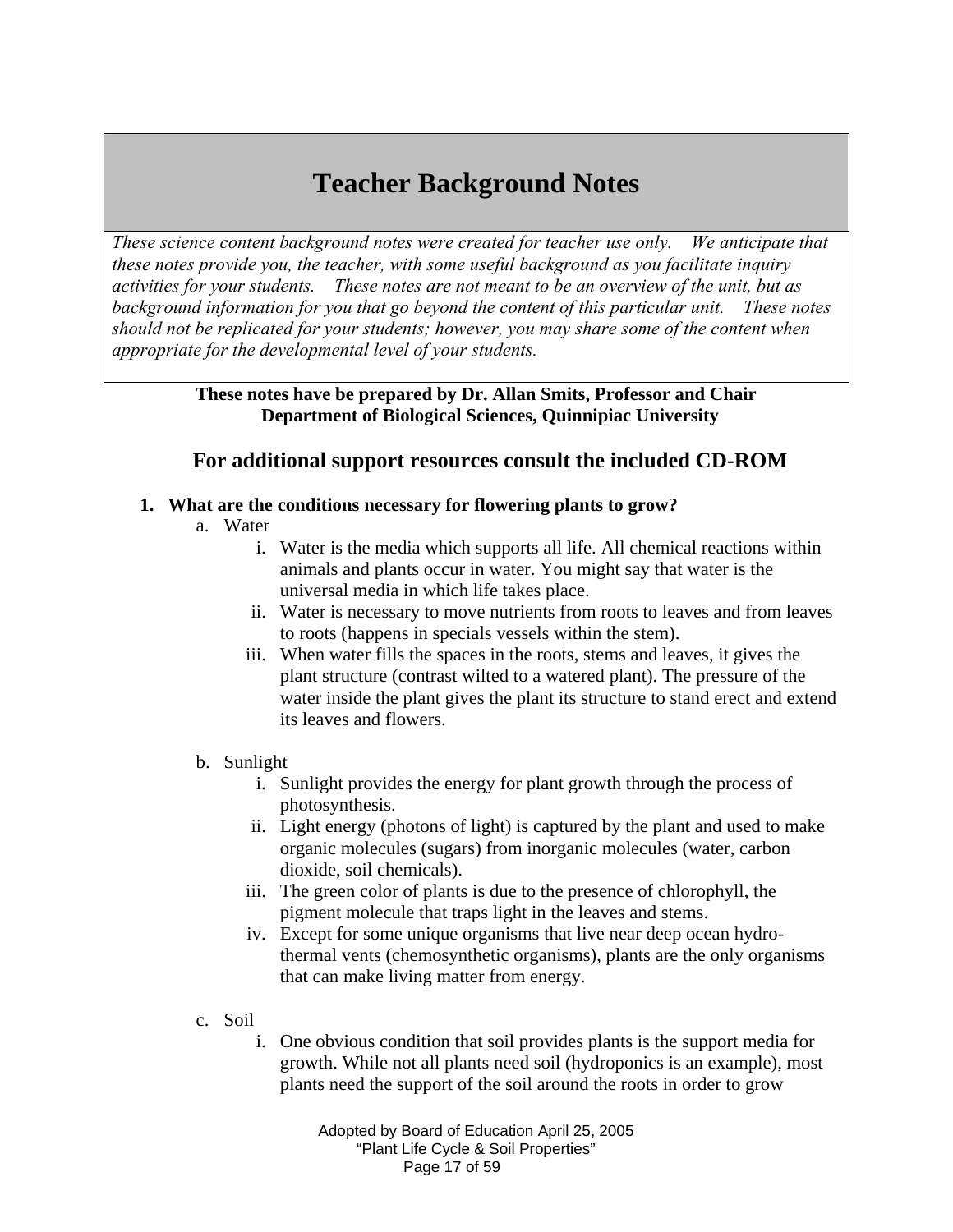# Teacher Background Notes

*These science content background notes were created for teacher use only. We anticipate that these notes provide you, the teacher, with some useful background as you facilitate inquiry activities for your students. These notes are not meant to be an overview of the unit, but as background information for you that go beyond the content of this particular unit. These notes should not be replicated for your students; however, you may share some of the content when appropriate for the developmental level of your students.*

**These notes have be prepared by Dr. Allan Smits, Professor and Chair**
**Department of Biological Sciences, Quinnipiac University**

## For additional support resources consult the included CD-ROM

1. **What are the conditions necessary for flowering plants to grow?**
   a. Water
      i. Water is the media which supports all life. All chemical reactions within animals and plants occur in water. You might say that water is the universal media in which life takes place.
      ii. Water is necessary to move nutrients from roots to leaves and from leaves to roots (happens in specials vessels within the stem).
      iii. When water fills the spaces in the roots, stems and leaves, it gives the plant structure (contrast wilted to a watered plant). The pressure of the water inside the plant gives the plant its structure to stand erect and extend its leaves and flowers.

   b. Sunlight
      i. Sunlight provides the energy for plant growth through the process of photosynthesis.
      ii. Light energy (photons of light) is captured by the plant and used to make organic molecules (sugars) from inorganic molecules (water, carbon dioxide, soil chemicals).
      iii. The green color of plants is due to the presence of chlorophyll, the pigment molecule that traps light in the leaves and stems.
      iv. Except for some unique organisms that live near deep ocean hydro-thermal vents (chemosynthetic organisms), plants are the only organisms that can make living matter from energy.

   c. Soil
      i. One obvious condition that soil provides plants is the support media for growth. While not all plants need soil (hydroponics is an example), most plants need the support of the soil around the roots in order to grow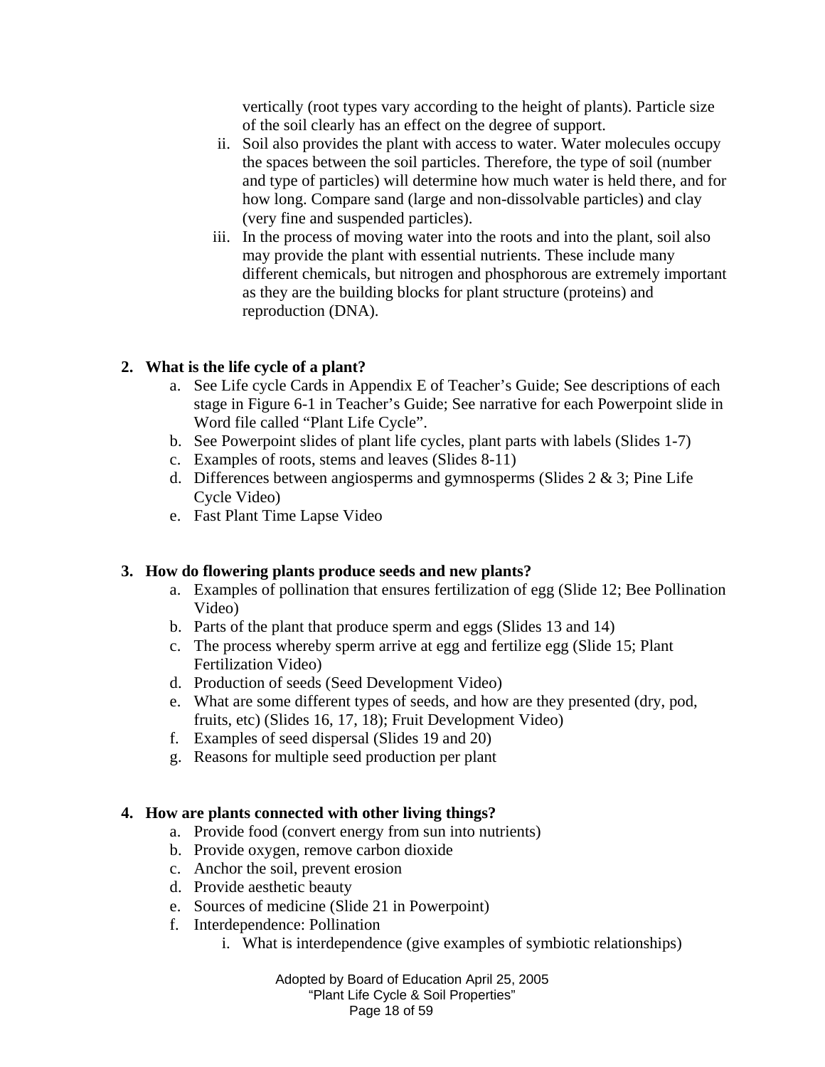vertically (root types vary according to the height of plants). Particle size of the soil clearly has an effect on the degree of support.

ii. Soil also provides the plant with access to water. Water molecules occupy the spaces between the soil particles. Therefore, the type of soil (number and type of particles) will determine how much water is held there, and for how long. Compare sand (large and non-dissolvable particles) and clay (very fine and suspended particles).

iii. In the process of moving water into the roots and into the plant, soil also may provide the plant with essential nutrients. These include many different chemicals, but nitrogen and phosphorous are extremely important as they are the building blocks for plant structure (proteins) and reproduction (DNA).

**2. What is the life cycle of a plant?**

a. See Life cycle Cards in Appendix E of Teacher's Guide; See descriptions of each stage in Figure 6-1 in Teacher's Guide; See narrative for each Powerpoint slide in Word file called "Plant Life Cycle".
b. See Powerpoint slides of plant life cycles, plant parts with labels (Slides 1-7)
c. Examples of roots, stems and leaves (Slides 8-11)
d. Differences between angiosperms and gymnosperms (Slides 2 & 3; Pine Life Cycle Video)
e. Fast Plant Time Lapse Video

**3. How do flowering plants produce seeds and new plants?**

a. Examples of pollination that ensures fertilization of egg (Slide 12; Bee Pollination Video)
b. Parts of the plant that produce sperm and eggs (Slides 13 and 14)
c. The process whereby sperm arrive at egg and fertilize egg (Slide 15; Plant Fertilization Video)
d. Production of seeds (Seed Development Video)
e. What are some different types of seeds, and how are they presented (dry, pod, fruits, etc) (Slides 16, 17, 18); Fruit Development Video)
f. Examples of seed dispersal (Slides 19 and 20)
g. Reasons for multiple seed production per plant

**4. How are plants connected with other living things?**

a. Provide food (convert energy from sun into nutrients)
b. Provide oxygen, remove carbon dioxide
c. Anchor the soil, prevent erosion
d. Provide aesthetic beauty
e. Sources of medicine (Slide 21 in Powerpoint)
f. Interdependence: Pollination
   i. What is interdependence (give examples of symbiotic relationships)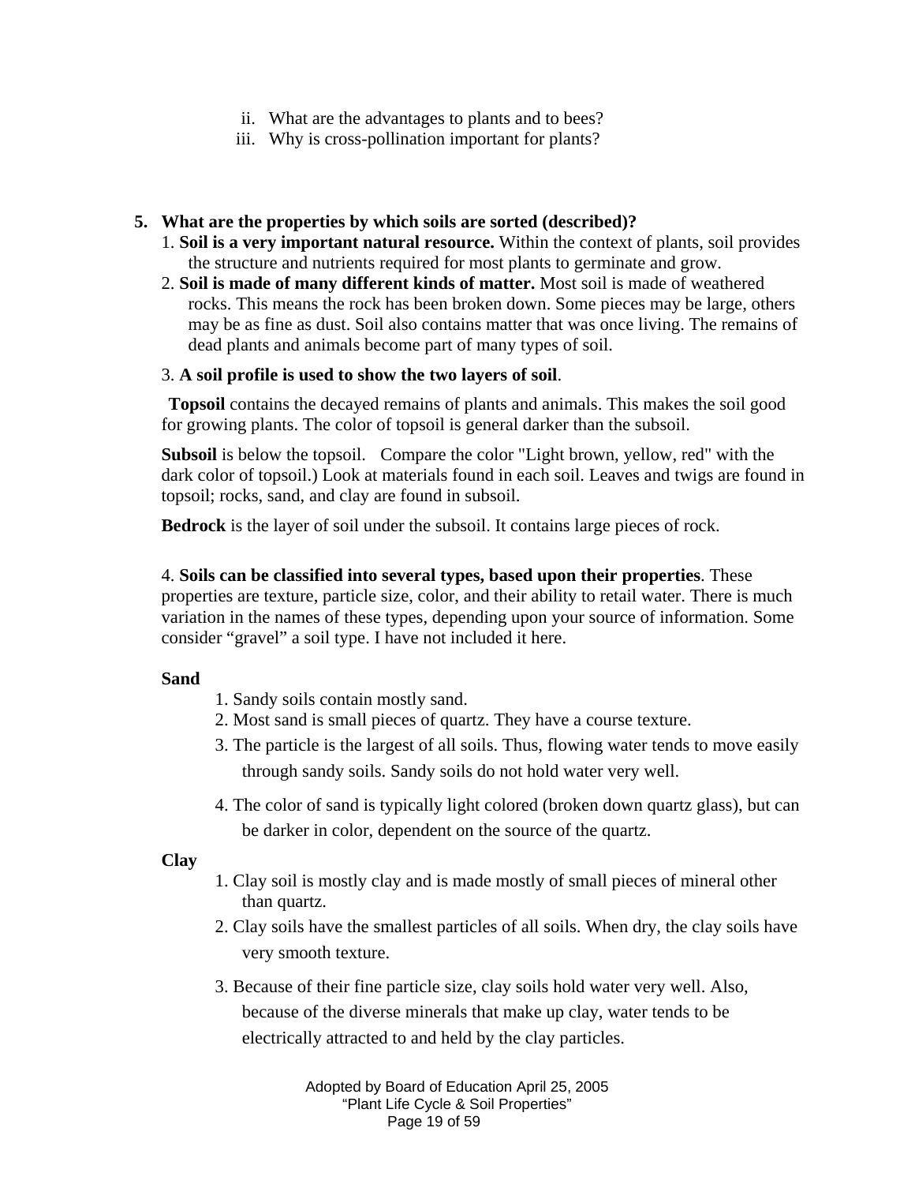ii. What are the advantages to plants and to bees?
iii. Why is cross-pollination important for plants?

5. **What are the properties by which soils are sorted (described)?**

1. **Soil is a very important natural resource.** Within the context of plants, soil provides the structure and nutrients required for most plants to germinate and grow.
2. **Soil is made of many different kinds of matter.** Most soil is made of weathered rocks. This means the rock has been broken down. Some pieces may be large, others may be as fine as dust. Soil also contains matter that was once living. The remains of dead plants and animals become part of many types of soil.

3. **A soil profile is used to show the two layers of soil**.

**Topsoil** contains the decayed remains of plants and animals. This makes the soil good for growing plants. The color of topsoil is general darker than the subsoil.

**Subsoil** is below the topsoil. Compare the color "Light brown, yellow, red" with the dark color of topsoil.) Look at materials found in each soil. Leaves and twigs are found in topsoil; rocks, sand, and clay are found in subsoil.

**Bedrock** is the layer of soil under the subsoil. It contains large pieces of rock.

4. **Soils can be classified into several types, based upon their properties**. These properties are texture, particle size, color, and their ability to retail water. There is much variation in the names of these types, depending upon your source of information. Some consider "gravel" a soil type. I have not included it here.

**Sand**

1. Sandy soils contain mostly sand.
2. Most sand is small pieces of quartz. They have a course texture.
3. The particle is the largest of all soils. Thus, flowing water tends to move easily through sandy soils. Sandy soils do not hold water very well.
4. The color of sand is typically light colored (broken down quartz glass), but can be darker in color, dependent on the source of the quartz.

**Clay**

1. Clay soil is mostly clay and is made mostly of small pieces of mineral other than quartz.
2. Clay soils have the smallest particles of all soils. When dry, the clay soils have very smooth texture.
3. Because of their fine particle size, clay soils hold water very well. Also, because of the diverse minerals that make up clay, water tends to be electrically attracted to and held by the clay particles.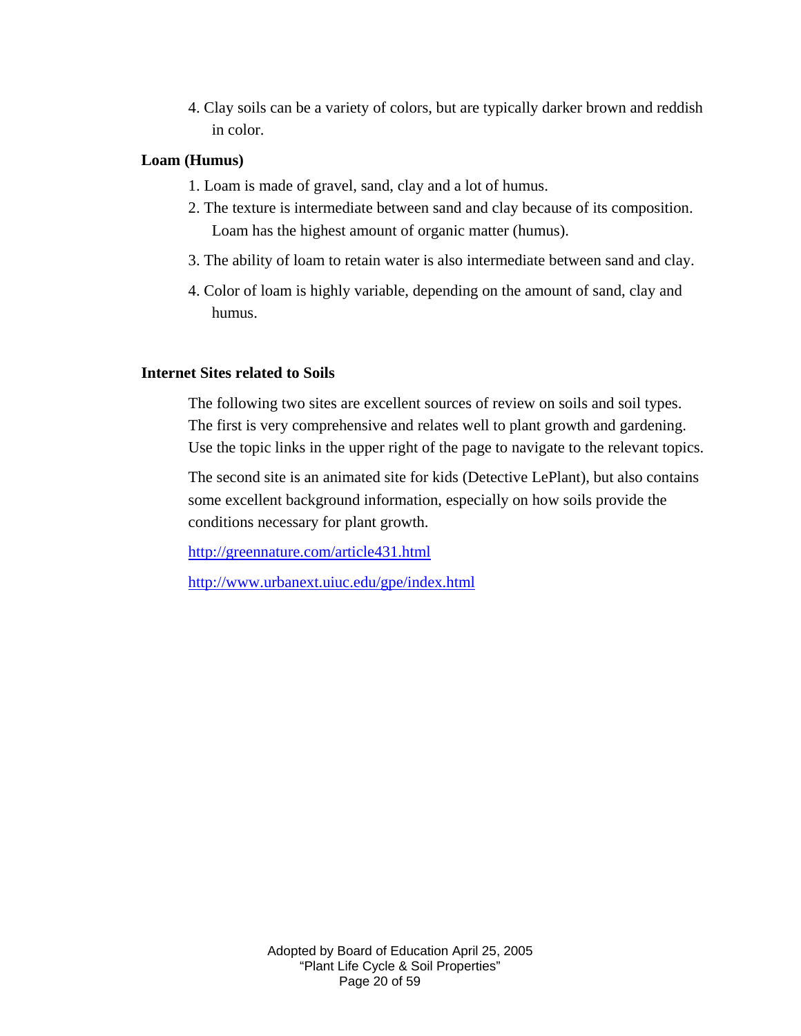4. Clay soils can be a variety of colors, but are typically darker brown and reddish in color.

**Loam (Humus)**

1. Loam is made of gravel, sand, clay and a lot of humus.
2. The texture is intermediate between sand and clay because of its composition. Loam has the highest amount of organic matter (humus).
3. The ability of loam to retain water is also intermediate between sand and clay.
4. Color of loam is highly variable, depending on the amount of sand, clay and humus.

**Internet Sites related to Soils**

The following two sites are excellent sources of review on soils and soil types. The first is very comprehensive and relates well to plant growth and gardening. Use the topic links in the upper right of the page to navigate to the relevant topics.

The second site is an animated site for kids (Detective LePlant), but also contains some excellent background information, especially on how soils provide the conditions necessary for plant growth.

http://greennature.com/article431.html

http://www.urbanext.uiuc.edu/gpe/index.html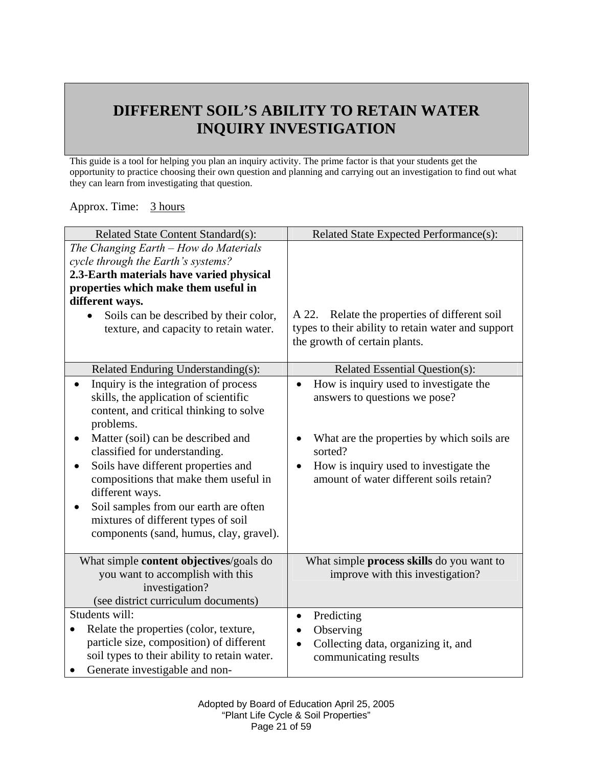# DIFFERENT SOIL'S ABILITY TO RETAIN WATER INQUIRY INVESTIGATION

This guide is a tool for helping you plan an inquiry activity. The prime factor is that your students get the opportunity to practice choosing their own question and planning and carrying out an investigation to find out what they can learn from investigating that question.

Approx. Time: 3 hours

| Related State Content Standard(s): | Related State Expected Performance(s): |
|---|---|
| *The Changing Earth – How do Materials cycle through the Earth's systems?*<br>**2.3-Earth materials have varied physical properties which make them useful in different ways.**<br>• Soils can be described by their color, texture, and capacity to retain water. | A 22. Relate the properties of different soil types to their ability to retain water and support the growth of certain plants. |
| **Related Enduring Understanding(s):** | **Related Essential Question(s):** |
| • Inquiry is the integration of process skills, the application of scientific content, and critical thinking to solve problems.<br>• Matter (soil) can be described and classified for understanding.<br>• Soils have different properties and compositions that make them useful in different ways.<br>• Soil samples from our earth are often mixtures of different types of soil components (sand, humus, clay, gravel). | • How is inquiry used to investigate the answers to questions we pose?<br>• What are the properties by which soils are sorted?<br>• How is inquiry used to investigate the amount of water different soils retain? |
| What simple **content objectives**/goals do you want to accomplish with this investigation?<br>(see district curriculum documents) | What simple **process skills** do you want to improve with this investigation? |
| Students will:<br>• Relate the properties (color, texture, particle size, composition) of different soil types to their ability to retain water.<br>• Generate investigable and non- | • Predicting<br>• Observing<br>• Collecting data, organizing it, and communicating results |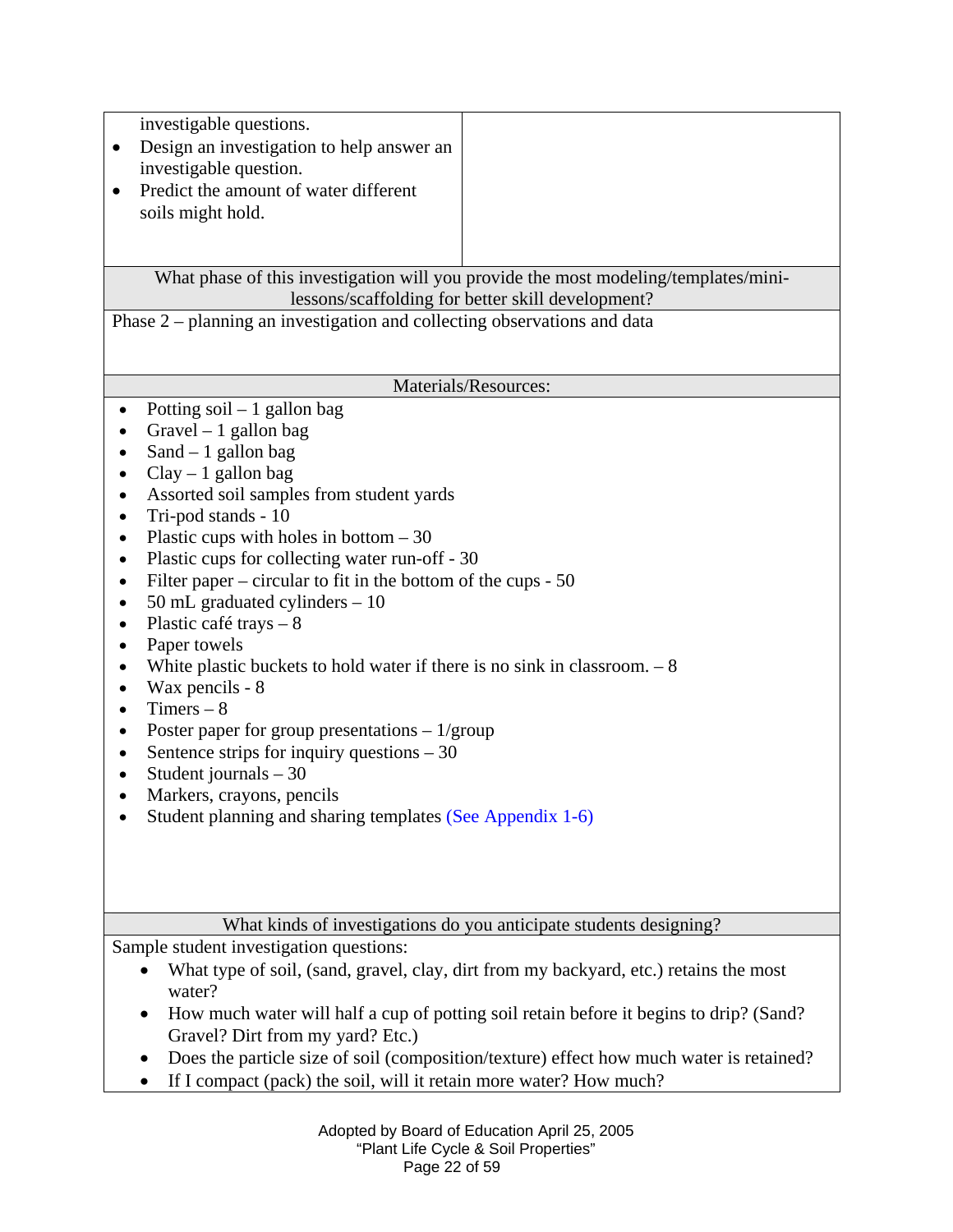| | |
|---|---|
| investigable questions.<br>• Design an investigation to help answer an investigable question.<br>• Predict the amount of water different soils might hold. | |

**What phase of this investigation will you provide the most modeling/templates/mini-lessons/scaffolding for better skill development?**

Phase 2 – planning an investigation and collecting observations and data

**Materials/Resources:**

- Potting soil – 1 gallon bag
- Gravel – 1 gallon bag
- Sand – 1 gallon bag
- Clay – 1 gallon bag
- Assorted soil samples from student yards
- Tri-pod stands - 10
- Plastic cups with holes in bottom – 30
- Plastic cups for collecting water run-off - 30
- Filter paper – circular to fit in the bottom of the cups - 50
- 50 mL graduated cylinders – 10
- Plastic café trays – 8
- Paper towels
- White plastic buckets to hold water if there is no sink in classroom. – 8
- Wax pencils - 8
- Timers – 8
- Poster paper for group presentations – 1/group
- Sentence strips for inquiry questions – 30
- Student journals – 30
- Markers, crayons, pencils
- Student planning and sharing templates (See Appendix 1-6)

**What kinds of investigations do you anticipate students designing?**

Sample student investigation questions:

- What type of soil, (sand, gravel, clay, dirt from my backyard, etc.) retains the most water?
- How much water will half a cup of potting soil retain before it begins to drip? (Sand? Gravel? Dirt from my yard? Etc.)
- Does the particle size of soil (composition/texture) effect how much water is retained?
- If I compact (pack) the soil, will it retain more water? How much?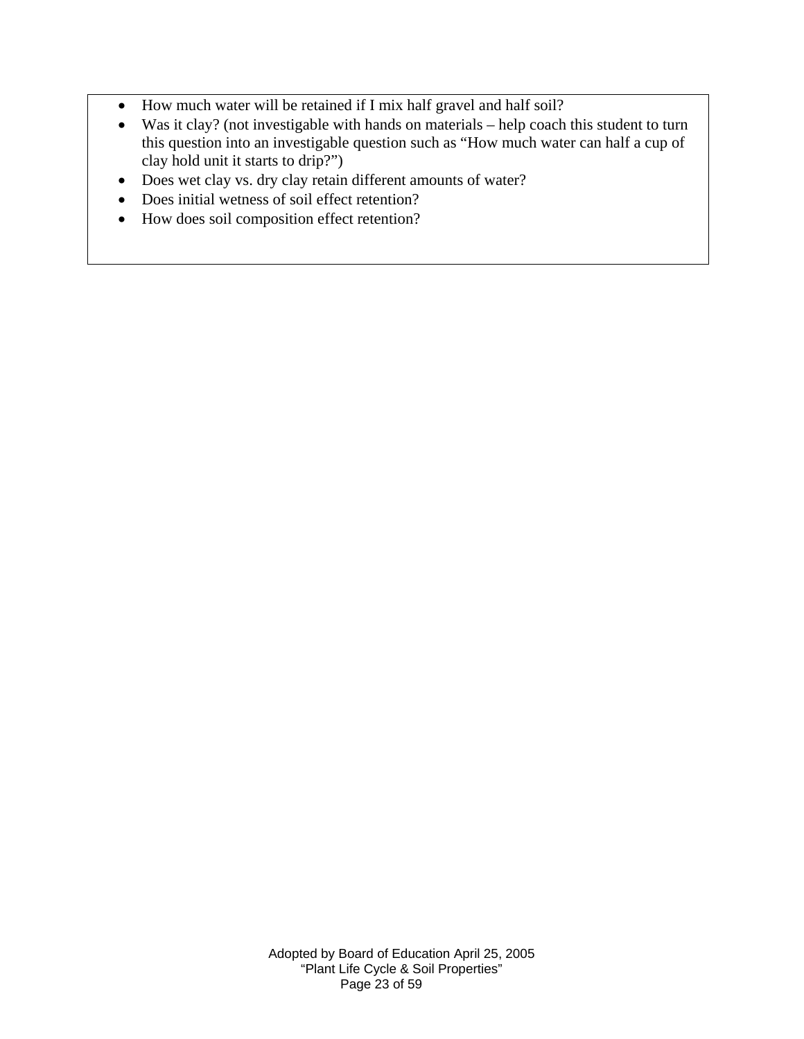- How much water will be retained if I mix half gravel and half soil?
- Was it clay? (not investigable with hands on materials – help coach this student to turn this question into an investigable question such as "How much water can half a cup of clay hold unit it starts to drip?")
- Does wet clay vs. dry clay retain different amounts of water?
- Does initial wetness of soil effect retention?
- How does soil composition effect retention?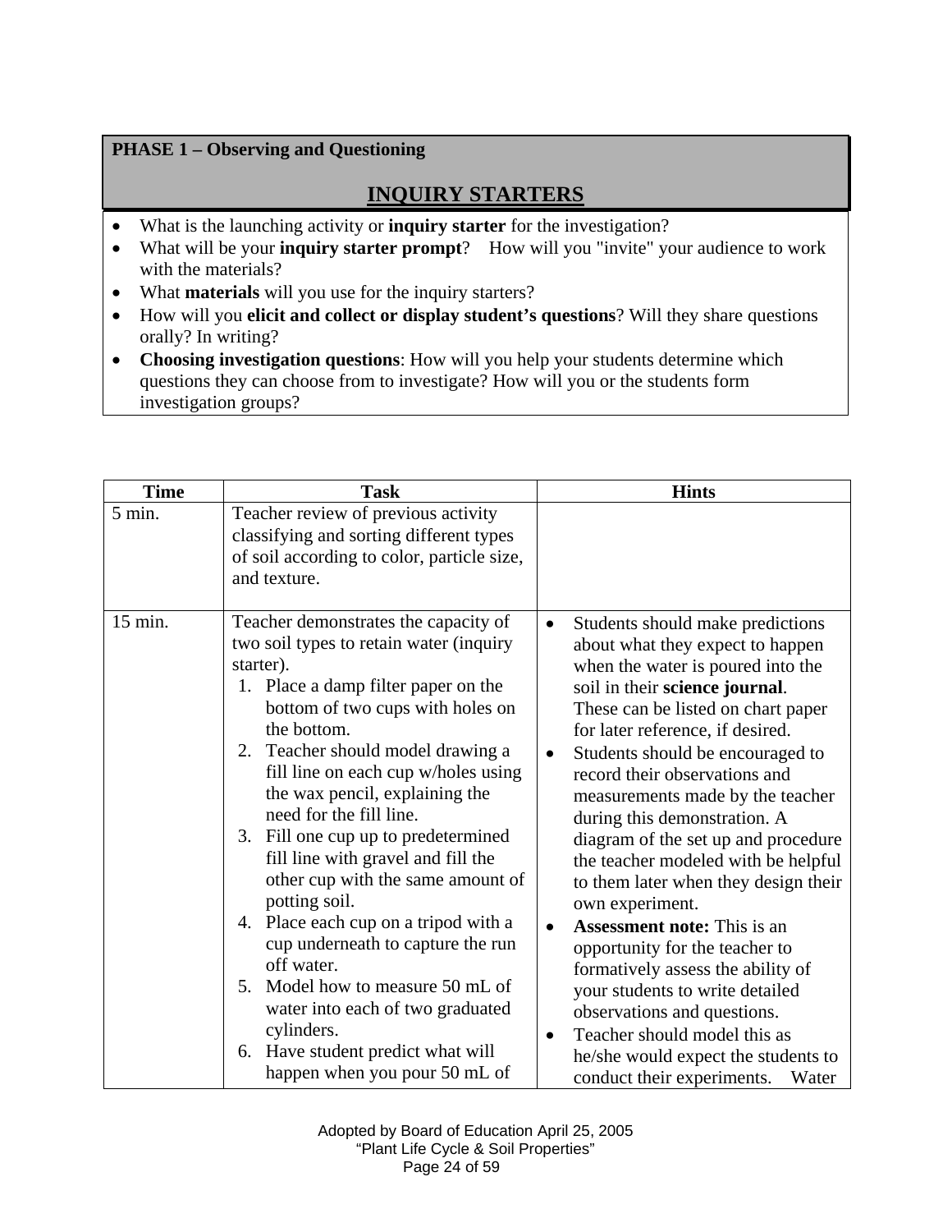**PHASE 1 – Observing and Questioning**

## INQUIRY STARTERS

- What is the launching activity or **inquiry starter** for the investigation?
- What will be your **inquiry starter prompt**? How will you "invite" your audience to work with the materials?
- What **materials** will you use for the inquiry starters?
- How will you **elicit and collect or display student's questions**? Will they share questions orally? In writing?
- **Choosing investigation questions**: How will you help your students determine which questions they can choose from to investigate? How will you or the students form investigation groups?

| Time | Task | Hints |
|---|---|---|
| 5 min. | Teacher review of previous activity classifying and sorting different types of soil according to color, particle size, and texture. | |
| 15 min. | Teacher demonstrates the capacity of two soil types to retain water (inquiry starter).<br>1. Place a damp filter paper on the bottom of two cups with holes on the bottom.<br>2. Teacher should model drawing a fill line on each cup w/holes using the wax pencil, explaining the need for the fill line.<br>3. Fill one cup up to predetermined fill line with gravel and fill the other cup with the same amount of potting soil.<br>4. Place each cup on a tripod with a cup underneath to capture the run off water.<br>5. Model how to measure 50 mL of water into each of two graduated cylinders.<br>6. Have student predict what will happen when you pour 50 mL of | • Students should make predictions about what they expect to happen when the water is poured into the soil in their **science journal**. These can be listed on chart paper for later reference, if desired.<br>• Students should be encouraged to record their observations and measurements made by the teacher during this demonstration. A diagram of the set up and procedure the teacher modeled with be helpful to them later when they design their own experiment.<br>• **Assessment note:** This is an opportunity for the teacher to formatively assess the ability of your students to write detailed observations and questions.<br>• Teacher should model this as he/she would expect the students to conduct their experiments. Water |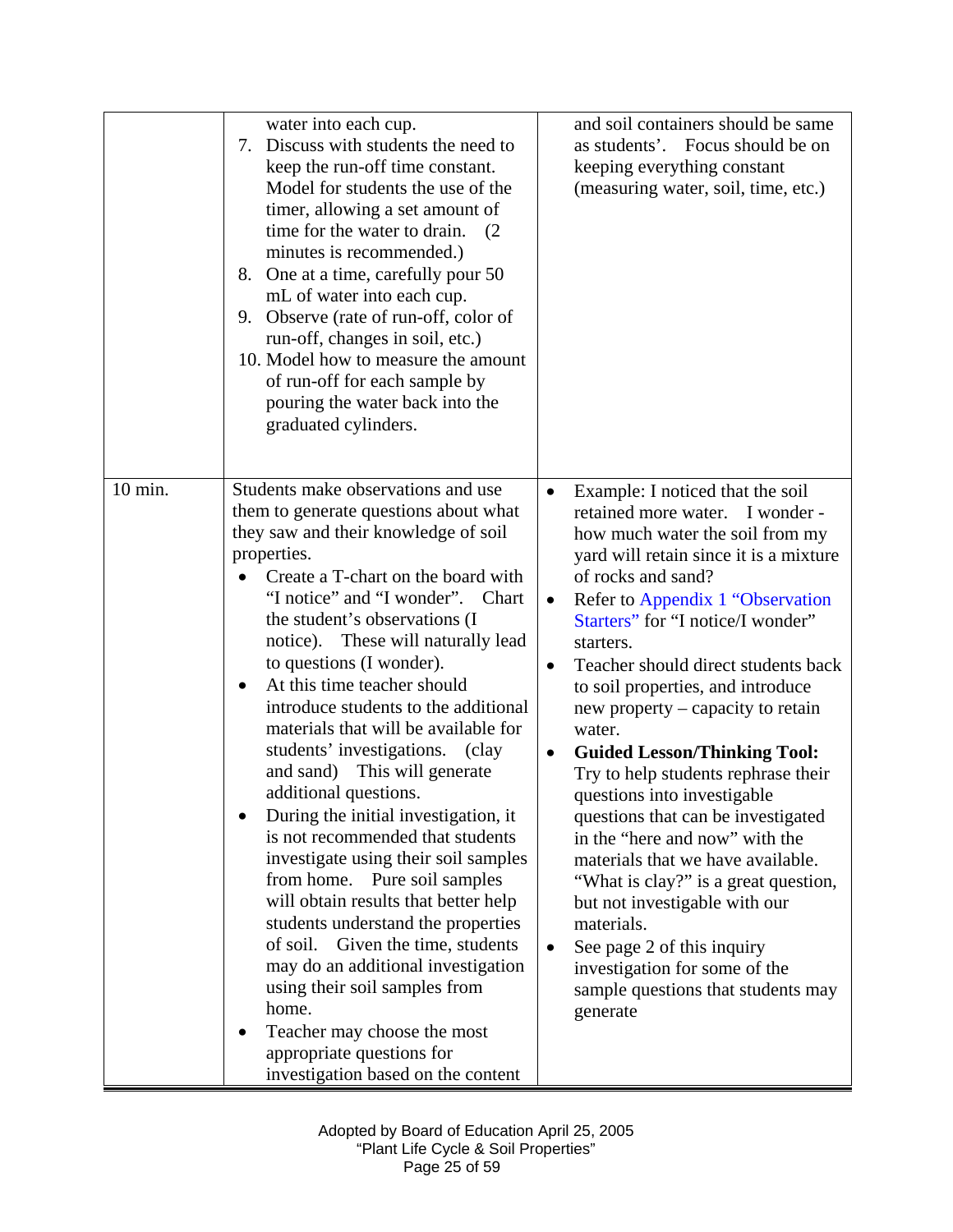| | | |
|---|---|---|
| | water into each cup.<br>7. Discuss with students the need to keep the run-off time constant. Model for students the use of the timer, allowing a set amount of time for the water to drain. (2 minutes is recommended.)<br>8. One at a time, carefully pour 50 mL of water into each cup.<br>9. Observe (rate of run-off, color of run-off, changes in soil, etc.)<br>10. Model how to measure the amount of run-off for each sample by pouring the water back into the graduated cylinders. | and soil containers should be same as students'. Focus should be on keeping everything constant (measuring water, soil, time, etc.) |
| 10 min. | Students make observations and use them to generate questions about what they saw and their knowledge of soil properties.<br>• Create a T-chart on the board with "I notice" and "I wonder". Chart the student's observations (I notice). These will naturally lead to questions (I wonder).<br>• At this time teacher should introduce students to the additional materials that will be available for students' investigations. (clay and sand) This will generate additional questions.<br>• During the initial investigation, it is not recommended that students investigate using their soil samples from home. Pure soil samples will obtain results that better help students understand the properties of soil. Given the time, students may do an additional investigation using their soil samples from home.<br>• Teacher may choose the most appropriate questions for investigation based on the content | • Example: I noticed that the soil retained more water. I wonder - how much water the soil from my yard will retain since it is a mixture of rocks and sand?<br>• Refer to Appendix 1 "Observation Starters" for "I notice/I wonder" starters.<br>• Teacher should direct students back to soil properties, and introduce new property – capacity to retain water.<br>• **Guided Lesson/Thinking Tool:** Try to help students rephrase their questions into investigable questions that can be investigated in the "here and now" with the materials that we have available. "What is clay?" is a great question, but not investigable with our materials.<br>• See page 2 of this inquiry investigation for some of the sample questions that students may generate |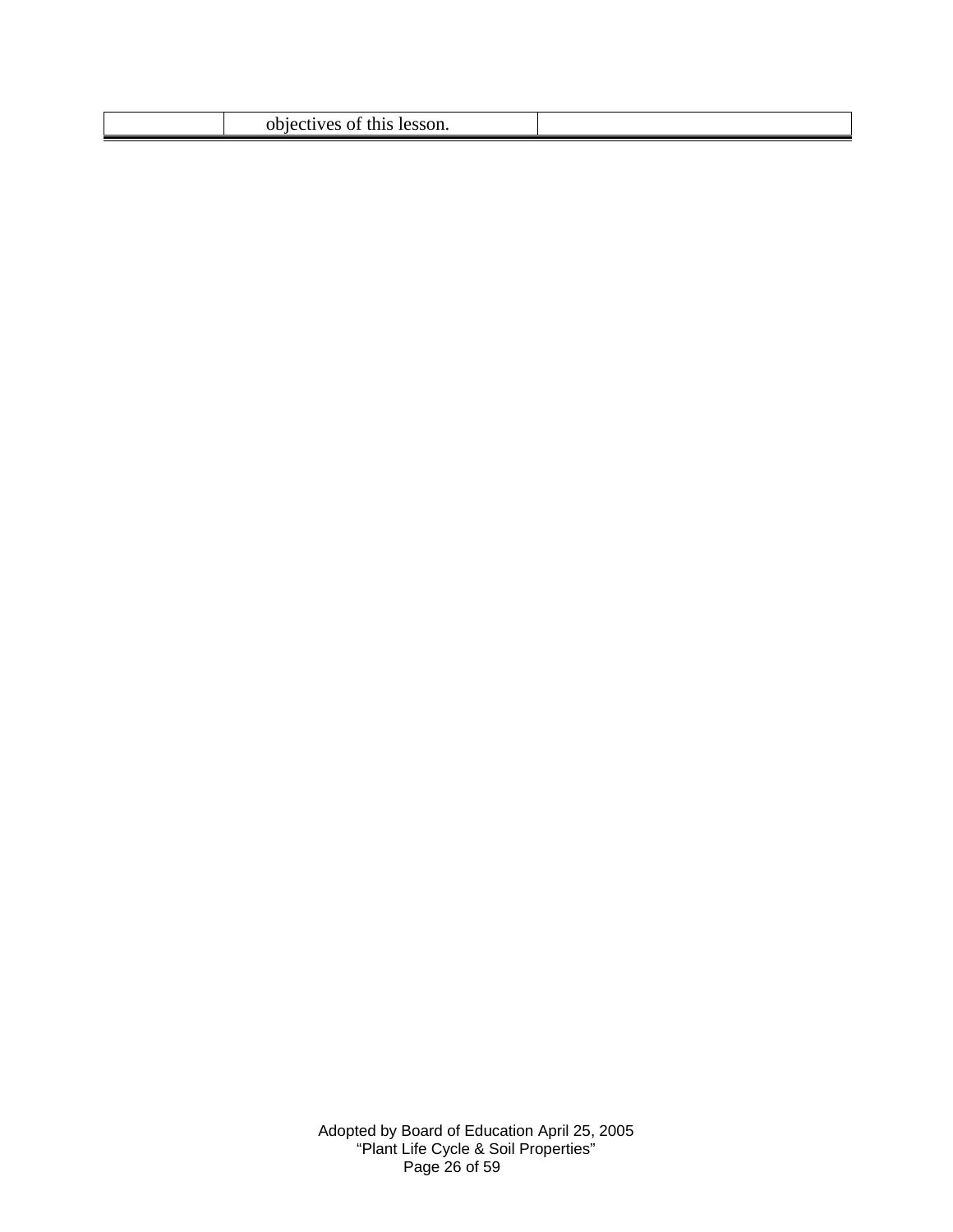|  | objectives of this lesson. |  |
|---|---|---|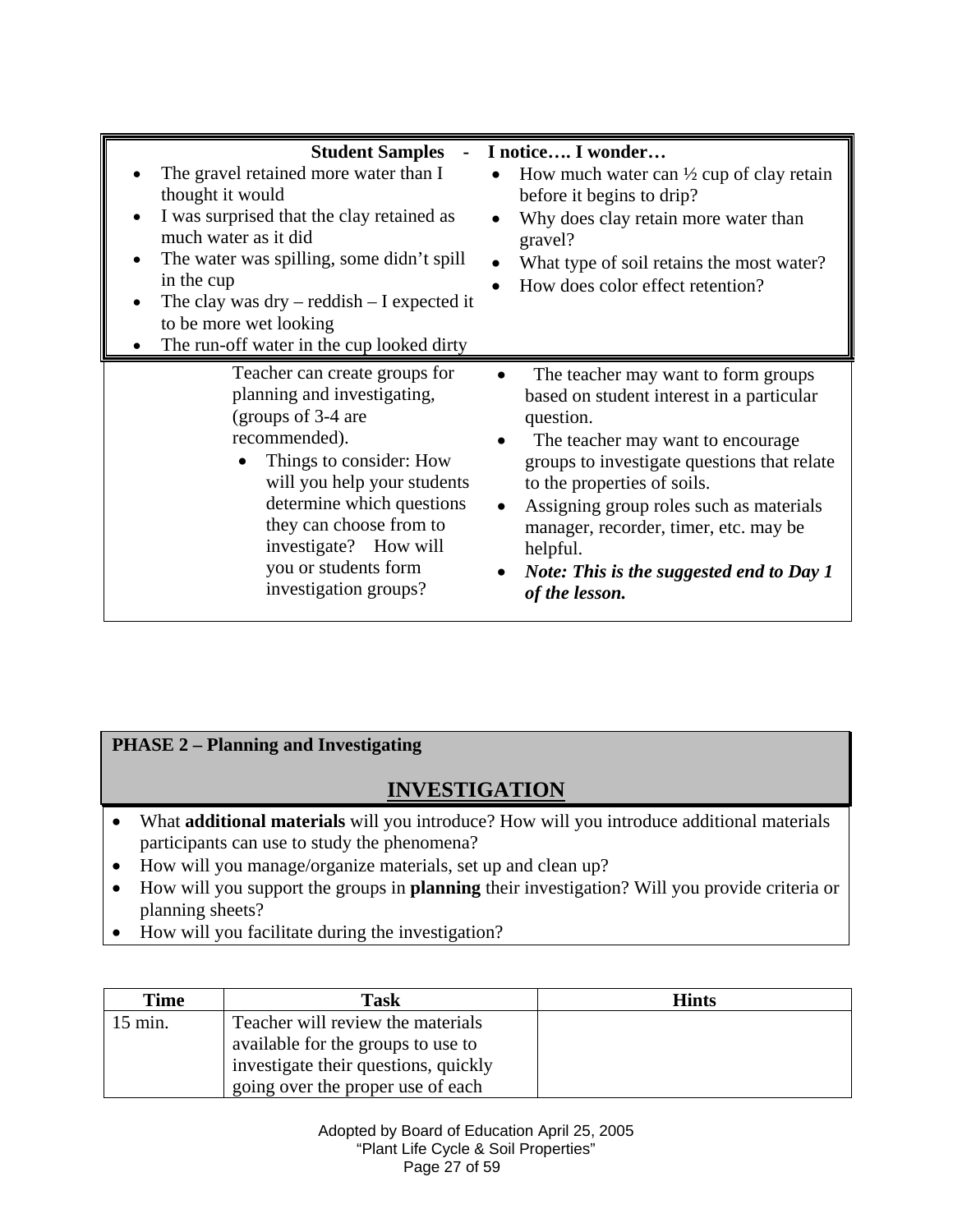| Student Samples - | I notice…. I wonder… |
|---|---|
| • The gravel retained more water than I thought it would<br>• I was surprised that the clay retained as much water as it did<br>• The water was spilling, some didn't spill in the cup<br>• The clay was dry – reddish – I expected it to be more wet looking<br>• The run-off water in the cup looked dirty | • How much water can ½ cup of clay retain before it begins to drip?<br>• Why does clay retain more water than gravel?<br>• What type of soil retains the most water?<br>• How does color effect retention? |

| | | |
|---|---|---|
| | Teacher can create groups for planning and investigating, (groups of 3-4 are recommended).<br>• Things to consider: How will you help your students determine which questions they can choose from to investigate? How will you or students form investigation groups? | • The teacher may want to form groups based on student interest in a particular question.<br>• The teacher may want to encourage groups to investigate questions that relate to the properties of soils.<br>• Assigning group roles such as materials manager, recorder, timer, etc. may be helpful.<br>• ***Note: This is the suggested end to Day 1 of the lesson.*** |

**PHASE 2 – Planning and Investigating**

## INVESTIGATION

- What **additional materials** will you introduce? How will you introduce additional materials participants can use to study the phenomena?
- How will you manage/organize materials, set up and clean up?
- How will you support the groups in **planning** their investigation? Will you provide criteria or planning sheets?
- How will you facilitate during the investigation?

| Time | Task | Hints |
|---|---|---|
| 15 min. | Teacher will review the materials available for the groups to use to investigate their questions, quickly going over the proper use of each | |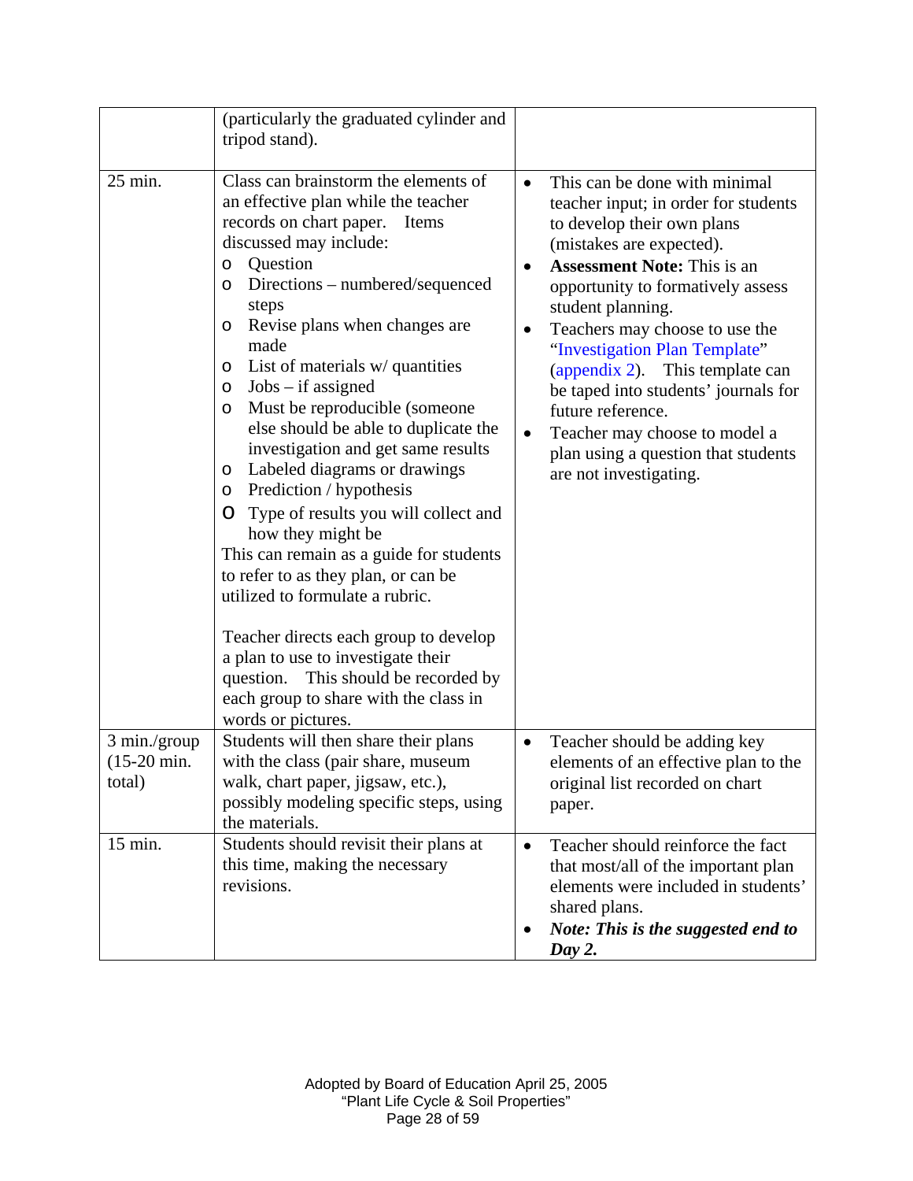| | | |
|---|---|---|
| | (particularly the graduated cylinder and tripod stand). | |
| 25 min. | Class can brainstorm the elements of an effective plan while the teacher records on chart paper. Items discussed may include:<br>o Question<br>o Directions – numbered/sequenced steps<br>o Revise plans when changes are made<br>o List of materials w/ quantities<br>o Jobs – if assigned<br>o Must be reproducible (someone else should be able to duplicate the investigation and get same results<br>o Labeled diagrams or drawings<br>o Prediction / hypothesis<br>o Type of results you will collect and how they might be<br>This can remain as a guide for students to refer to as they plan, or can be utilized to formulate a rubric.<br><br>Teacher directs each group to develop a plan to use to investigate their question. This should be recorded by each group to share with the class in words or pictures. | • This can be done with minimal teacher input; in order for students to develop their own plans (mistakes are expected).<br>• **Assessment Note:** This is an opportunity to formatively assess student planning.<br>• Teachers may choose to use the "Investigation Plan Template" (appendix 2). This template can be taped into students' journals for future reference.<br>• Teacher may choose to model a plan using a question that students are not investigating. |
| 3 min./group (15-20 min. total) | Students will then share their plans with the class (pair share, museum walk, chart paper, jigsaw, etc.), possibly modeling specific steps, using the materials. | • Teacher should be adding key elements of an effective plan to the original list recorded on chart paper. |
| 15 min. | Students should revisit their plans at this time, making the necessary revisions. | • Teacher should reinforce the fact that most/all of the important plan elements were included in students' shared plans.<br>• ***Note: This is the suggested end to Day 2.*** |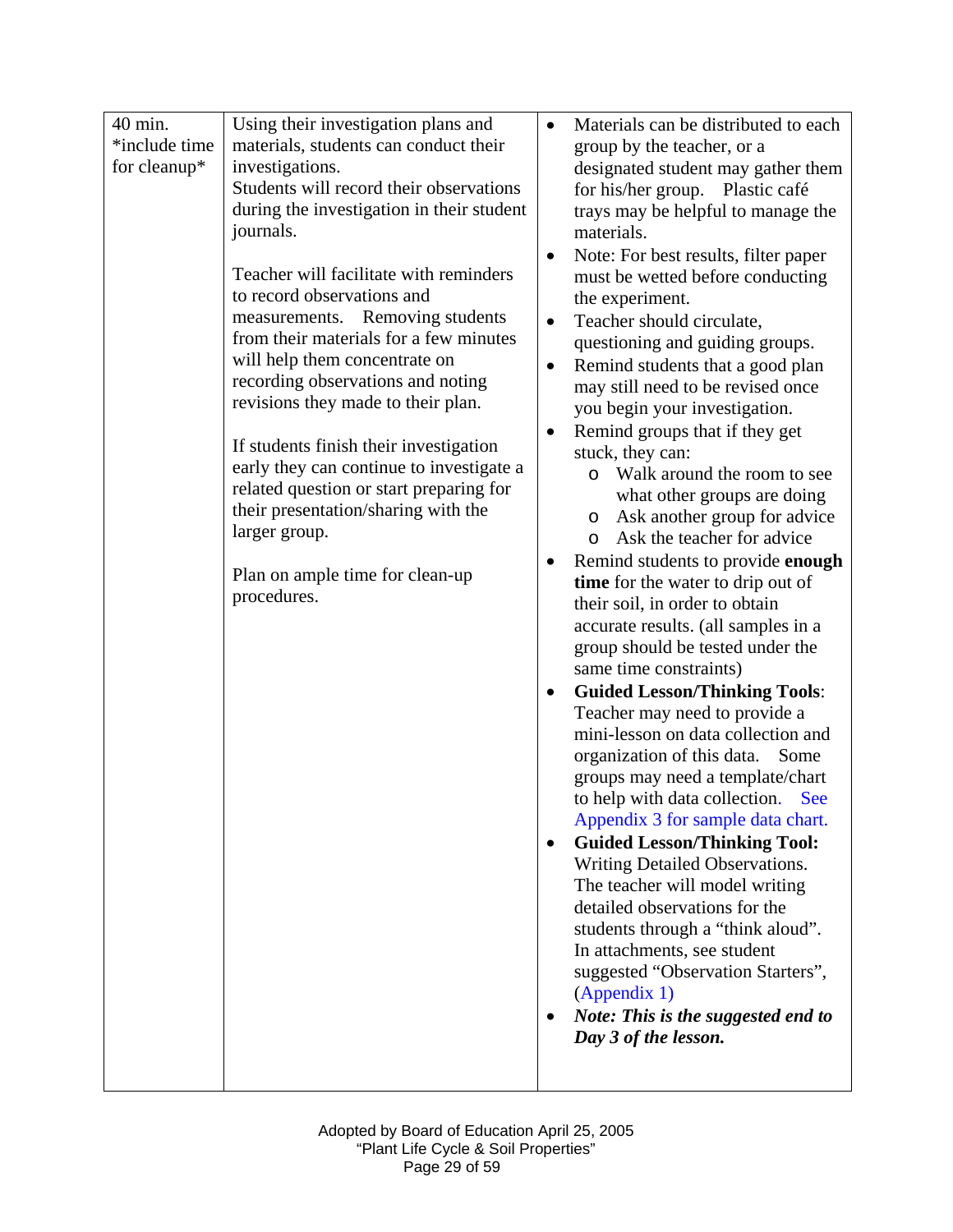| | | |
|---|---|---|
| 40 min. *include time for cleanup* | Using their investigation plans and materials, students can conduct their investigations.<br>Students will record their observations during the investigation in their student journals.<br><br>Teacher will facilitate with reminders to record observations and measurements. Removing students from their materials for a few minutes will help them concentrate on recording observations and noting revisions they made to their plan.<br><br>If students finish their investigation early they can continue to investigate a related question or start preparing for their presentation/sharing with the larger group.<br><br>Plan on ample time for clean-up procedures. | • Materials can be distributed to each group by the teacher, or a designated student may gather them for his/her group. Plastic café trays may be helpful to manage the materials.<br>• Note: For best results, filter paper must be wetted before conducting the experiment.<br>• Teacher should circulate, questioning and guiding groups.<br>• Remind students that a good plan may still need to be revised once you begin your investigation.<br>• Remind groups that if they get stuck, they can:<br>  o Walk around the room to see what other groups are doing<br>  o Ask another group for advice<br>  o Ask the teacher for advice<br>• Remind students to provide **enough time** for the water to drip out of their soil, in order to obtain accurate results. (all samples in a group should be tested under the same time constraints)<br>• **Guided Lesson/Thinking Tools**: Teacher may need to provide a mini-lesson on data collection and organization of this data. Some groups may need a template/chart to help with data collection. See Appendix 3 for sample data chart.<br>• **Guided Lesson/Thinking Tool:** Writing Detailed Observations. The teacher will model writing detailed observations for the students through a "think aloud". In attachments, see student suggested "Observation Starters", (Appendix 1)<br>• ***Note: This is the suggested end to Day 3 of the lesson.*** |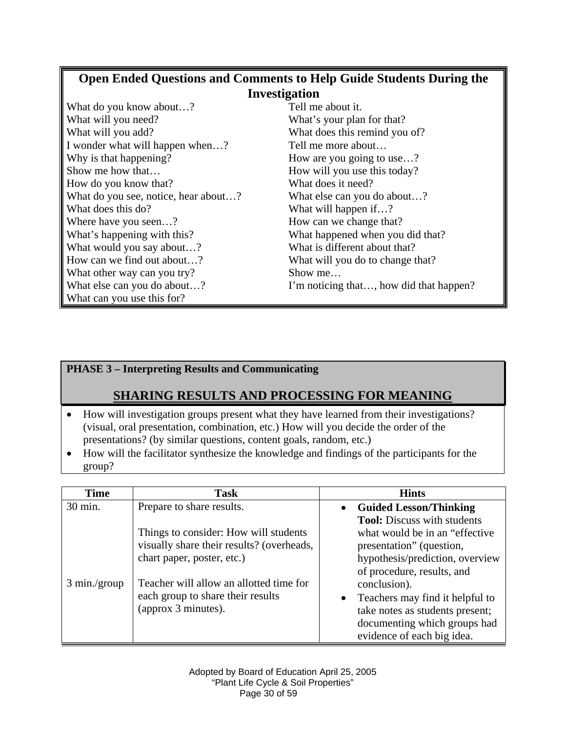## Open Ended Questions and Comments to Help Guide Students During the Investigation

| | |
|---|---|
| What do you know about…? | Tell me about it. |
| What will you need? | What's your plan for that? |
| What will you add? | What does this remind you of? |
| I wonder what will happen when…? | Tell me more about… |
| Why is that happening? | How are you going to use…? |
| Show me how that… | How will you use this today? |
| How do you know that? | What does it need? |
| What do you see, notice, hear about…? | What else can you do about…? |
| What does this do? | What will happen if…? |
| Where have you seen…? | How can we change that? |
| What's happening with this? | What happened when you did that? |
| What would you say about…? | What is different about that? |
| How can we find out about…? | What will you do to change that? |
| What other way can you try? | Show me… |
| What else can you do about…? | I'm noticing that…, how did that happen? |
| What can you use this for? | |

**PHASE 3 – Interpreting Results and Communicating**

## SHARING RESULTS AND PROCESSING FOR MEANING

- How will investigation groups present what they have learned from their investigations? (visual, oral presentation, combination, etc.) How will you decide the order of the presentations? (by similar questions, content goals, random, etc.)
- How will the facilitator synthesize the knowledge and findings of the participants for the group?

| Time | Task | Hints |
|---|---|---|
| 30 min.<br><br><br><br>3 min./group | Prepare to share results.<br><br>Things to consider: How will students visually share their results? (overheads, chart paper, poster, etc.)<br><br>Teacher will allow an allotted time for each group to share their results (approx 3 minutes). | • **Guided Lesson/Thinking Tool:** Discuss with students what would be in an "effective presentation" (question, hypothesis/prediction, overview of procedure, results, and conclusion).<br>• Teachers may find it helpful to take notes as students present; documenting which groups had evidence of each big idea. |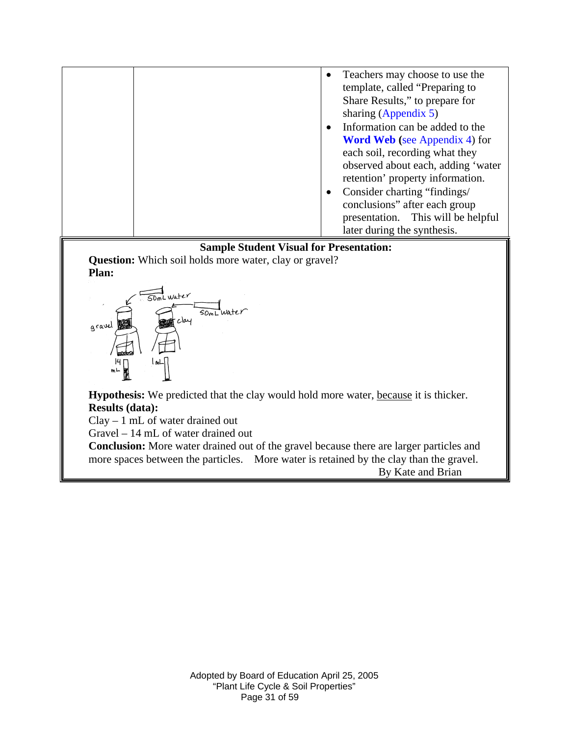| | | |
|---|---|---|
| | | • Teachers may choose to use the template, called "Preparing to Share Results," to prepare for sharing (Appendix 5)<br>• Information can be added to the **Word Web** (see Appendix 4) for each soil, recording what they observed about each, adding 'water retention' property information.<br>• Consider charting "findings/ conclusions" after each group presentation. This will be helpful later during the synthesis. |

**Sample Student Visual for Presentation:**

**Question:** Which soil holds more water, clay or gravel?

**Plan:**

**Hypothesis:** We predicted that the clay would hold more water, because it is thicker.

**Results (data):**

Clay – 1 mL of water drained out

Gravel – 14 mL of water drained out

**Conclusion:** More water drained out of the gravel because there are larger particles and more spaces between the particles. More water is retained by the clay than the gravel.

By Kate and Brian

Adopted by Board of Education April 25, 2005

"Plant Life Cycle & Soil Properties"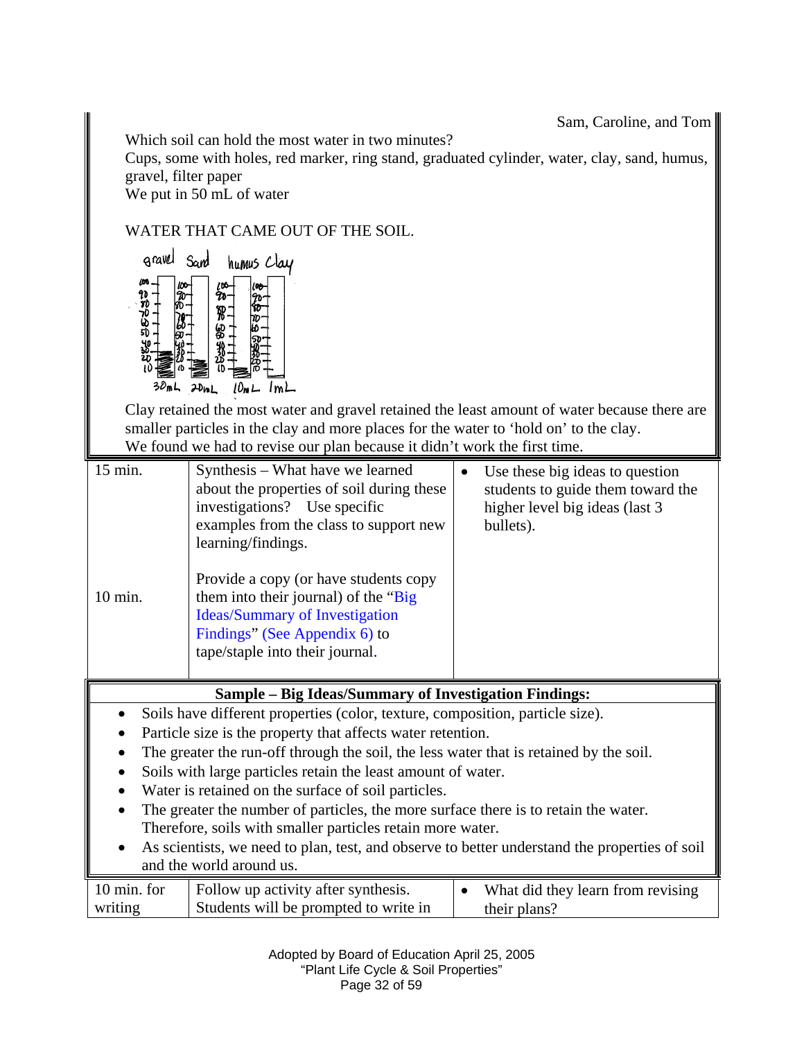Sam, Caroline, and Tom

Which soil can hold the most water in two minutes?

Cups, some with holes, red marker, ring stand, graduated cylinder, water, clay, sand, humus, gravel, filter paper

We put in 50 mL of water

WATER THAT CAME OUT OF THE SOIL.

gravel Sand humus Clay

30mL 20mL 10mL 1mL

Clay retained the most water and gravel retained the least amount of water because there are smaller particles in the clay and more places for the water to 'hold on' to the clay.

We found we had to revise our plan because it didn't work the first time.

| | | |
|---|---|---|
| 15 min.<br><br>10 min. | Synthesis – What have we learned about the properties of soil during these investigations? Use specific examples from the class to support new learning/findings.<br><br>Provide a copy (or have students copy them into their journal) of the "Big Ideas/Summary of Investigation Findings" (See Appendix 6) to tape/staple into their journal. | • Use these big ideas to question students to guide them toward the higher level big ideas (last 3 bullets). |

**Sample – Big Ideas/Summary of Investigation Findings:**

- Soils have different properties (color, texture, composition, particle size).
- Particle size is the property that affects water retention.
- The greater the run-off through the soil, the less water that is retained by the soil.
- Soils with large particles retain the least amount of water.
- Water is retained on the surface of soil particles.
- The greater the number of particles, the more surface there is to retain the water. Therefore, soils with smaller particles retain more water.
- As scientists, we need to plan, test, and observe to better understand the properties of soil and the world around us.

| | | |
|---|---|---|
| 10 min. for writing | Follow up activity after synthesis. Students will be prompted to write in | • What did they learn from revising their plans? |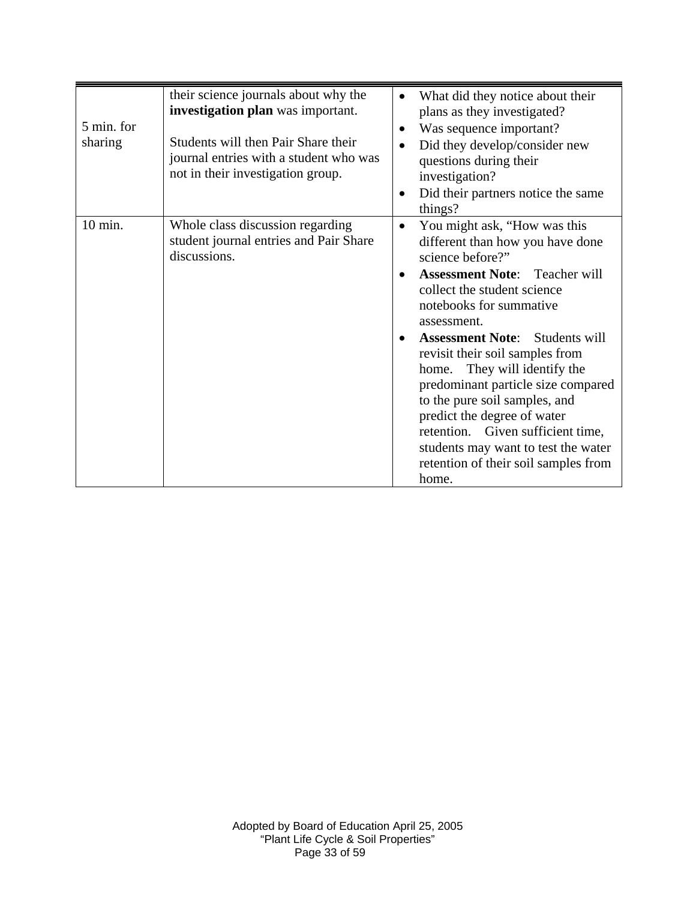| | | |
|---|---|---|
| 5 min. for sharing | their science journals about why the **investigation plan** was important.<br><br>Students will then Pair Share their journal entries with a student who was not in their investigation group. | • What did they notice about their plans as they investigated?<br>• Was sequence important?<br>• Did they develop/consider new questions during their investigation?<br>• Did their partners notice the same things? |
| 10 min. | Whole class discussion regarding student journal entries and Pair Share discussions. | • You might ask, "How was this different than how you have done science before?"<br>• **Assessment Note**: Teacher will collect the student science notebooks for summative assessment.<br>• **Assessment Note**: Students will revisit their soil samples from home. They will identify the predominant particle size compared to the pure soil samples, and predict the degree of water retention. Given sufficient time, students may want to test the water retention of their soil samples from home. |

Adopted by Board of Education April 25, 2005
"Plant Life Cycle & Soil Properties"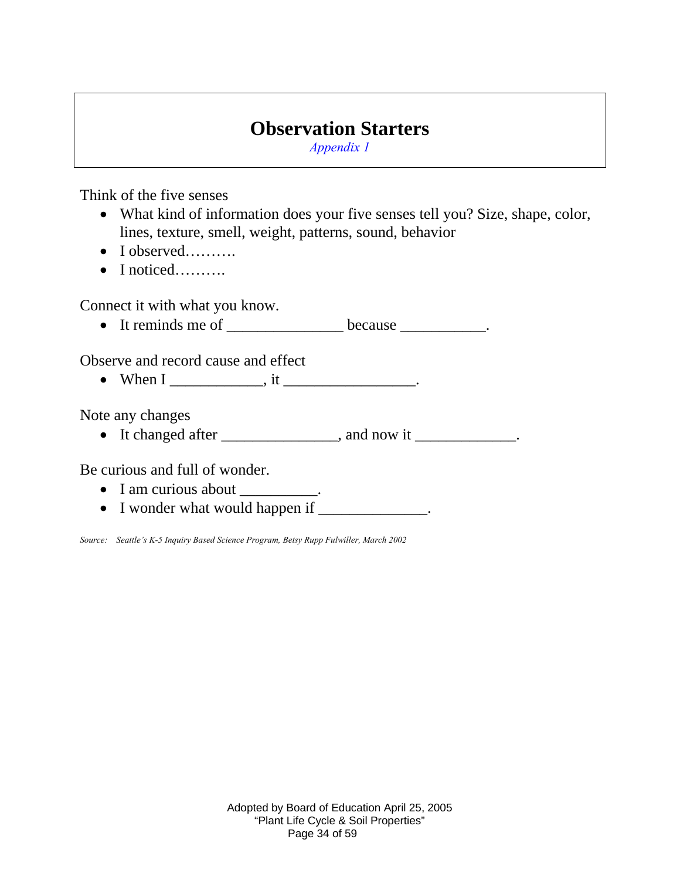# Observation Starters

*Appendix 1*

Think of the five senses

- What kind of information does your five senses tell you? Size, shape, color, lines, texture, smell, weight, patterns, sound, behavior
- I observed……….
- I noticed……….

Connect it with what you know.

- It reminds me of _______________ because ___________.

Observe and record cause and effect

- When I ____________, it _________________.

Note any changes

- It changed after _______________, and now it _____________.

Be curious and full of wonder.

- I am curious about __________.
- I wonder what would happen if ______________.

*Source: Seattle's K-5 Inquiry Based Science Program, Betsy Rupp Fulwiler, March 2002*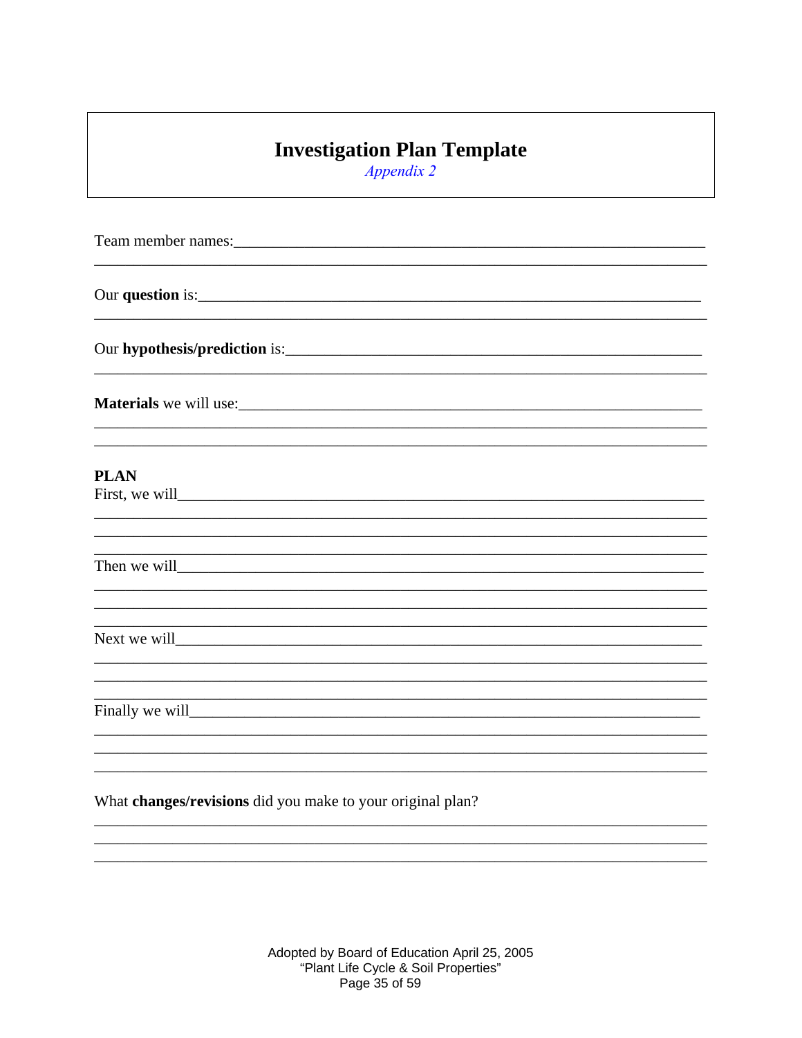# Investigation Plan Template

*Appendix 2*

Team member names:______________________________________________________________

________________________________________________________________________________

Our **question** is:_______________________________________________________________

________________________________________________________________________________

Our **hypothesis/prediction** is:___________________________________________________

________________________________________________________________________________

**Materials** we will use:__________________________________________________________

________________________________________________________________________________

________________________________________________________________________________

**PLAN**

First, we will______________________________________________________________________

________________________________________________________________________________

________________________________________________________________________________

________________________________________________________________________________

Then we will_______________________________________________________________________

________________________________________________________________________________

________________________________________________________________________________

________________________________________________________________________________

Next we will_______________________________________________________________________

________________________________________________________________________________

________________________________________________________________________________

________________________________________________________________________________

Finally we will______________________________________________________________________

________________________________________________________________________________

________________________________________________________________________________

________________________________________________________________________________

What **changes/revisions** did you make to your original plan?

________________________________________________________________________________

________________________________________________________________________________

________________________________________________________________________________

Adopted by Board of Education April 25, 2005

"Plant Life Cycle & Soil Properties"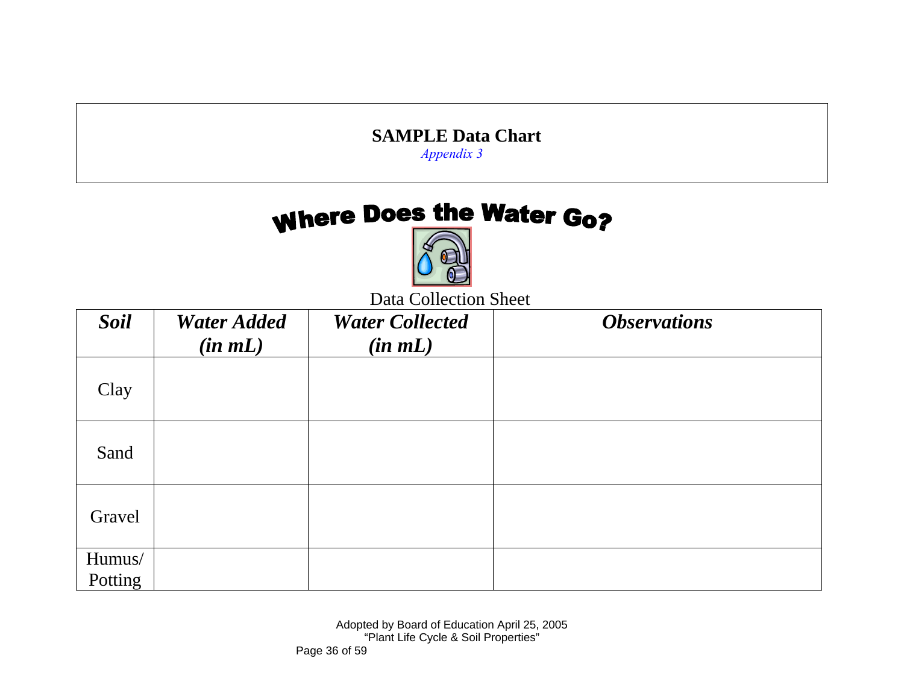**SAMPLE Data Chart**

*Appendix 3*

# Where Does the Water Go?

Data Collection Sheet

| *Soil* | *Water Added (in mL)* | *Water Collected (in mL)* | *Observations* |
|---|---|---|---|
| Clay | | | |
| Sand | | | |
| Gravel | | | |
| Humus/ Potting | | | |

Adopted by Board of Education April 25, 2005
"Plant Life Cycle & Soil Properties"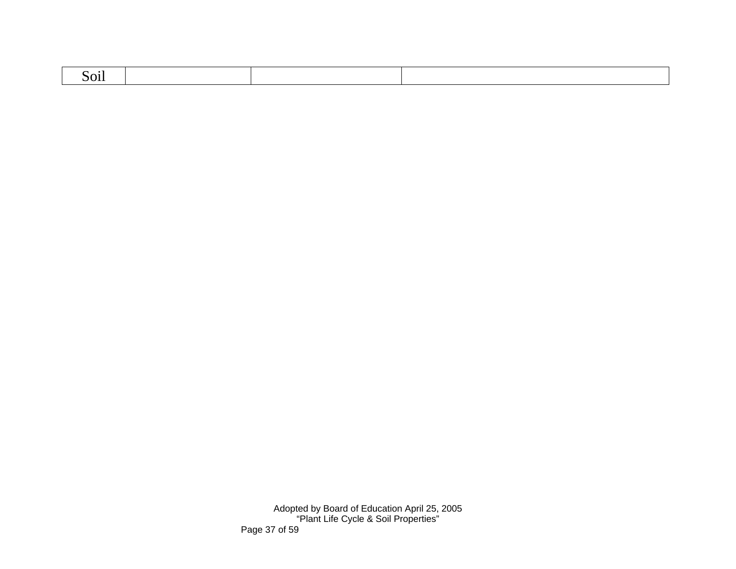| Soil | | | |
|---|---|---|---|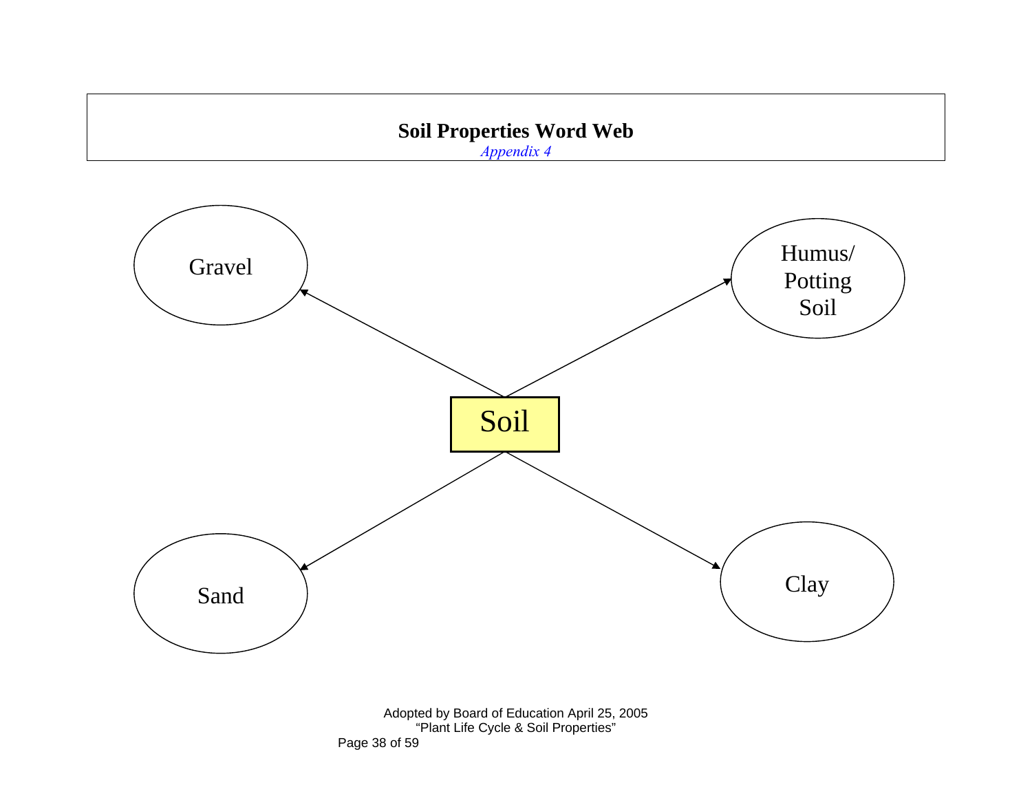# Soil Properties Word Web

*Appendix 4*

Gravel

Humus/ Potting Soil

Soil

Sand

Clay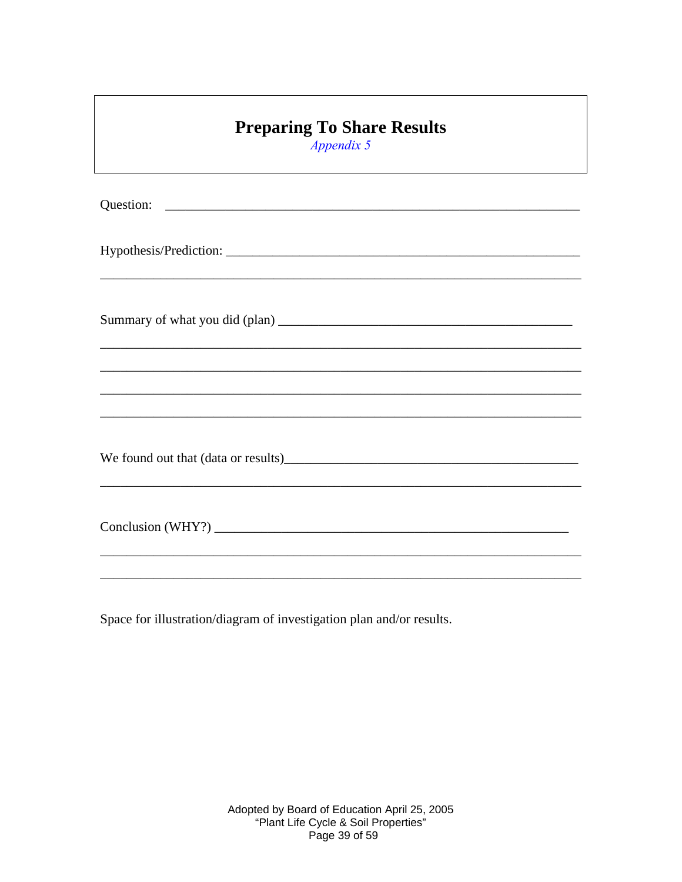# Preparing To Share Results

*Appendix 5*

Question: \_\_\_\_\_\_\_\_\_\_\_\_\_\_\_\_\_\_\_\_\_\_\_\_\_\_\_\_\_\_\_\_\_\_\_\_\_\_\_\_\_\_\_\_\_\_\_\_\_\_\_\_\_\_\_\_\_\_\_\_

Hypothesis/Prediction: \_\_\_\_\_\_\_\_\_\_\_\_\_\_\_\_\_\_\_\_\_\_\_\_\_\_\_\_\_\_\_\_\_\_\_\_\_\_\_\_\_\_\_\_\_\_\_\_\_\_\_\_

\_\_\_\_\_\_\_\_\_\_\_\_\_\_\_\_\_\_\_\_\_\_\_\_\_\_\_\_\_\_\_\_\_\_\_\_\_\_\_\_\_\_\_\_\_\_\_\_\_\_\_\_\_\_\_\_\_\_\_\_\_\_\_\_\_\_\_\_\_\_\_

Summary of what you did (plan) \_\_\_\_\_\_\_\_\_\_\_\_\_\_\_\_\_\_\_\_\_\_\_\_\_\_\_\_\_\_\_\_\_\_\_\_\_\_\_\_\_\_\_\_

\_\_\_\_\_\_\_\_\_\_\_\_\_\_\_\_\_\_\_\_\_\_\_\_\_\_\_\_\_\_\_\_\_\_\_\_\_\_\_\_\_\_\_\_\_\_\_\_\_\_\_\_\_\_\_\_\_\_\_\_\_\_\_\_\_\_\_\_\_\_\_

\_\_\_\_\_\_\_\_\_\_\_\_\_\_\_\_\_\_\_\_\_\_\_\_\_\_\_\_\_\_\_\_\_\_\_\_\_\_\_\_\_\_\_\_\_\_\_\_\_\_\_\_\_\_\_\_\_\_\_\_\_\_\_\_\_\_\_\_\_\_\_

\_\_\_\_\_\_\_\_\_\_\_\_\_\_\_\_\_\_\_\_\_\_\_\_\_\_\_\_\_\_\_\_\_\_\_\_\_\_\_\_\_\_\_\_\_\_\_\_\_\_\_\_\_\_\_\_\_\_\_\_\_\_\_\_\_\_\_\_\_\_\_

\_\_\_\_\_\_\_\_\_\_\_\_\_\_\_\_\_\_\_\_\_\_\_\_\_\_\_\_\_\_\_\_\_\_\_\_\_\_\_\_\_\_\_\_\_\_\_\_\_\_\_\_\_\_\_\_\_\_\_\_\_\_\_\_\_\_\_\_\_\_\_

We found out that (data or results)\_\_\_\_\_\_\_\_\_\_\_\_\_\_\_\_\_\_\_\_\_\_\_\_\_\_\_\_\_\_\_\_\_\_\_\_\_\_\_\_\_\_\_

\_\_\_\_\_\_\_\_\_\_\_\_\_\_\_\_\_\_\_\_\_\_\_\_\_\_\_\_\_\_\_\_\_\_\_\_\_\_\_\_\_\_\_\_\_\_\_\_\_\_\_\_\_\_\_\_\_\_\_\_\_\_\_\_\_\_\_\_\_\_\_

Conclusion (WHY?) \_\_\_\_\_\_\_\_\_\_\_\_\_\_\_\_\_\_\_\_\_\_\_\_\_\_\_\_\_\_\_\_\_\_\_\_\_\_\_\_\_\_\_\_\_\_\_\_\_\_\_\_\_

\_\_\_\_\_\_\_\_\_\_\_\_\_\_\_\_\_\_\_\_\_\_\_\_\_\_\_\_\_\_\_\_\_\_\_\_\_\_\_\_\_\_\_\_\_\_\_\_\_\_\_\_\_\_\_\_\_\_\_\_\_\_\_\_\_\_\_\_\_\_\_

\_\_\_\_\_\_\_\_\_\_\_\_\_\_\_\_\_\_\_\_\_\_\_\_\_\_\_\_\_\_\_\_\_\_\_\_\_\_\_\_\_\_\_\_\_\_\_\_\_\_\_\_\_\_\_\_\_\_\_\_\_\_\_\_\_\_\_\_\_\_\_

Space for illustration/diagram of investigation plan and/or results.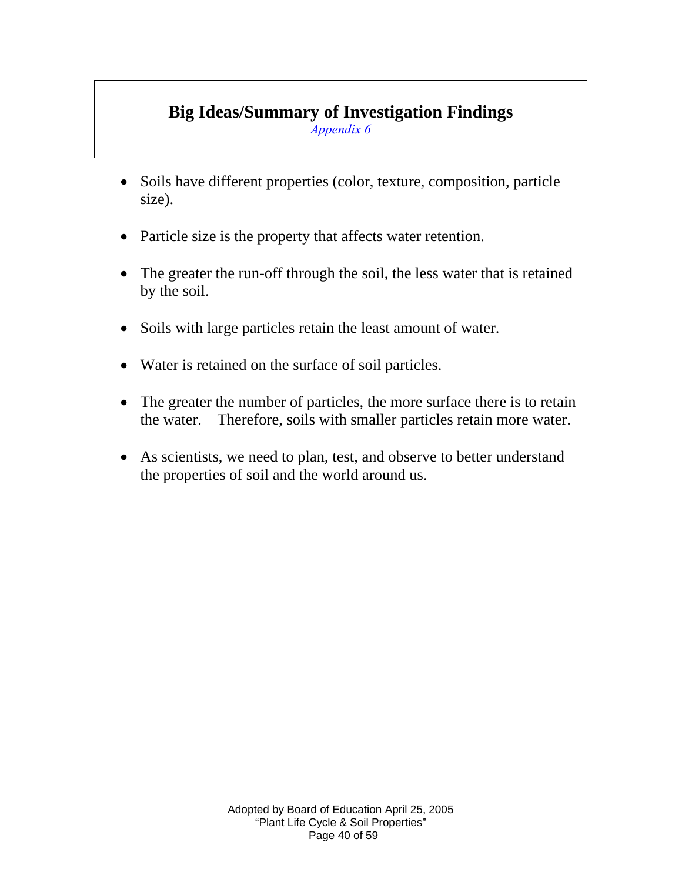# Big Ideas/Summary of Investigation Findings

*Appendix 6*

- Soils have different properties (color, texture, composition, particle size).

- Particle size is the property that affects water retention.

- The greater the run-off through the soil, the less water that is retained by the soil.

- Soils with large particles retain the least amount of water.

- Water is retained on the surface of soil particles.

- The greater the number of particles, the more surface there is to retain the water. Therefore, soils with smaller particles retain more water.

- As scientists, we need to plan, test, and observe to better understand the properties of soil and the world around us.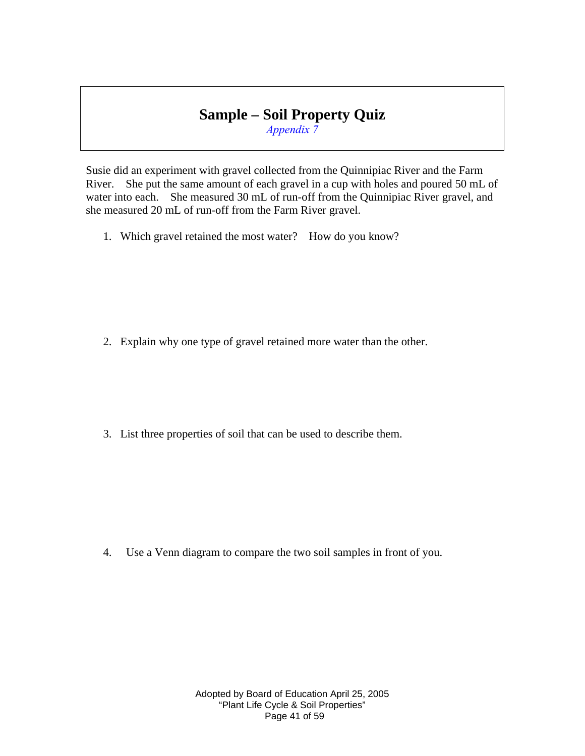# Sample – Soil Property Quiz

*Appendix 7*

Susie did an experiment with gravel collected from the Quinnipiac River and the Farm River. She put the same amount of each gravel in a cup with holes and poured 50 mL of water into each. She measured 30 mL of run-off from the Quinnipiac River gravel, and she measured 20 mL of run-off from the Farm River gravel.

1. Which gravel retained the most water? How do you know?

2. Explain why one type of gravel retained more water than the other.

3. List three properties of soil that can be used to describe them.

4. Use a Venn diagram to compare the two soil samples in front of you.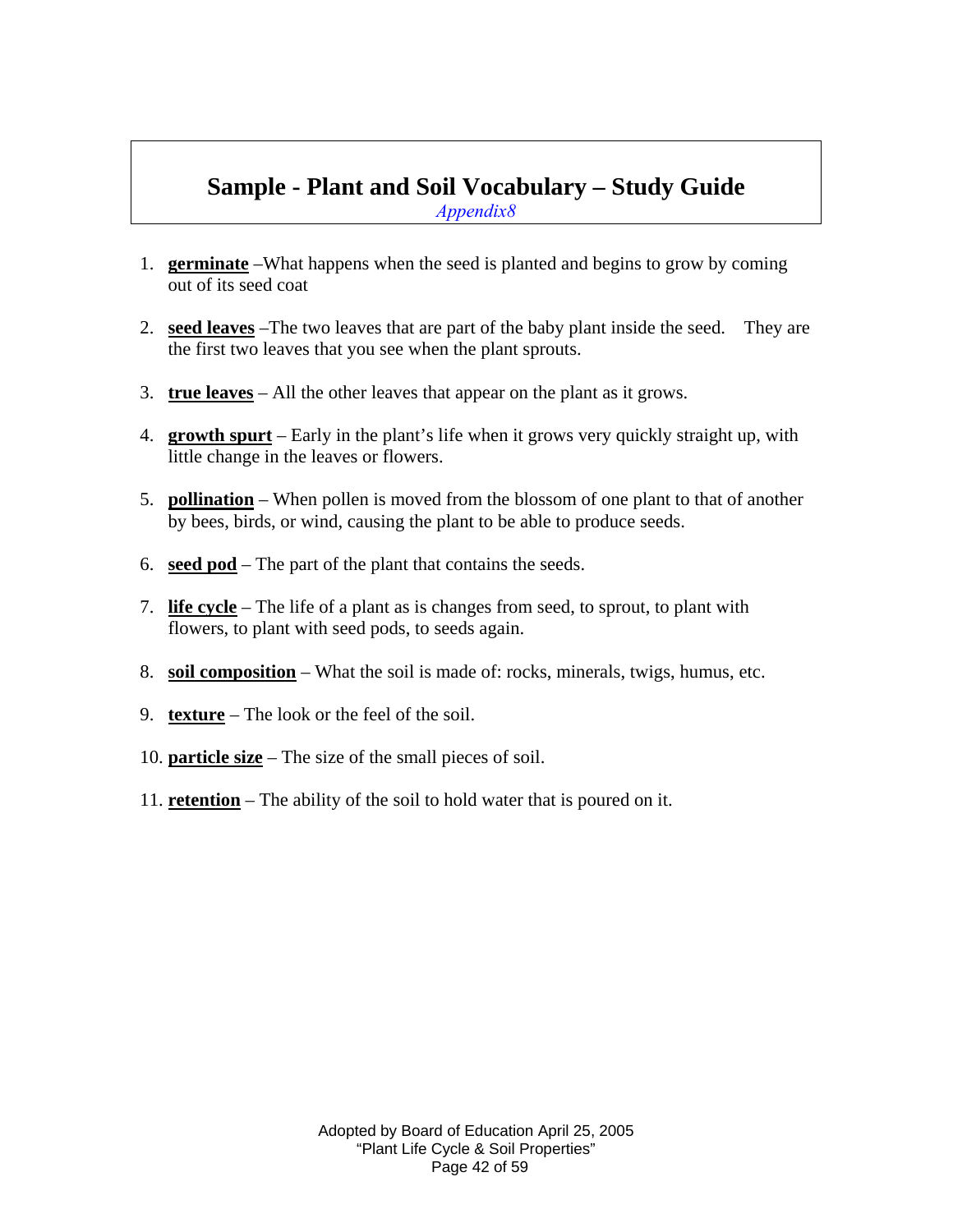# Sample - Plant and Soil Vocabulary – Study Guide

*Appendix8*

1. **germinate** –What happens when the seed is planted and begins to grow by coming out of its seed coat

2. **seed leaves** –The two leaves that are part of the baby plant inside the seed. They are the first two leaves that you see when the plant sprouts.

3. **true leaves** – All the other leaves that appear on the plant as it grows.

4. **growth spurt** – Early in the plant's life when it grows very quickly straight up, with little change in the leaves or flowers.

5. **pollination** – When pollen is moved from the blossom of one plant to that of another by bees, birds, or wind, causing the plant to be able to produce seeds.

6. **seed pod** – The part of the plant that contains the seeds.

7. **life cycle** – The life of a plant as is changes from seed, to sprout, to plant with flowers, to plant with seed pods, to seeds again.

8. **soil composition** – What the soil is made of: rocks, minerals, twigs, humus, etc.

9. **texture** – The look or the feel of the soil.

10. **particle size** – The size of the small pieces of soil.

11. **retention** – The ability of the soil to hold water that is poured on it.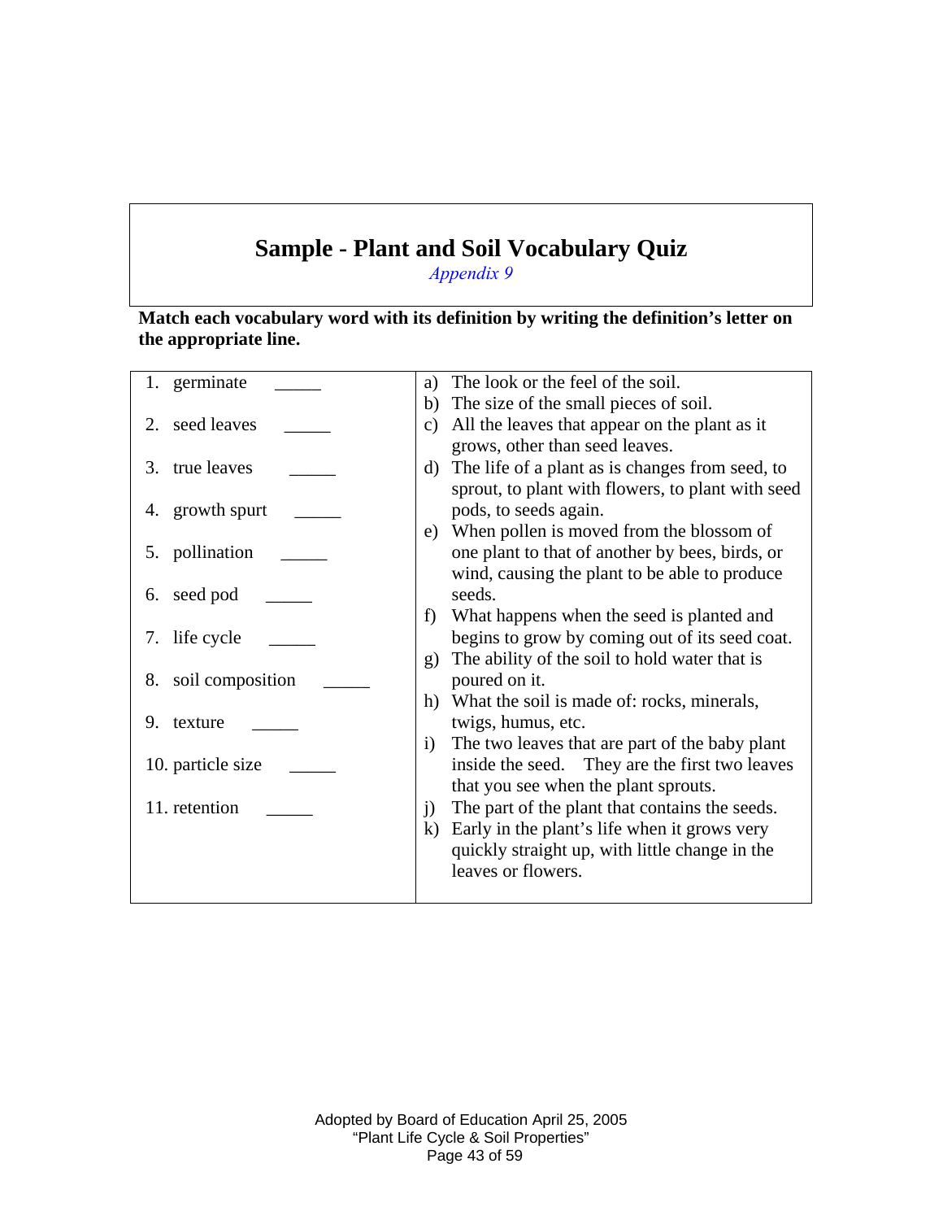# Sample - Plant and Soil Vocabulary Quiz

*Appendix 9*

**Match each vocabulary word with its definition by writing the definition's letter on the appropriate line.**

| | |
|---|---|
| 1. germinate _____ | a) The look or the feel of the soil. |
| 2. seed leaves _____ | b) The size of the small pieces of soil. |
| 3. true leaves _____ | c) All the leaves that appear on the plant as it grows, other than seed leaves. |
| 4. growth spurt _____ | d) The life of a plant as is changes from seed, to sprout, to plant with flowers, to plant with seed pods, to seeds again. |
| 5. pollination _____ | e) When pollen is moved from the blossom of one plant to that of another by bees, birds, or wind, causing the plant to be able to produce seeds. |
| 6. seed pod _____ | f) What happens when the seed is planted and begins to grow by coming out of its seed coat. |
| 7. life cycle _____ | g) The ability of the soil to hold water that is poured on it. |
| 8. soil composition _____ | h) What the soil is made of: rocks, minerals, twigs, humus, etc. |
| 9. texture _____ | i) The two leaves that are part of the baby plant inside the seed. They are the first two leaves that you see when the plant sprouts. |
| 10. particle size _____ | j) The part of the plant that contains the seeds. |
| 11. retention _____ | k) Early in the plant's life when it grows very quickly straight up, with little change in the leaves or flowers. |

Adopted by Board of Education April 25, 2005
"Plant Life Cycle & Soil Properties"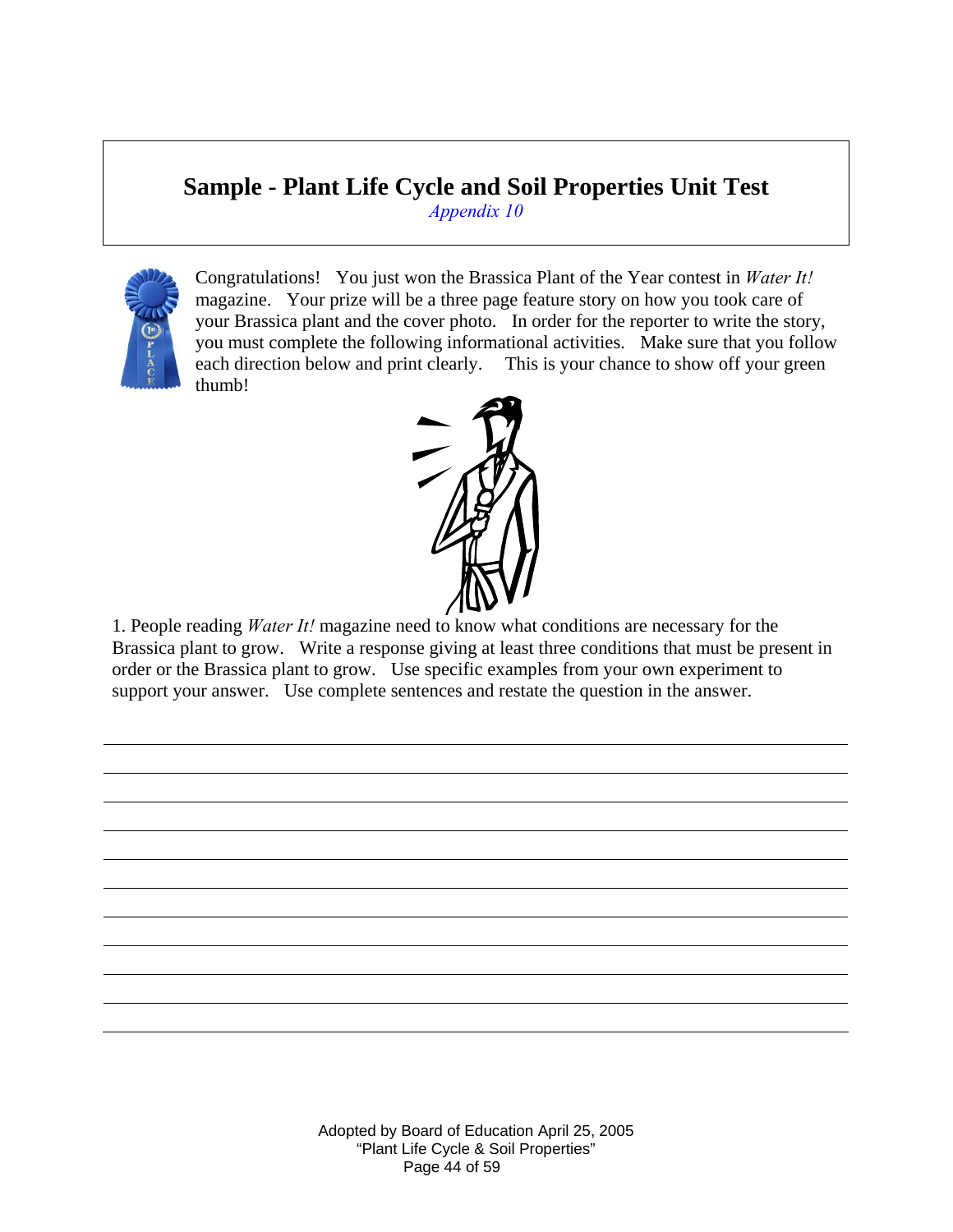# Sample - Plant Life Cycle and Soil Properties Unit Test

*Appendix 10*

Congratulations! You just won the Brassica Plant of the Year contest in *Water It!* magazine. Your prize will be a three page feature story on how you took care of your Brassica plant and the cover photo. In order for the reporter to write the story, you must complete the following informational activities. Make sure that you follow each direction below and print clearly. This is your chance to show off your green thumb!

1. People reading *Water It!* magazine need to know what conditions are necessary for the Brassica plant to grow. Write a response giving at least three conditions that must be present in order or the Brassica plant to grow. Use specific examples from your own experiment to support your answer. Use complete sentences and restate the question in the answer.

_______________________________________________________________________________

_______________________________________________________________________________

_______________________________________________________________________________

_______________________________________________________________________________

_______________________________________________________________________________

_______________________________________________________________________________

_______________________________________________________________________________

_______________________________________________________________________________

_______________________________________________________________________________

_______________________________________________________________________________

Adopted by Board of Education April 25, 2005
"Plant Life Cycle & Soil Properties"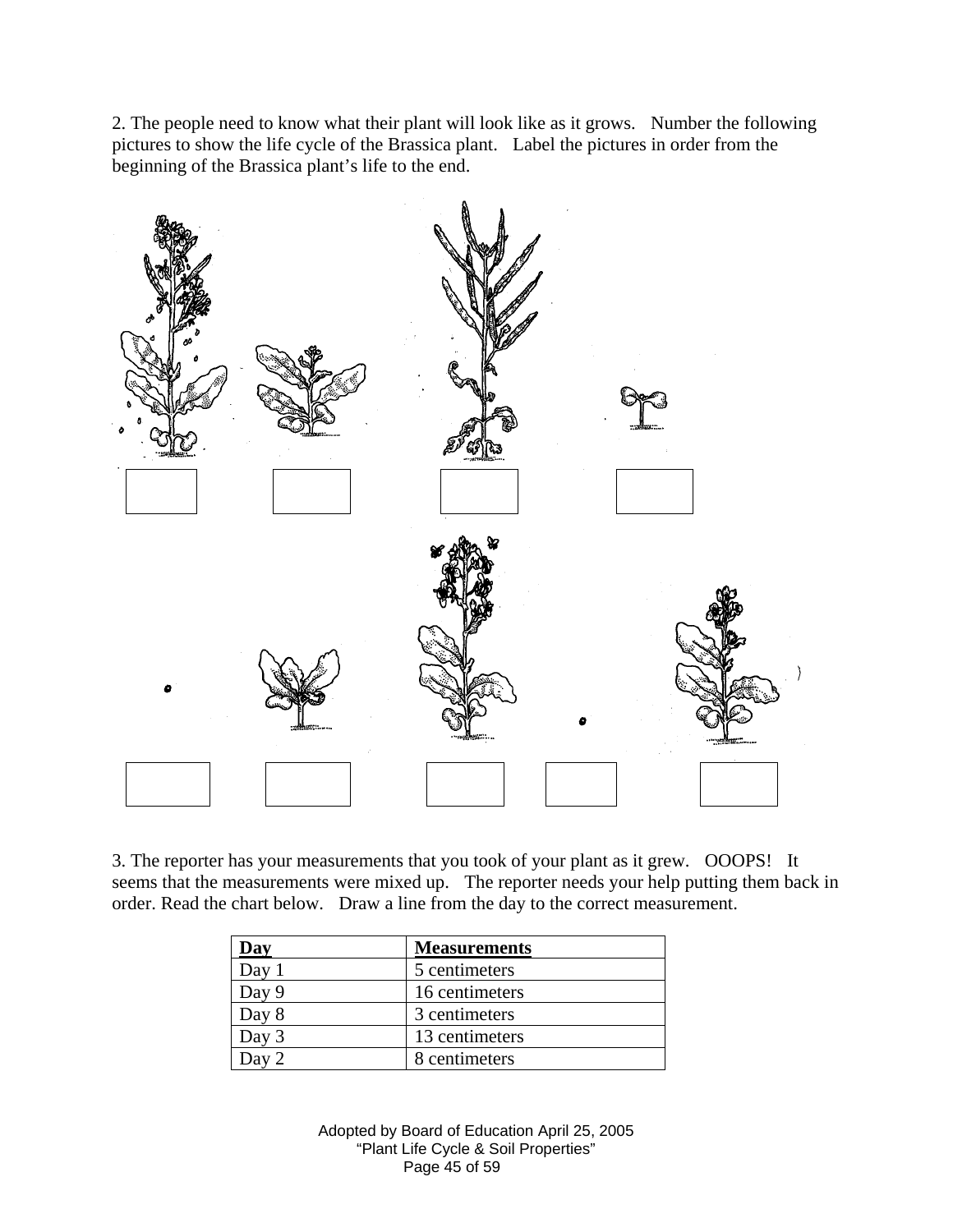2. The people need to know what their plant will look like as it grows. Number the following pictures to show the life cycle of the Brassica plant. Label the pictures in order from the beginning of the Brassica plant's life to the end.

3. The reporter has your measurements that you took of your plant as it grew. OOOPS! It seems that the measurements were mixed up. The reporter needs your help putting them back in order. Read the chart below. Draw a line from the day to the correct measurement.

| Day | Measurements |
|---|---|
| Day 1 | 5 centimeters |
| Day 9 | 16 centimeters |
| Day 8 | 3 centimeters |
| Day 3 | 13 centimeters |
| Day 2 | 8 centimeters |

Adopted by Board of Education April 25, 2005
"Plant Life Cycle & Soil Properties"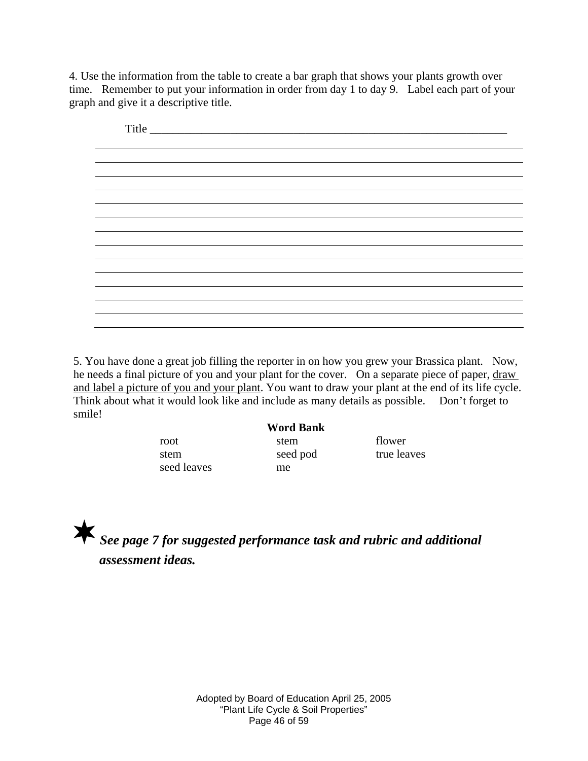4. Use the information from the table to create a bar graph that shows your plants growth over time. Remember to put your information in order from day 1 to day 9. Label each part of your graph and give it a descriptive title.

Title ________________________________________________________________

________________________________________________________________________

________________________________________________________________________

________________________________________________________________________

________________________________________________________________________

________________________________________________________________________

________________________________________________________________________

________________________________________________________________________

________________________________________________________________________

________________________________________________________________________

________________________________________________________________________

________________________________________________________________________

________________________________________________________________________

________________________________________________________________________

________________________________________________________________________

5. You have done a great job filling the reporter in on how you grew your Brassica plant. Now, he needs a final picture of you and your plant for the cover. On a separate piece of paper, <u>draw and label a picture of you and your plant</u>. You want to draw your plant at the end of its life cycle. Think about what it would look like and include as many details as possible. Don't forget to smile!

**Word Bank**

| | | |
|---|---|---|
| root | stem | flower |
| stem | seed pod | true leaves |
| seed leaves | me | |

✶ ***See page 7 for suggested performance task and rubric and additional assessment ideas.***

Adopted by Board of Education April 25, 2005
"Plant Life Cycle & Soil Properties"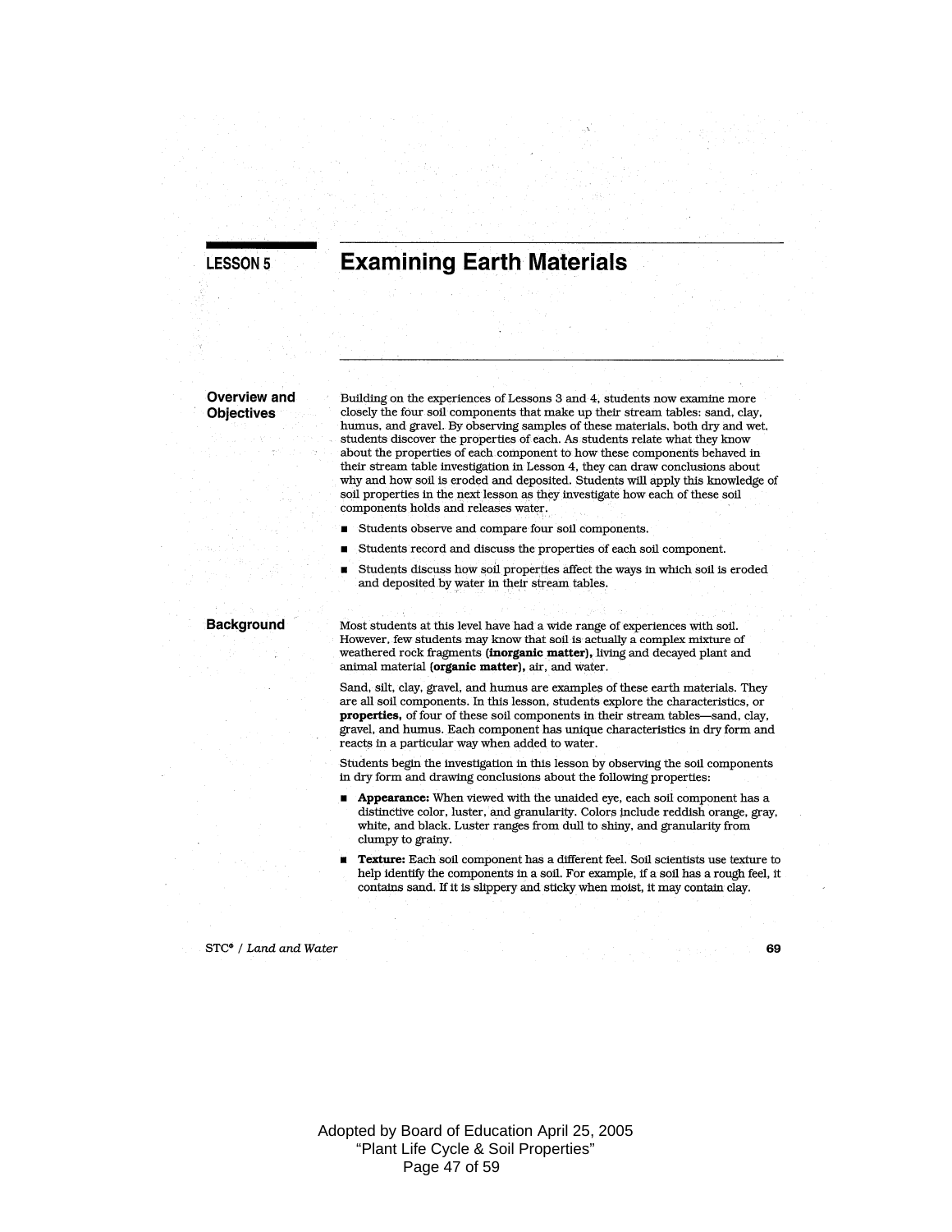LESSON 5

# Examining Earth Materials

## Overview and Objectives

Building on the experiences of Lessons 3 and 4, students now examine more closely the four soil components that make up their stream tables: sand, clay, humus, and gravel. By observing samples of these materials, both dry and wet, students discover the properties of each. As students relate what they know about the properties of each component to how these components behaved in their stream table investigation in Lesson 4, they can draw conclusions about why and how soil is eroded and deposited. Students will apply this knowledge of soil properties in the next lesson as they investigate how each of these soil components holds and releases water.

- Students observe and compare four soil components.
- Students record and discuss the properties of each soil component.
- Students discuss how soil properties affect the ways in which soil is eroded and deposited by water in their stream tables.

## Background

Most students at this level have had a wide range of experiences with soil. However, few students may know that soil is actually a complex mixture of weathered rock fragments **(inorganic matter)**, living and decayed plant and animal material **(organic matter)**, air, and water.

Sand, silt, clay, gravel, and humus are examples of these earth materials. They are all soil components. In this lesson, students explore the characteristics, or **properties,** of four of these soil components in their stream tables—sand, clay, gravel, and humus. Each component has unique characteristics in dry form and reacts in a particular way when added to water.

Students begin the investigation in this lesson by observing the soil components in dry form and drawing conclusions about the following properties:

- **Appearance:** When viewed with the unaided eye, each soil component has a distinctive color, luster, and granularity. Colors include reddish orange, gray, white, and black. Luster ranges from dull to shiny, and granularity from clumpy to grainy.
- **Texture:** Each soil component has a different feel. Soil scientists use texture to help identify the components in a soil. For example, if a soil has a rough feel, it contains sand. If it is slippery and sticky when moist, it may contain clay.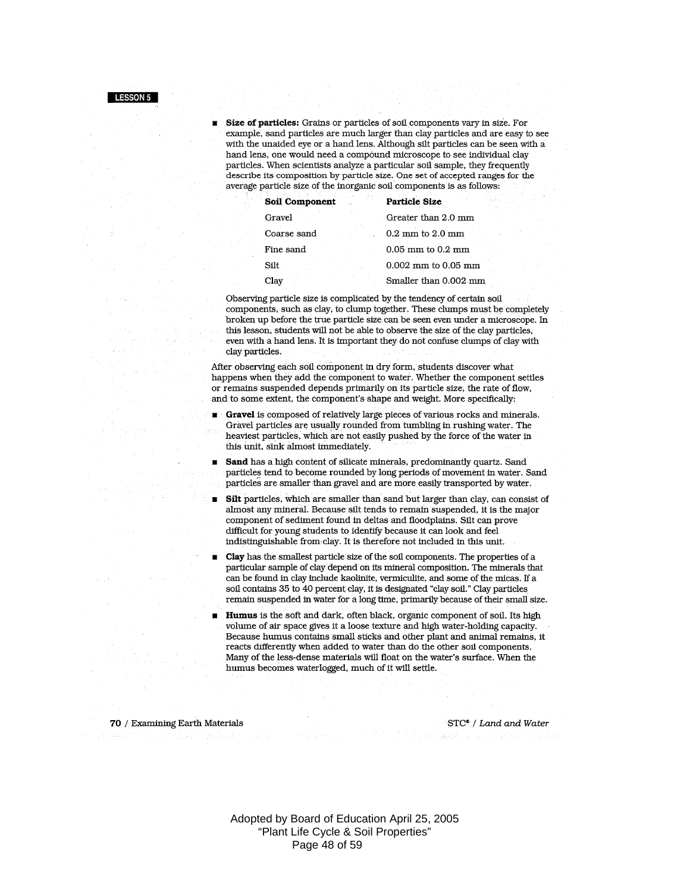- **Size of particles:** Grains or particles of soil components vary in size. For example, sand particles are much larger than clay particles and are easy to see with the unaided eye or a hand lens. Although silt particles can be seen with a hand lens, one would need a compound microscope to see individual clay particles. When scientists analyze a particular soil sample, they frequently describe its composition by particle size. One set of accepted ranges for the average particle size of the inorganic soil components is as follows:

| Soil Component | Particle Size |
|---|---|
| Gravel | Greater than 2.0 mm |
| Coarse sand | 0.2 mm to 2.0 mm |
| Fine sand | 0.05 mm to 0.2 mm |
| Silt | 0.002 mm to 0.05 mm |
| Clay | Smaller than 0.002 mm |

  Observing particle size is complicated by the tendency of certain soil components, such as clay, to clump together. These clumps must be completely broken up before the true particle size can be seen even under a microscope. In this lesson, students will not be able to observe the size of the clay particles, even with a hand lens. It is important they do not confuse clumps of clay with clay particles.

After observing each soil component in dry form, students discover what happens when they add the component to water. Whether the component settles or remains suspended depends primarily on its particle size, the rate of flow, and to some extent, the component's shape and weight. More specifically:

- **Gravel** is composed of relatively large pieces of various rocks and minerals. Gravel particles are usually rounded from tumbling in rushing water. The heaviest particles, which are not easily pushed by the force of the water in this unit, sink almost immediately.
- **Sand** has a high content of silicate minerals, predominantly quartz. Sand particles tend to become rounded by long periods of movement in water. Sand particles are smaller than gravel and are more easily transported by water.
- **Silt** particles, which are smaller than sand but larger than clay, can consist of almost any mineral. Because silt tends to remain suspended, it is the major component of sediment found in deltas and floodplains. Silt can prove difficult for young students to identify because it can look and feel indistinguishable from clay. It is therefore not included in this unit.
- **Clay** has the smallest particle size of the soil components. The properties of a particular sample of clay depend on its mineral composition. The minerals that can be found in clay include kaolinite, vermiculite, and some of the micas. If a soil contains 35 to 40 percent clay, it is designated "clay soil." Clay particles remain suspended in water for a long time, primarily because of their small size.
- **Humus** is the soft and dark, often black, organic component of soil. Its high volume of air space gives it a loose texture and high water-holding capacity. Because humus contains small sticks and other plant and animal remains, it reacts differently when added to water than do the other soil components. Many of the less-dense materials will float on the water's surface. When the humus becomes waterlogged, much of it will settle.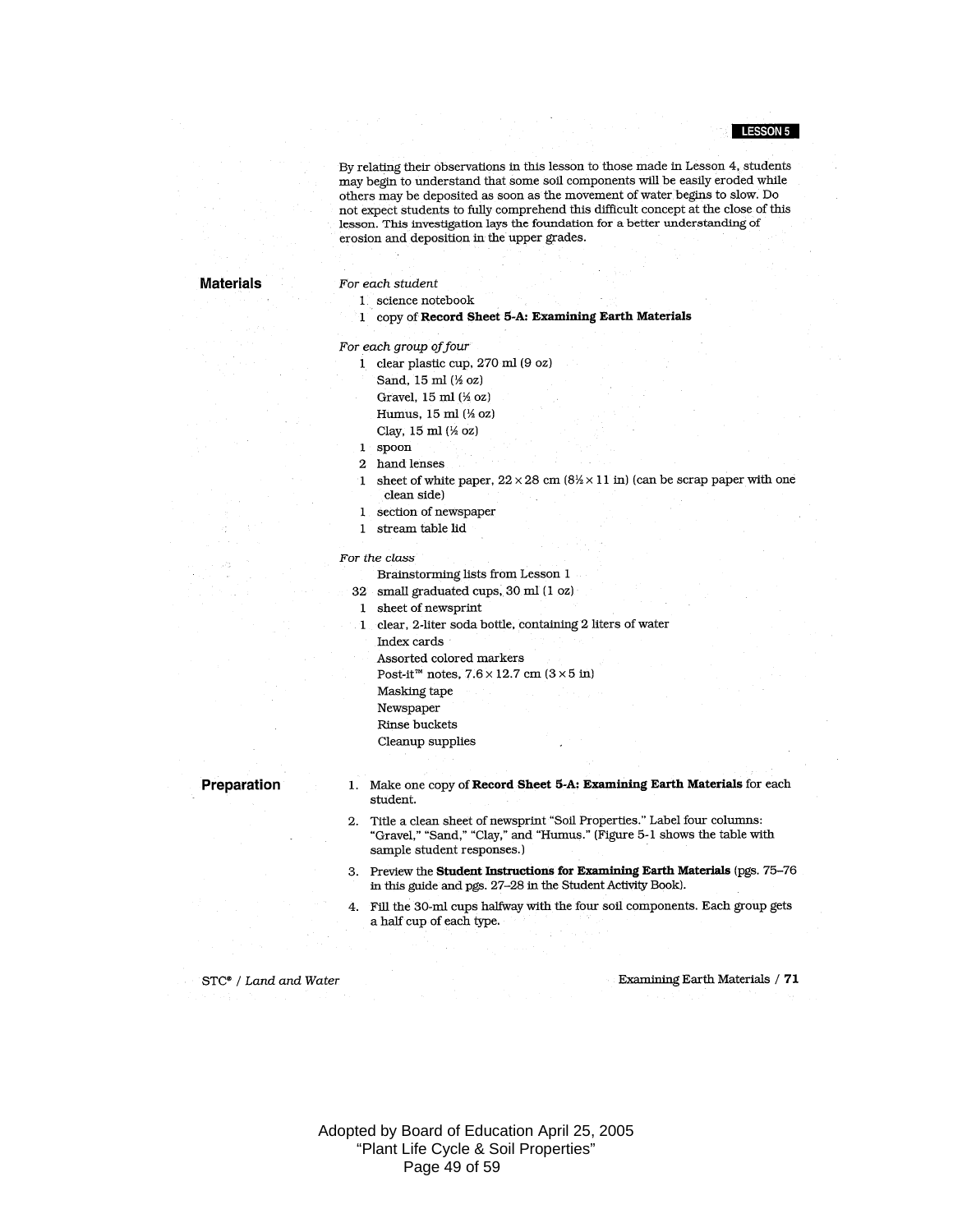By relating their observations in this lesson to those made in Lesson 4, students may begin to understand that some soil components will be easily eroded while others may be deposited as soon as the movement of water begins to slow. Do not expect students to fully comprehend this difficult concept at the close of this lesson. This investigation lays the foundation for a better understanding of erosion and deposition in the upper grades.

## Materials

*For each student*

- 1 science notebook
- 1 copy of **Record Sheet 5-A: Examining Earth Materials**

*For each group of four*

- 1 clear plastic cup, 270 ml (9 oz)
  - Sand, 15 ml (½ oz)
  - Gravel, 15 ml (½ oz)
  - Humus, 15 ml (½ oz)
  - Clay, 15 ml (½ oz)
- 1 spoon
- 2 hand lenses
- 1 sheet of white paper, 22 × 28 cm (8½ × 11 in) (can be scrap paper with one clean side)
- 1 section of newspaper
- 1 stream table lid

*For the class*

- Brainstorming lists from Lesson 1
- 32 small graduated cups, 30 ml (1 oz)
- 1 sheet of newsprint
- 1 clear, 2-liter soda bottle, containing 2 liters of water
- Index cards
- Assorted colored markers
- Post-it™ notes, 7.6 × 12.7 cm (3 × 5 in)
- Masking tape
- Newspaper
- Rinse buckets
- Cleanup supplies

## Preparation

1. Make one copy of **Record Sheet 5-A: Examining Earth Materials** for each student.
2. Title a clean sheet of newsprint "Soil Properties." Label four columns: "Gravel," "Sand," "Clay," and "Humus." (Figure 5-1 shows the table with sample student responses.)
3. Preview the **Student Instructions for Examining Earth Materials** (pgs. 75–76 in this guide and pgs. 27–28 in the Student Activity Book).
4. Fill the 30-ml cups halfway with the four soil components. Each group gets a half cup of each type.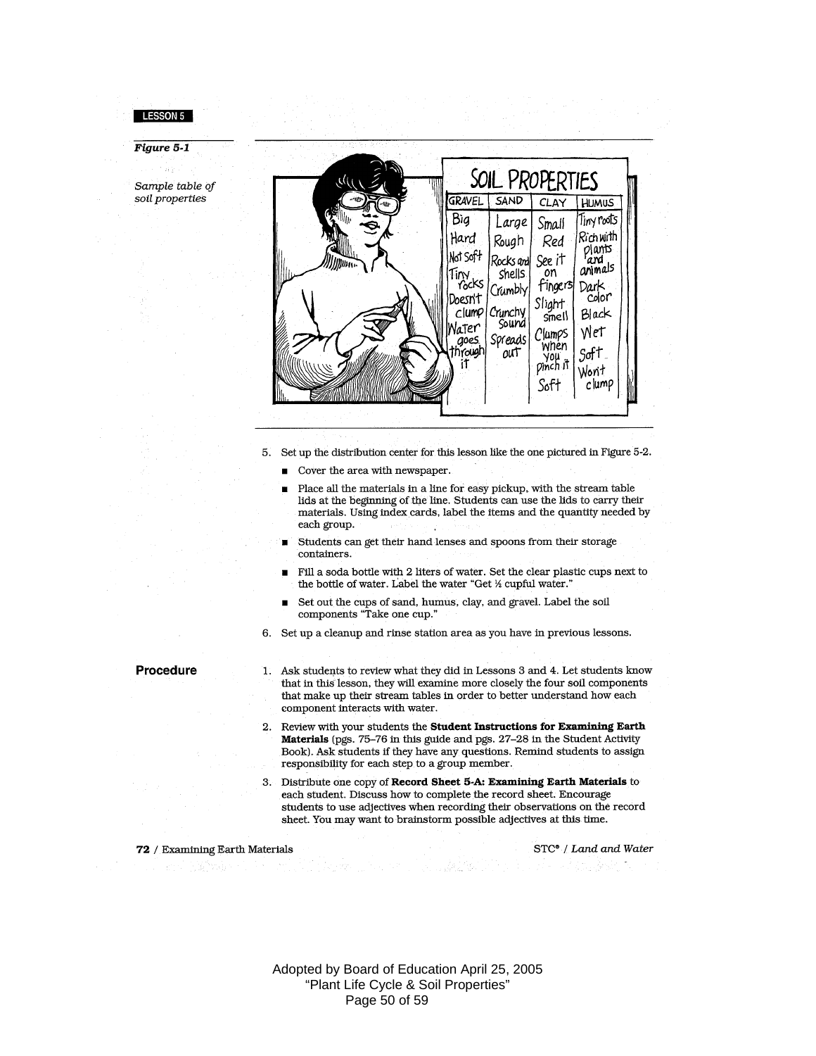LESSON 5

*Figure 5-1*

*Sample table of soil properties*

| SOIL PROPERTIES | | | |
|---|---|---|---|
| GRAVEL | SAND | CLAY | HUMUS |
| Big | Large | Small | Tiny roots |
| Hard | Rough | Red | Rich with plants and animals |
| Not Soft | Rocks and shells | See it on fingers | Dark color |
| Tiny rocks | Crumbly | Slight smell | Black |
| Doesn't clump | Crunchy sound | Clumps when you pinch it | Wet |
| Water goes through it | Spreads out | Soft | Soft |
| | | | Won't clump |

5. Set up the distribution center for this lesson like the one pictured in Figure 5-2.
   - Cover the area with newspaper.
   - Place all the materials in a line for easy pickup, with the stream table lids at the beginning of the line. Students can use the lids to carry their materials. Using index cards, label the items and the quantity needed by each group.
   - Students can get their hand lenses and spoons from their storage containers.
   - Fill a soda bottle with 2 liters of water. Set the clear plastic cups next to the bottle of water. Label the water "Get ½ cupful water."
   - Set out the cups of sand, humus, clay, and gravel. Label the soil components "Take one cup."
6. Set up a cleanup and rinse station area as you have in previous lessons.

## Procedure

1. Ask students to review what they did in Lessons 3 and 4. Let students know that in this lesson, they will examine more closely the four soil components that make up their stream tables in order to better understand how each component interacts with water.
2. Review with your students the **Student Instructions for Examining Earth Materials** (pgs. 75–76 in this guide and pgs. 27–28 in the Student Activity Book). Ask students if they have any questions. Remind students to assign responsibility for each step to a group member.
3. Distribute one copy of **Record Sheet 5-A: Examining Earth Materials** to each student. Discuss how to complete the record sheet. Encourage students to use adjectives when recording their observations on the record sheet. You may want to brainstorm possible adjectives at this time.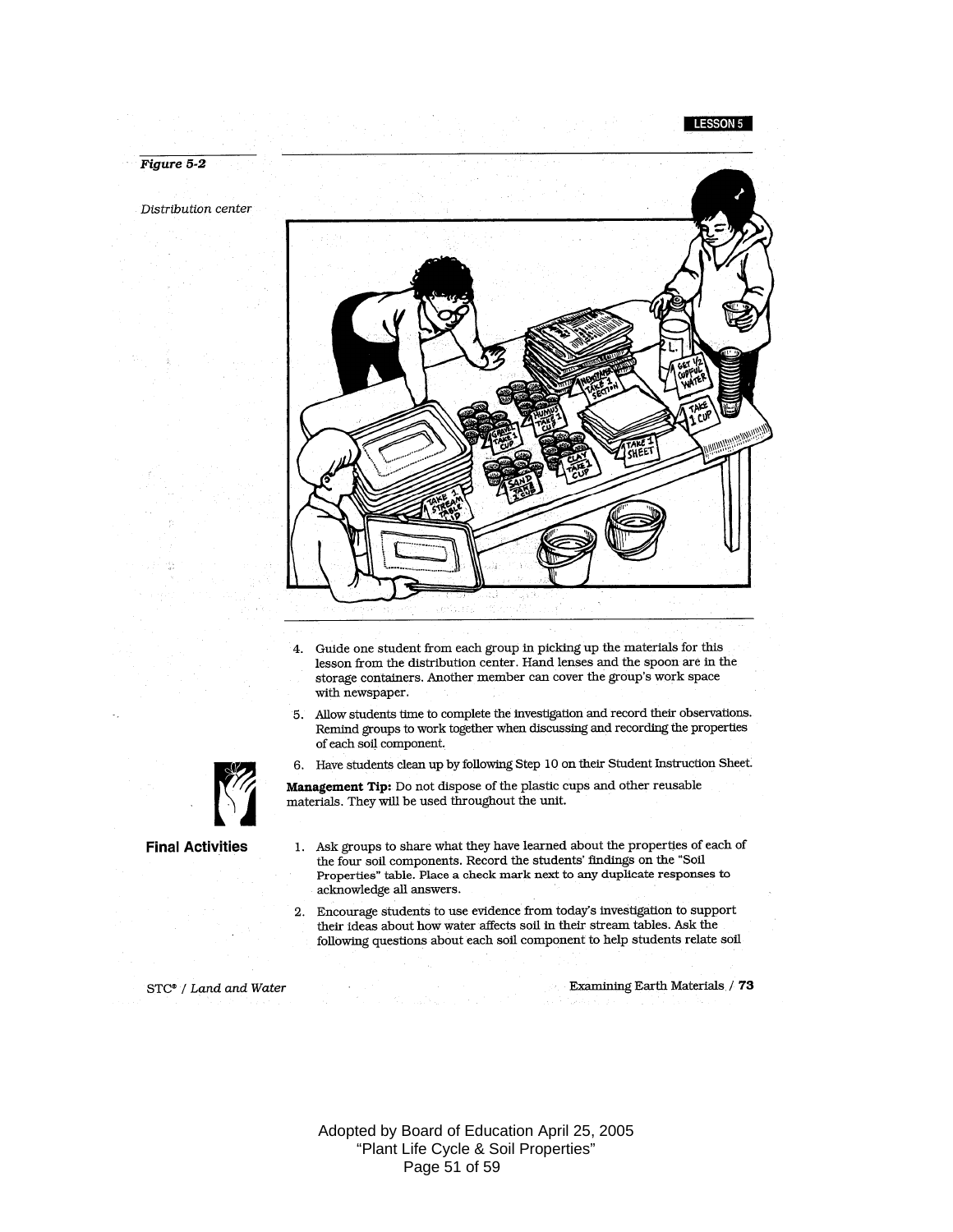*Figure 5-2*

*Distribution center*

4. Guide one student from each group in picking up the materials for this lesson from the distribution center. Hand lenses and the spoon are in the storage containers. Another member can cover the group's work space with newspaper.

5. Allow students time to complete the investigation and record their observations. Remind groups to work together when discussing and recording the properties of each soil component.

6. Have students clean up by following Step 10 on their Student Instruction Sheet.

**Management Tip:** Do not dispose of the plastic cups and other reusable materials. They will be used throughout the unit.

## Final Activities

1. Ask groups to share what they have learned about the properties of each of the four soil components. Record the students' findings on the "Soil Properties" table. Place a check mark next to any duplicate responses to acknowledge all answers.

2. Encourage students to use evidence from today's investigation to support their ideas about how water affects soil in their stream tables. Ask the following questions about each soil component to help students relate soil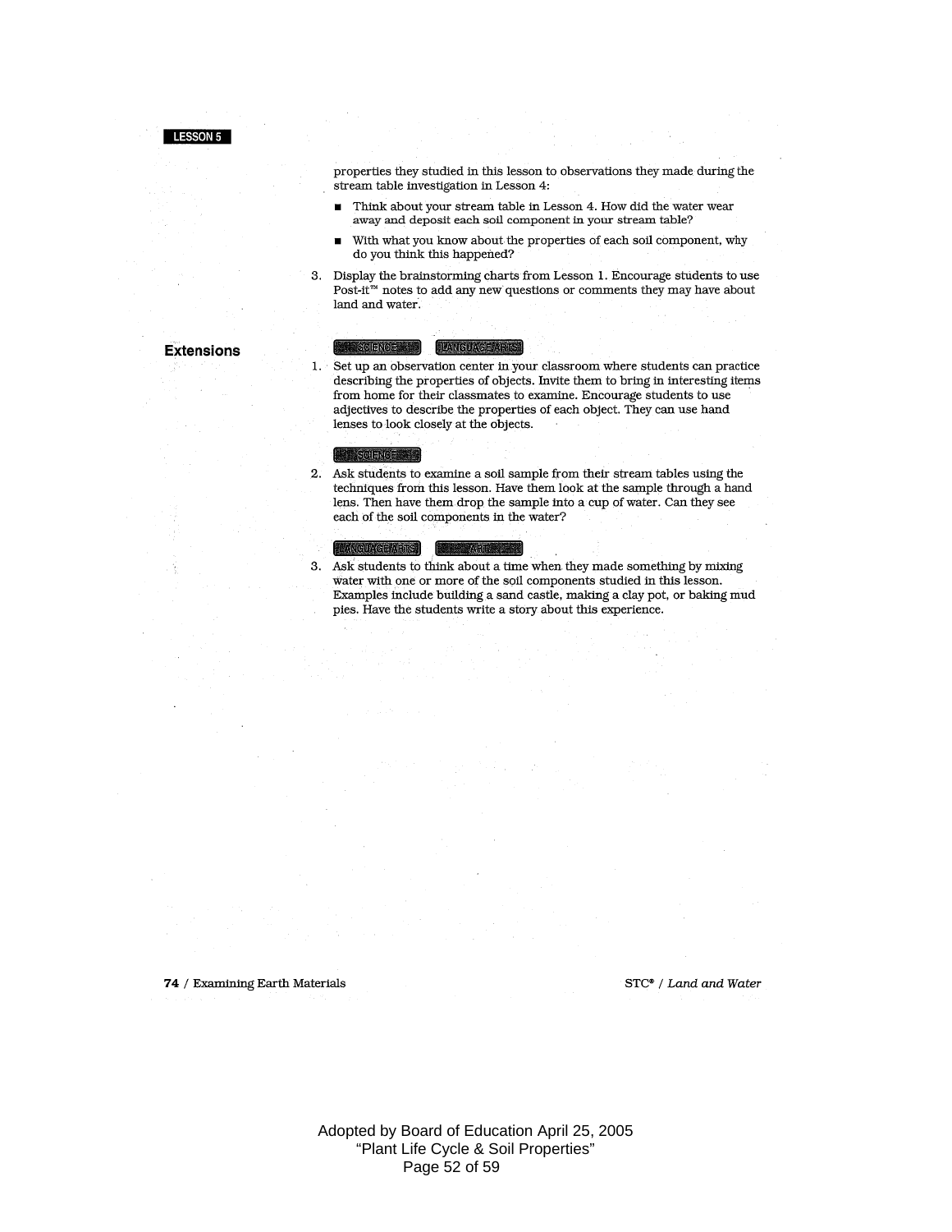properties they studied in this lesson to observations they made during the stream table investigation in Lesson 4:

- Think about your stream table in Lesson 4. How did the water wear away and deposit each soil component in your stream table?
- With what you know about the properties of each soil component, why do you think this happened?

3. Display the brainstorming charts from Lesson 1. Encourage students to use Post-it™ notes to add any new questions or comments they may have about land and water.

## Extensions

SCIENCE LANGUAGE ARTS

1. Set up an observation center in your classroom where students can practice describing the properties of objects. Invite them to bring in interesting items from home for their classmates to examine. Encourage students to use adjectives to describe the properties of each object. They can use hand lenses to look closely at the objects.

SCIENCE

2. Ask students to examine a soil sample from their stream tables using the techniques from this lesson. Have them look at the sample through a hand lens. Then have them drop the sample into a cup of water. Can they see each of the soil components in the water?

LANGUAGE ARTS ART

3. Ask students to think about a time when they made something by mixing water with one or more of the soil components studied in this lesson. Examples include building a sand castle, making a clay pot, or baking mud pies. Have the students write a story about this experience.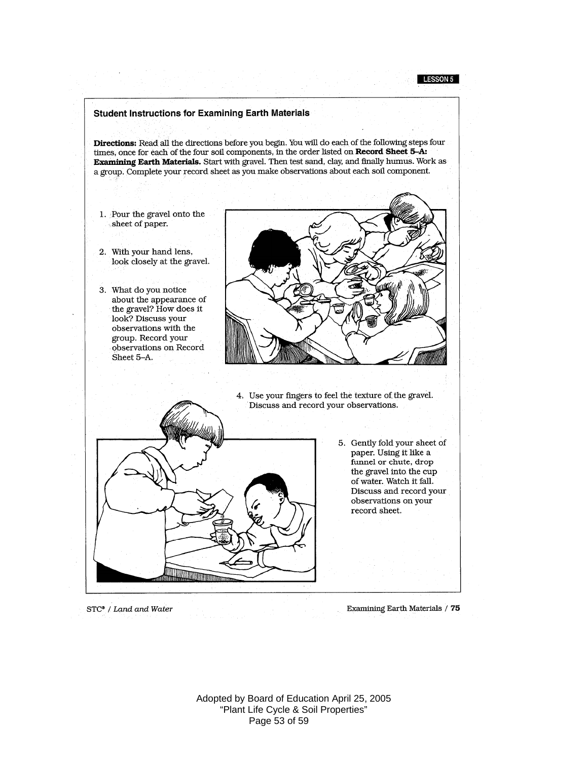## Student Instructions for Examining Earth Materials

**Directions:** Read all the directions before you begin. You will do each of the following steps four times, once for each of the four soil components, in the order listed on **Record Sheet 5–A: Examining Earth Materials.** Start with gravel. Then test sand, clay, and finally humus. Work as a group. Complete your record sheet as you make observations about each soil component.

1. Pour the gravel onto the sheet of paper.
2. With your hand lens, look closely at the gravel.
3. What do you notice about the appearance of the gravel? How does it look? Discuss your observations with the group. Record your observations on Record Sheet 5–A.
4. Use your fingers to feel the texture of the gravel. Discuss and record your observations.
5. Gently fold your sheet of paper. Using it like a funnel or chute, drop the gravel into the cup of water. Watch it fall. Discuss and record your observations on your record sheet.

STC® / *Land and Water*

Examining Earth Materials / **75**

Adopted by Board of Education April 25, 2005
"Plant Life Cycle & Soil Properties"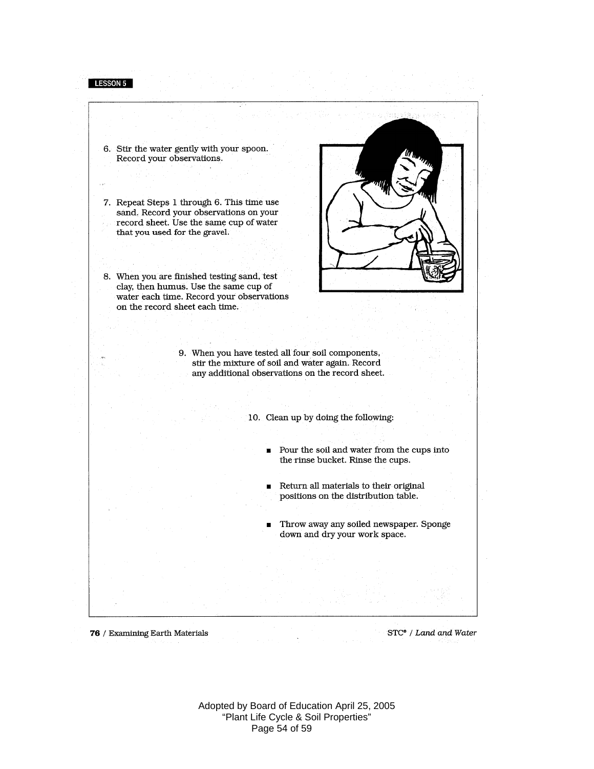LESSON 5

6. Stir the water gently with your spoon. Record your observations.

7. Repeat Steps 1 through 6. This time use sand. Record your observations on your record sheet. Use the same cup of water that you used for the gravel.

8. When you are finished testing sand, test clay, then humus. Use the same cup of water each time. Record your observations on the record sheet each time.

9. When you have tested all four soil components, stir the mixture of soil and water again. Record any additional observations on the record sheet.

10. Clean up by doing the following:

    - Pour the soil and water from the cups into the rinse bucket. Rinse the cups.
    - Return all materials to their original positions on the distribution table.
    - Throw away any soiled newspaper. Sponge down and dry your work space.

Adopted by Board of Education April 25, 2005
"Plant Life Cycle & Soil Properties"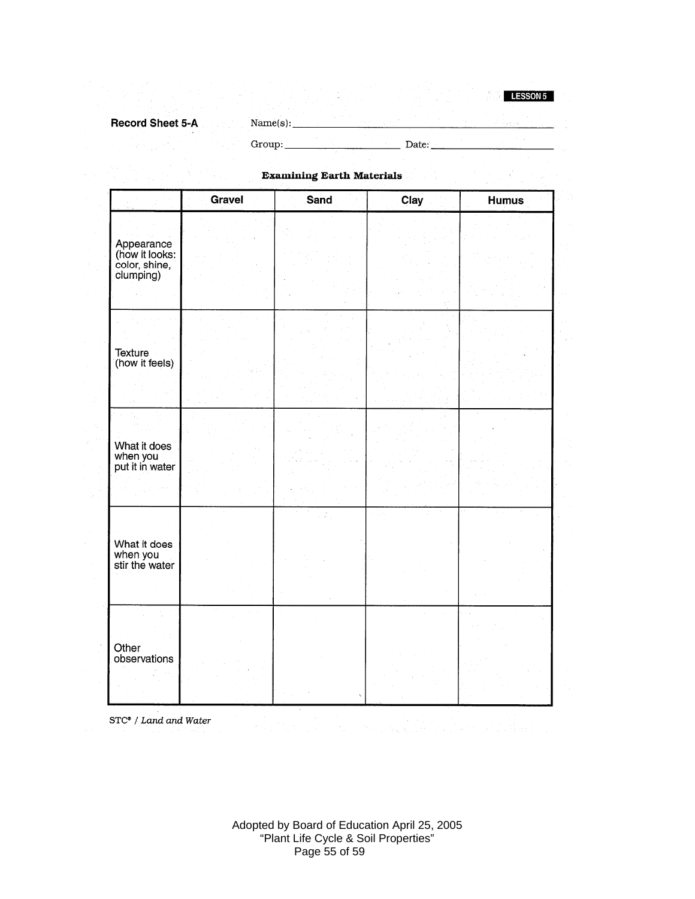LESSON 5

**Record Sheet 5-A**

Name(s): ______________________________

Group: ____________ Date: ____________

### Examining Earth Materials

| | Gravel | Sand | Clay | Humus |
|---|---|---|---|---|
| Appearance (how it looks: color, shine, clumping) | | | | |
| Texture (how it feels) | | | | |
| What it does when you put it in water | | | | |
| What it does when you stir the water | | | | |
| Other observations | | | | |

STC® / *Land and Water*

Adopted by Board of Education April 25, 2005
"Plant Life Cycle & Soil Properties"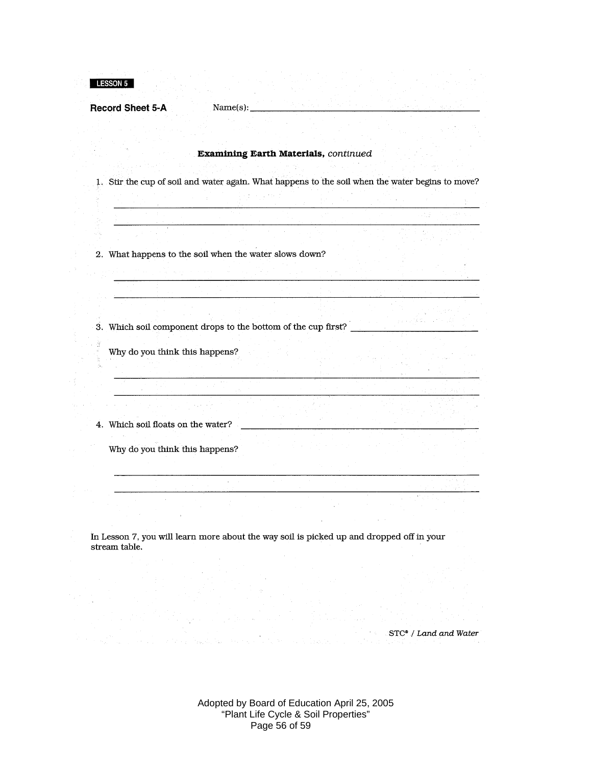LESSON 5

**Record Sheet 5-A** Name(s): ______________________________

### **Examining Earth Materials,** *continued*

1. Stir the cup of soil and water again. What happens to the soil when the water begins to move?

______________________________________________________________

______________________________________________________________

2. What happens to the soil when the water slows down?

______________________________________________________________

______________________________________________________________

3. Which soil component drops to the bottom of the cup first? ____________________

   Why do you think this happens?

______________________________________________________________

______________________________________________________________

4. Which soil floats on the water? ______________________________

   Why do you think this happens?

______________________________________________________________

______________________________________________________________

In Lesson 7, you will learn more about the way soil is picked up and dropped off in your stream table.

STC® / *Land and Water*

Adopted by Board of Education April 25, 2005
"Plant Life Cycle & Soil Properties"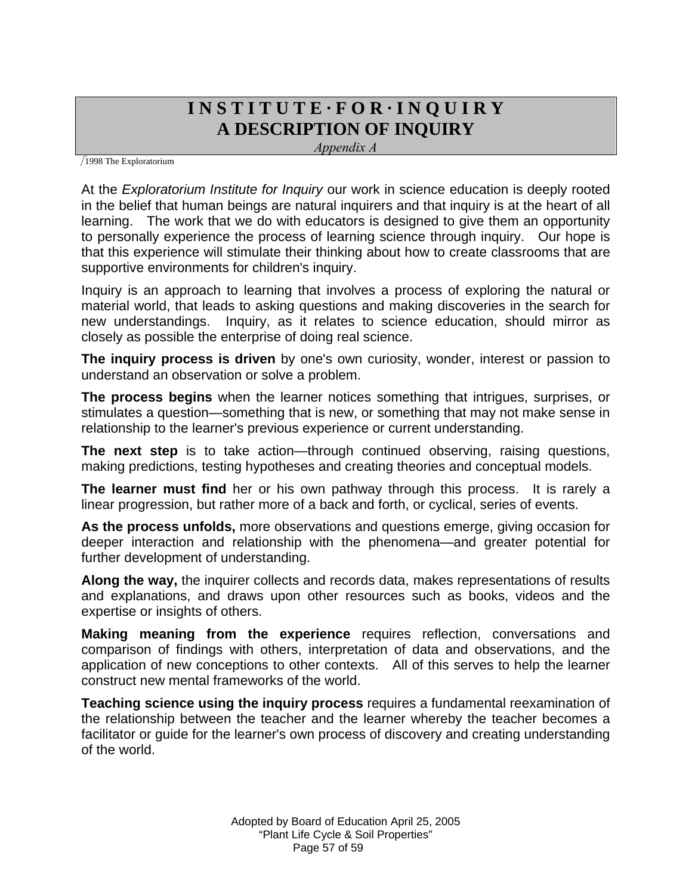# I N S T I T U T E · F O R · I N Q U I R Y
## A DESCRIPTION OF INQUIRY
*Appendix A*

©1998 The Exploratorium

At the *Exploratorium Institute for Inquiry* our work in science education is deeply rooted in the belief that human beings are natural inquirers and that inquiry is at the heart of all learning. The work that we do with educators is designed to give them an opportunity to personally experience the process of learning science through inquiry. Our hope is that this experience will stimulate their thinking about how to create classrooms that are supportive environments for children's inquiry.

Inquiry is an approach to learning that involves a process of exploring the natural or material world, that leads to asking questions and making discoveries in the search for new understandings. Inquiry, as it relates to science education, should mirror as closely as possible the enterprise of doing real science.

**The inquiry process is driven** by one's own curiosity, wonder, interest or passion to understand an observation or solve a problem.

**The process begins** when the learner notices something that intrigues, surprises, or stimulates a question—something that is new, or something that may not make sense in relationship to the learner's previous experience or current understanding.

**The next step** is to take action—through continued observing, raising questions, making predictions, testing hypotheses and creating theories and conceptual models.

**The learner must find** her or his own pathway through this process. It is rarely a linear progression, but rather more of a back and forth, or cyclical, series of events.

**As the process unfolds,** more observations and questions emerge, giving occasion for deeper interaction and relationship with the phenomena—and greater potential for further development of understanding.

**Along the way,** the inquirer collects and records data, makes representations of results and explanations, and draws upon other resources such as books, videos and the expertise or insights of others.

**Making meaning from the experience** requires reflection, conversations and comparison of findings with others, interpretation of data and observations, and the application of new conceptions to other contexts. All of this serves to help the learner construct new mental frameworks of the world.

**Teaching science using the inquiry process** requires a fundamental reexamination of the relationship between the teacher and the learner whereby the teacher becomes a facilitator or guide for the learner's own process of discovery and creating understanding of the world.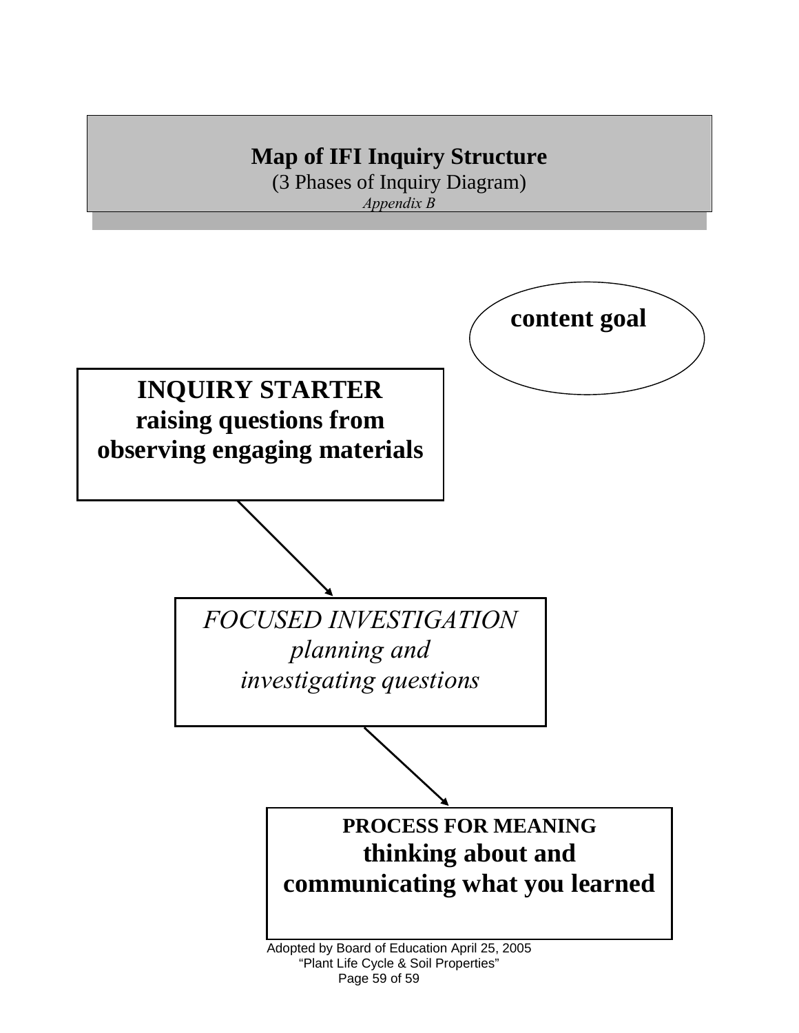# Map of IFI Inquiry Structure

(3 Phases of Inquiry Diagram)

*Appendix B*

**content goal**

**INQUIRY STARTER**
**raising questions from observing engaging materials**

*FOCUSED INVESTIGATION*
*planning and investigating questions*

**PROCESS FOR MEANING**
**thinking about and communicating what you learned**

Adopted by Board of Education April 25, 2005
"Plant Life Cycle & Soil Properties"